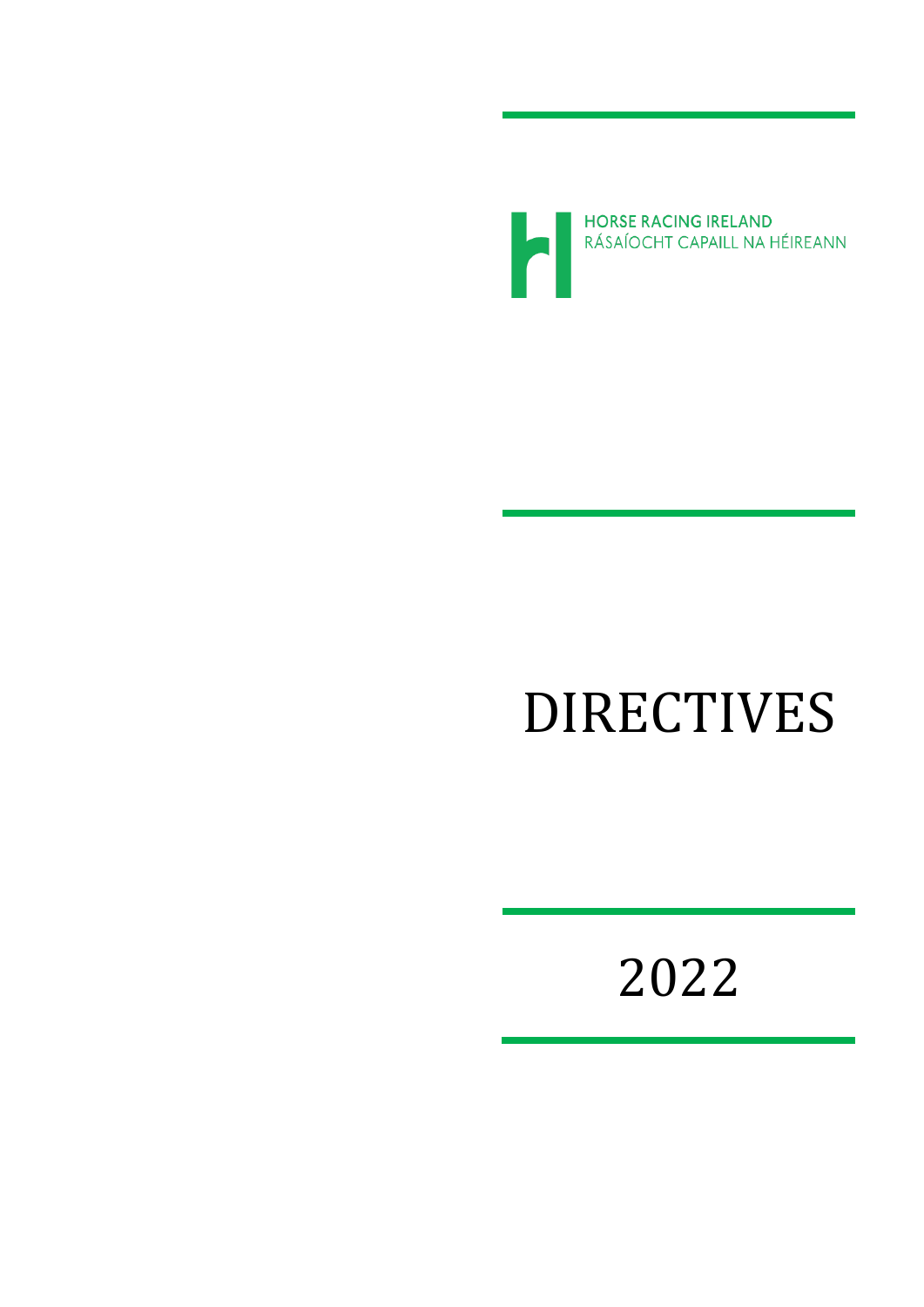HORSE RACING IRELAND

RÁSAÍOCHT CAPAILL NA HÉIREANN

# DIRECTIVES

## 2022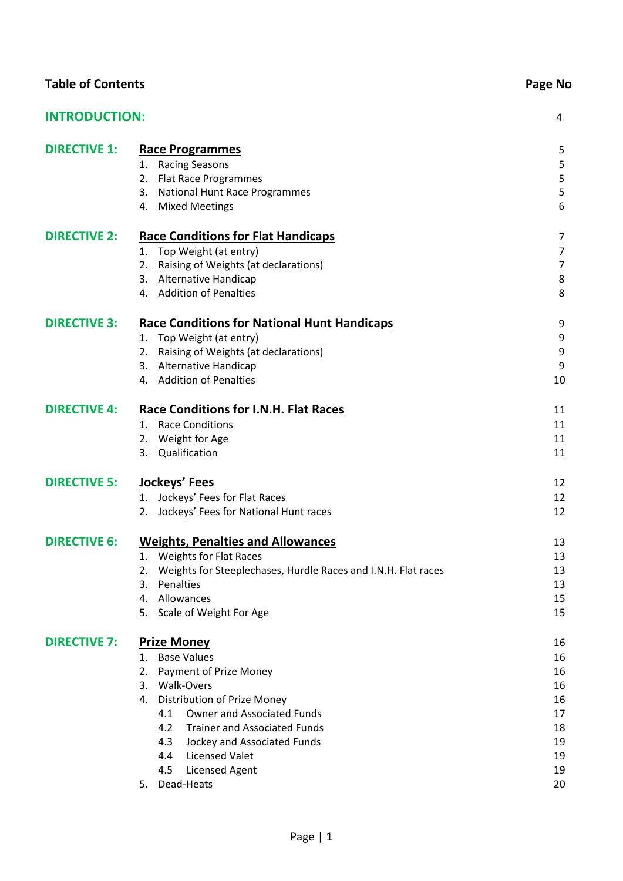| **Table of Contents** | | **Page No** |
|---|---|---|
| **INTRODUCTION:** | | 4 |
| **DIRECTIVE 1:** | **Race Programmes** | 5 |
| | 1. Racing Seasons | 5 |
| | 2. Flat Race Programmes | 5 |
| | 3. National Hunt Race Programmes | 5 |
| | 4. Mixed Meetings | 6 |
| **DIRECTIVE 2:** | **Race Conditions for Flat Handicaps** | 7 |
| | 1. Top Weight (at entry) | 7 |
| | 2. Raising of Weights (at declarations) | 7 |
| | 3. Alternative Handicap | 8 |
| | 4. Addition of Penalties | 8 |
| **DIRECTIVE 3:** | **Race Conditions for National Hunt Handicaps** | 9 |
| | 1. Top Weight (at entry) | 9 |
| | 2. Raising of Weights (at declarations) | 9 |
| | 3. Alternative Handicap | 9 |
| | 4. Addition of Penalties | 10 |
| **DIRECTIVE 4:** | **Race Conditions for I.N.H. Flat Races** | 11 |
| | 1. Race Conditions | 11 |
| | 2. Weight for Age | 11 |
| | 3. Qualification | 11 |
| **DIRECTIVE 5:** | **Jockeys' Fees** | 12 |
| | 1. Jockeys' Fees for Flat Races | 12 |
| | 2. Jockeys' Fees for National Hunt races | 12 |
| **DIRECTIVE 6:** | **Weights, Penalties and Allowances** | 13 |
| | 1. Weights for Flat Races | 13 |
| | 2. Weights for Steeplechases, Hurdle Races and I.N.H. Flat races | 13 |
| | 3. Penalties | 13 |
| | 4. Allowances | 15 |
| | 5. Scale of Weight For Age | 15 |
| **DIRECTIVE 7:** | **Prize Money** | 16 |
| | 1. Base Values | 16 |
| | 2. Payment of Prize Money | 16 |
| | 3. Walk-Overs | 16 |
| | 4. Distribution of Prize Money | 16 |
| | 4.1 Owner and Associated Funds | 17 |
| | 4.2 Trainer and Associated Funds | 18 |
| | 4.3 Jockey and Associated Funds | 19 |
| | 4.4 Licensed Valet | 19 |
| | 4.5 Licensed Agent | 19 |
| | 5. Dead-Heats | 20 |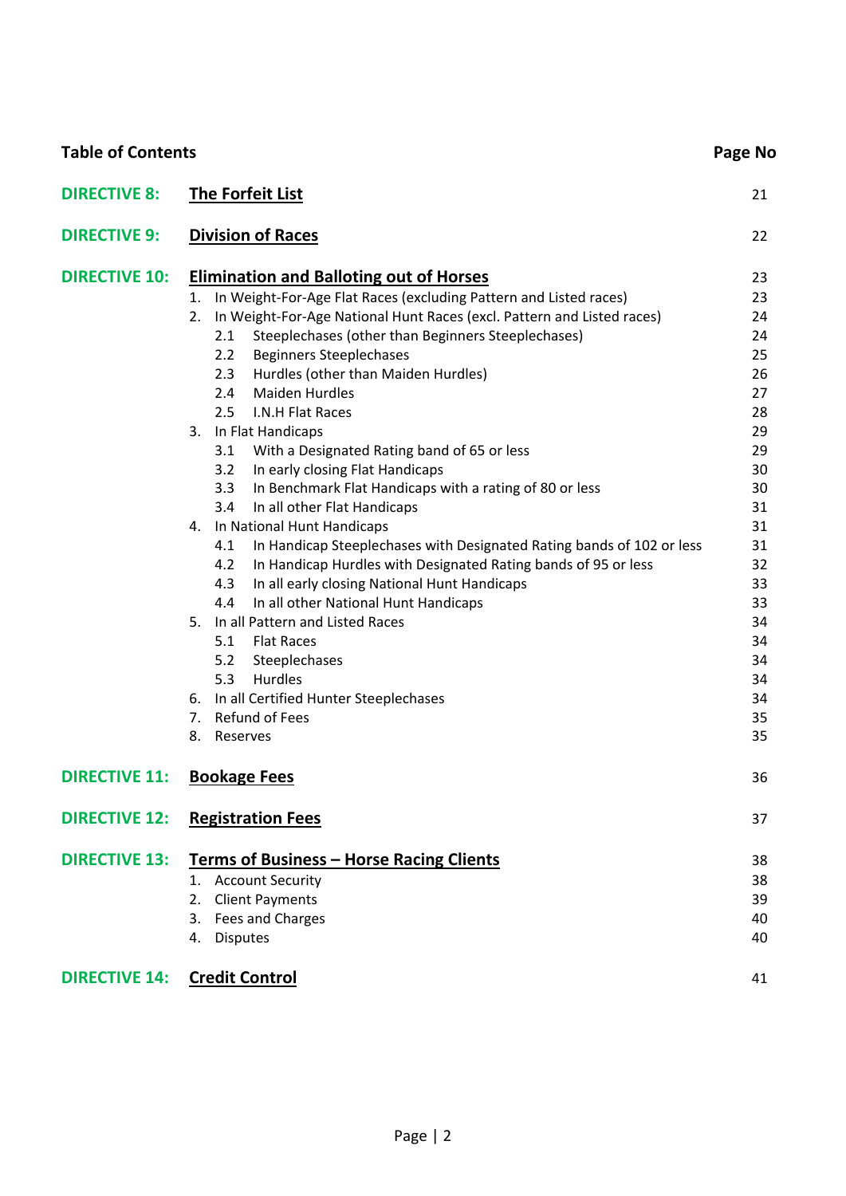| Table of Contents | | Page No |
|---|---|---|
| **DIRECTIVE 8:** | **The Forfeit List** | 21 |
| **DIRECTIVE 9:** | **Division of Races** | 22 |
| **DIRECTIVE 10:** | **Elimination and Balloting out of Horses** | 23 |
| | 1. In Weight-For-Age Flat Races (excluding Pattern and Listed races) | 23 |
| | 2. In Weight-For-Age National Hunt Races (excl. Pattern and Listed races) | 24 |
| | 2.1 Steeplechases (other than Beginners Steeplechases) | 24 |
| | 2.2 Beginners Steeplechases | 25 |
| | 2.3 Hurdles (other than Maiden Hurdles) | 26 |
| | 2.4 Maiden Hurdles | 27 |
| | 2.5 I.N.H Flat Races | 28 |
| | 3. In Flat Handicaps | 29 |
| | 3.1 With a Designated Rating band of 65 or less | 29 |
| | 3.2 In early closing Flat Handicaps | 30 |
| | 3.3 In Benchmark Flat Handicaps with a rating of 80 or less | 30 |
| | 3.4 In all other Flat Handicaps | 31 |
| | 4. In National Hunt Handicaps | 31 |
| | 4.1 In Handicap Steeplechases with Designated Rating bands of 102 or less | 31 |
| | 4.2 In Handicap Hurdles with Designated Rating bands of 95 or less | 32 |
| | 4.3 In all early closing National Hunt Handicaps | 33 |
| | 4.4 In all other National Hunt Handicaps | 33 |
| | 5. In all Pattern and Listed Races | 34 |
| | 5.1 Flat Races | 34 |
| | 5.2 Steeplechases | 34 |
| | 5.3 Hurdles | 34 |
| | 6. In all Certified Hunter Steeplechases | 34 |
| | 7. Refund of Fees | 35 |
| | 8. Reserves | 35 |
| **DIRECTIVE 11:** | **Bookage Fees** | 36 |
| **DIRECTIVE 12:** | **Registration Fees** | 37 |
| **DIRECTIVE 13:** | **Terms of Business – Horse Racing Clients** | 38 |
| | 1. Account Security | 38 |
| | 2. Client Payments | 39 |
| | 3. Fees and Charges | 40 |
| | 4. Disputes | 40 |
| **DIRECTIVE 14:** | **Credit Control** | 41 |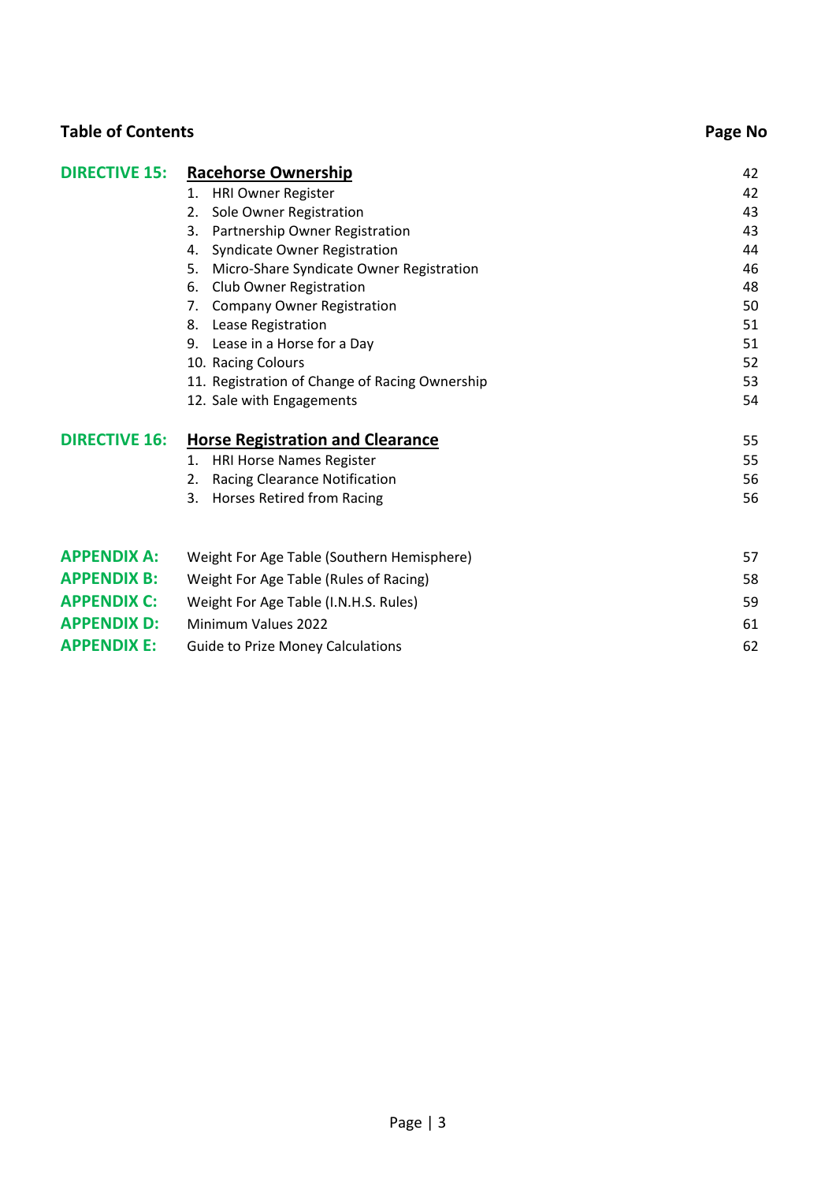| **Table of Contents** | | **Page No** |
|---|---|---|
| **DIRECTIVE 15:** | **Racehorse Ownership** | 42 |
| | 1. HRI Owner Register | 42 |
| | 2. Sole Owner Registration | 43 |
| | 3. Partnership Owner Registration | 43 |
| | 4. Syndicate Owner Registration | 44 |
| | 5. Micro-Share Syndicate Owner Registration | 46 |
| | 6. Club Owner Registration | 48 |
| | 7. Company Owner Registration | 50 |
| | 8. Lease Registration | 51 |
| | 9. Lease in a Horse for a Day | 51 |
| | 10. Racing Colours | 52 |
| | 11. Registration of Change of Racing Ownership | 53 |
| | 12. Sale with Engagements | 54 |
| **DIRECTIVE 16:** | **Horse Registration and Clearance** | 55 |
| | 1. HRI Horse Names Register | 55 |
| | 2. Racing Clearance Notification | 56 |
| | 3. Horses Retired from Racing | 56 |
| **APPENDIX A:** | Weight For Age Table (Southern Hemisphere) | 57 |
| **APPENDIX B:** | Weight For Age Table (Rules of Racing) | 58 |
| **APPENDIX C:** | Weight For Age Table (I.N.H.S. Rules) | 59 |
| **APPENDIX D:** | Minimum Values 2022 | 61 |
| **APPENDIX E:** | Guide to Prize Money Calculations | 62 |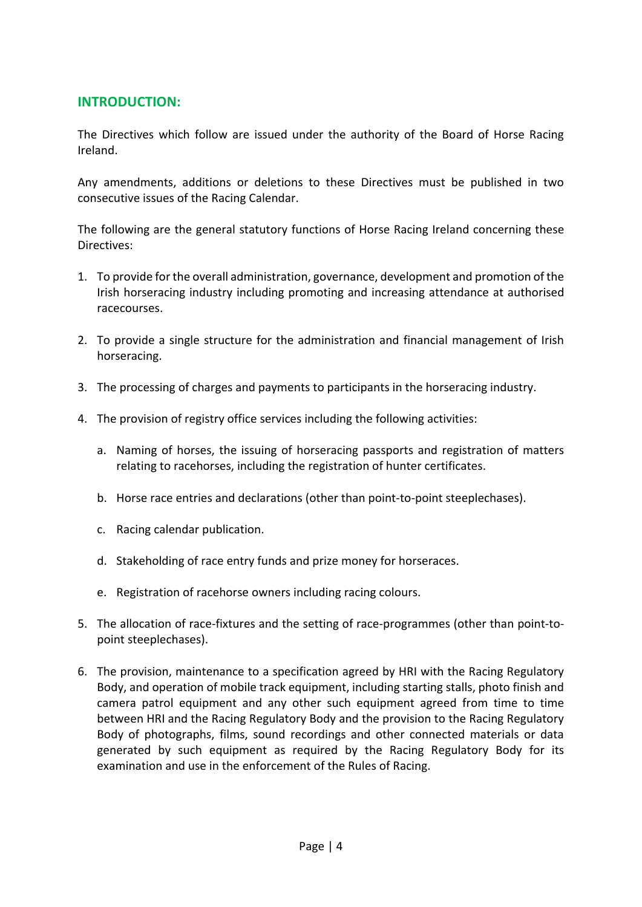## INTRODUCTION:

The Directives which follow are issued under the authority of the Board of Horse Racing Ireland.

Any amendments, additions or deletions to these Directives must be published in two consecutive issues of the Racing Calendar.

The following are the general statutory functions of Horse Racing Ireland concerning these Directives:

1. To provide for the overall administration, governance, development and promotion of the Irish horseracing industry including promoting and increasing attendance at authorised racecourses.

2. To provide a single structure for the administration and financial management of Irish horseracing.

3. The processing of charges and payments to participants in the horseracing industry.

4. The provision of registry office services including the following activities:

   a. Naming of horses, the issuing of horseracing passports and registration of matters relating to racehorses, including the registration of hunter certificates.

   b. Horse race entries and declarations (other than point-to-point steeplechases).

   c. Racing calendar publication.

   d. Stakeholding of race entry funds and prize money for horseraces.

   e. Registration of racehorse owners including racing colours.

5. The allocation of race-fixtures and the setting of race-programmes (other than point-to-point steeplechases).

6. The provision, maintenance to a specification agreed by HRI with the Racing Regulatory Body, and operation of mobile track equipment, including starting stalls, photo finish and camera patrol equipment and any other such equipment agreed from time to time between HRI and the Racing Regulatory Body and the provision to the Racing Regulatory Body of photographs, films, sound recordings and other connected materials or data generated by such equipment as required by the Racing Regulatory Body for its examination and use in the enforcement of the Rules of Racing.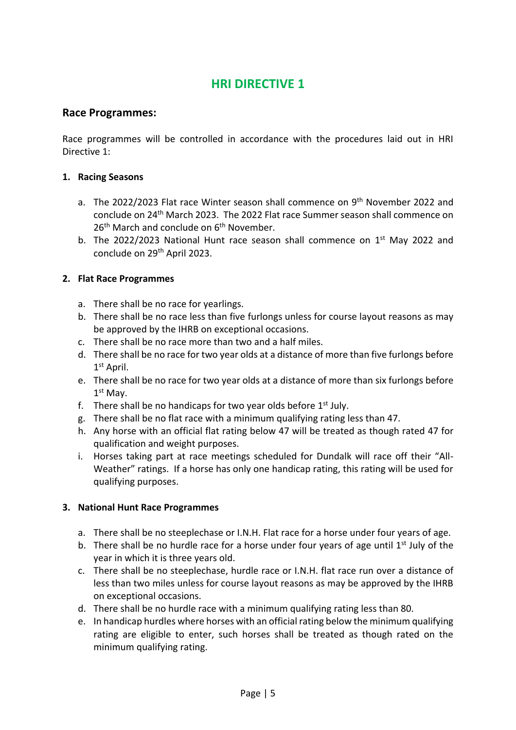# HRI DIRECTIVE 1

## Race Programmes:

Race programmes will be controlled in accordance with the procedures laid out in HRI Directive 1:

### 1. Racing Seasons

a. The 2022/2023 Flat race Winter season shall commence on 9th November 2022 and conclude on 24th March 2023. The 2022 Flat race Summer season shall commence on 26th March and conclude on 6th November.

b. The 2022/2023 National Hunt race season shall commence on 1st May 2022 and conclude on 29th April 2023.

### 2. Flat Race Programmes

a. There shall be no race for yearlings.

b. There shall be no race less than five furlongs unless for course layout reasons as may be approved by the IHRB on exceptional occasions.

c. There shall be no race more than two and a half miles.

d. There shall be no race for two year olds at a distance of more than five furlongs before 1st April.

e. There shall be no race for two year olds at a distance of more than six furlongs before 1st May.

f. There shall be no handicaps for two year olds before 1st July.

g. There shall be no flat race with a minimum qualifying rating less than 47.

h. Any horse with an official flat rating below 47 will be treated as though rated 47 for qualification and weight purposes.

i. Horses taking part at race meetings scheduled for Dundalk will race off their "All-Weather" ratings. If a horse has only one handicap rating, this rating will be used for qualifying purposes.

### 3. National Hunt Race Programmes

a. There shall be no steeplechase or I.N.H. Flat race for a horse under four years of age.

b. There shall be no hurdle race for a horse under four years of age until 1st July of the year in which it is three years old.

c. There shall be no steeplechase, hurdle race or I.N.H. flat race run over a distance of less than two miles unless for course layout reasons as may be approved by the IHRB on exceptional occasions.

d. There shall be no hurdle race with a minimum qualifying rating less than 80.

e. In handicap hurdles where horses with an official rating below the minimum qualifying rating are eligible to enter, such horses shall be treated as though rated on the minimum qualifying rating.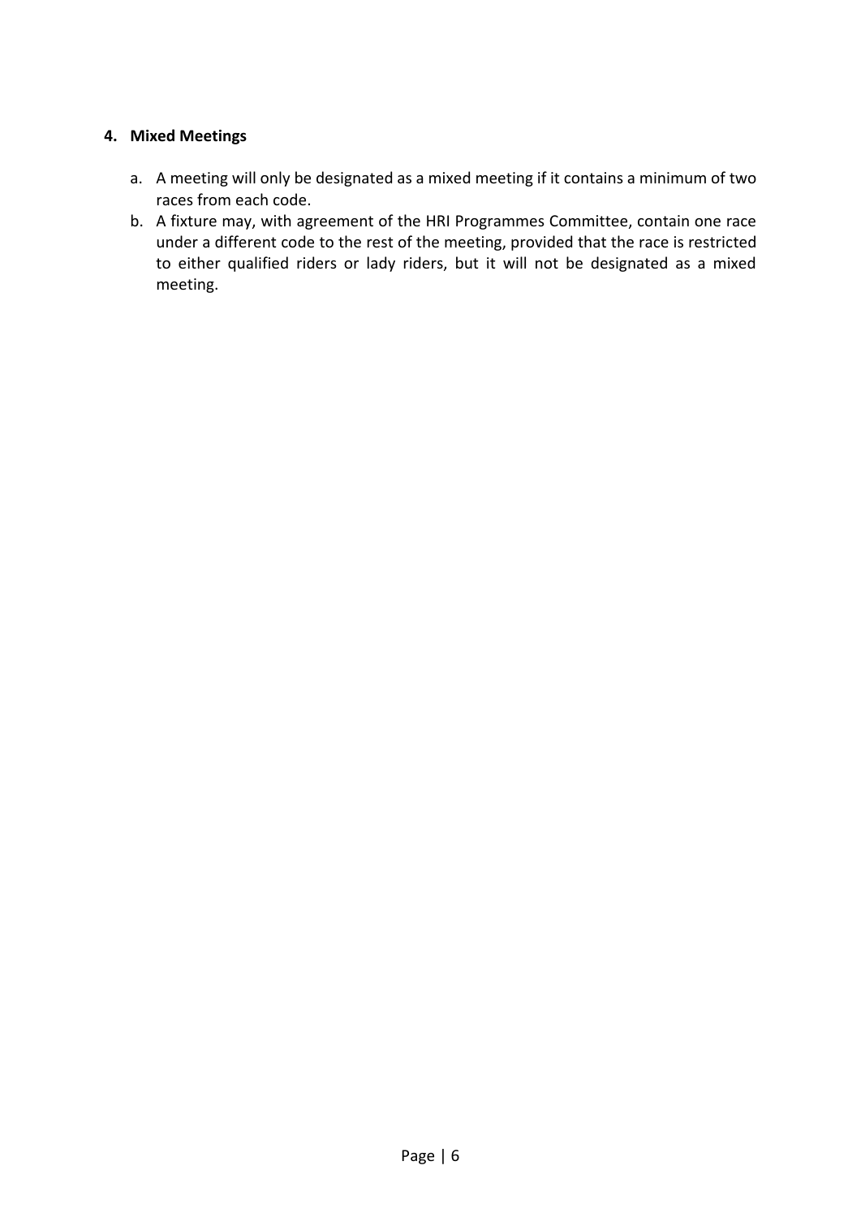## 4. Mixed Meetings

a. A meeting will only be designated as a mixed meeting if it contains a minimum of two races from each code.

b. A fixture may, with agreement of the HRI Programmes Committee, contain one race under a different code to the rest of the meeting, provided that the race is restricted to either qualified riders or lady riders, but it will not be designated as a mixed meeting.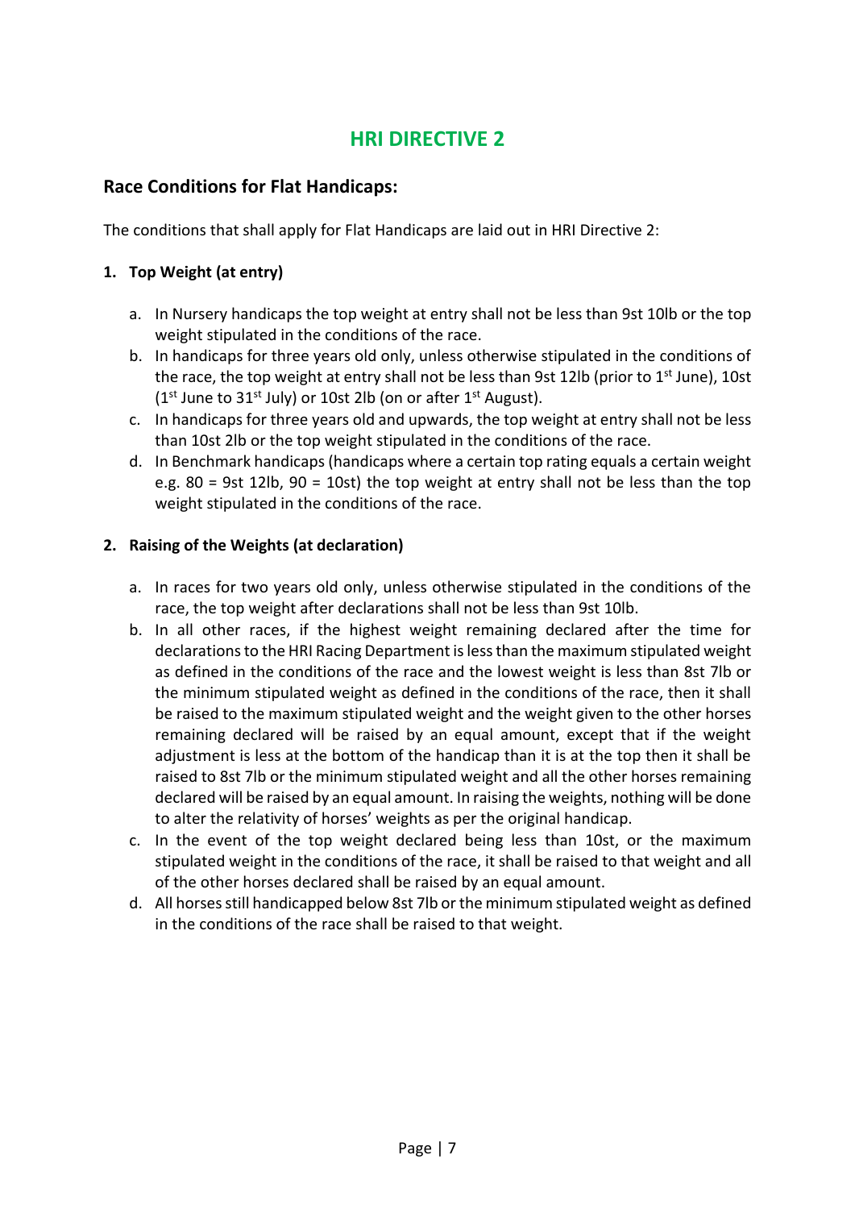# HRI DIRECTIVE 2

## Race Conditions for Flat Handicaps:

The conditions that shall apply for Flat Handicaps are laid out in HRI Directive 2:

### 1. Top Weight (at entry)

a. In Nursery handicaps the top weight at entry shall not be less than 9st 10lb or the top weight stipulated in the conditions of the race.

b. In handicaps for three years old only, unless otherwise stipulated in the conditions of the race, the top weight at entry shall not be less than 9st 12lb (prior to 1st June), 10st (1st June to 31st July) or 10st 2lb (on or after 1st August).

c. In handicaps for three years old and upwards, the top weight at entry shall not be less than 10st 2lb or the top weight stipulated in the conditions of the race.

d. In Benchmark handicaps (handicaps where a certain top rating equals a certain weight e.g. 80 = 9st 12lb, 90 = 10st) the top weight at entry shall not be less than the top weight stipulated in the conditions of the race.

### 2. Raising of the Weights (at declaration)

a. In races for two years old only, unless otherwise stipulated in the conditions of the race, the top weight after declarations shall not be less than 9st 10lb.

b. In all other races, if the highest weight remaining declared after the time for declarations to the HRI Racing Department is less than the maximum stipulated weight as defined in the conditions of the race and the lowest weight is less than 8st 7lb or the minimum stipulated weight as defined in the conditions of the race, then it shall be raised to the maximum stipulated weight and the weight given to the other horses remaining declared will be raised by an equal amount, except that if the weight adjustment is less at the bottom of the handicap than it is at the top then it shall be raised to 8st 7lb or the minimum stipulated weight and all the other horses remaining declared will be raised by an equal amount. In raising the weights, nothing will be done to alter the relativity of horses' weights as per the original handicap.

c. In the event of the top weight declared being less than 10st, or the maximum stipulated weight in the conditions of the race, it shall be raised to that weight and all of the other horses declared shall be raised by an equal amount.

d. All horses still handicapped below 8st 7lb or the minimum stipulated weight as defined in the conditions of the race shall be raised to that weight.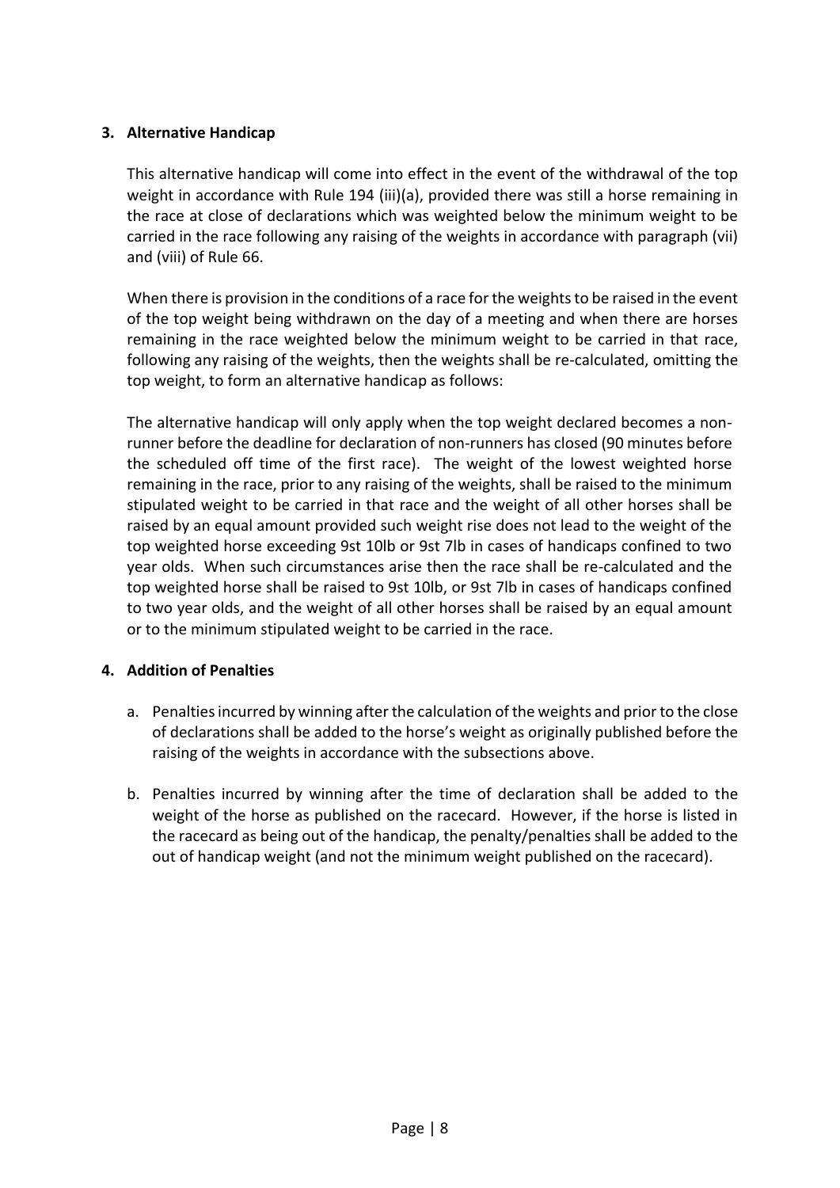### 3. Alternative Handicap

This alternative handicap will come into effect in the event of the withdrawal of the top weight in accordance with Rule 194 (iii)(a), provided there was still a horse remaining in the race at close of declarations which was weighted below the minimum weight to be carried in the race following any raising of the weights in accordance with paragraph (vii) and (viii) of Rule 66.

When there is provision in the conditions of a race for the weights to be raised in the event of the top weight being withdrawn on the day of a meeting and when there are horses remaining in the race weighted below the minimum weight to be carried in that race, following any raising of the weights, then the weights shall be re-calculated, omitting the top weight, to form an alternative handicap as follows:

The alternative handicap will only apply when the top weight declared becomes a non-runner before the deadline for declaration of non-runners has closed (90 minutes before the scheduled off time of the first race). The weight of the lowest weighted horse remaining in the race, prior to any raising of the weights, shall be raised to the minimum stipulated weight to be carried in that race and the weight of all other horses shall be raised by an equal amount provided such weight rise does not lead to the weight of the top weighted horse exceeding 9st 10lb or 9st 7lb in cases of handicaps confined to two year olds. When such circumstances arise then the race shall be re-calculated and the top weighted horse shall be raised to 9st 10lb, or 9st 7lb in cases of handicaps confined to two year olds, and the weight of all other horses shall be raised by an equal amount or to the minimum stipulated weight to be carried in the race.

### 4. Addition of Penalties

a. Penalties incurred by winning after the calculation of the weights and prior to the close of declarations shall be added to the horse's weight as originally published before the raising of the weights in accordance with the subsections above.

b. Penalties incurred by winning after the time of declaration shall be added to the weight of the horse as published on the racecard. However, if the horse is listed in the racecard as being out of the handicap, the penalty/penalties shall be added to the out of handicap weight (and not the minimum weight published on the racecard).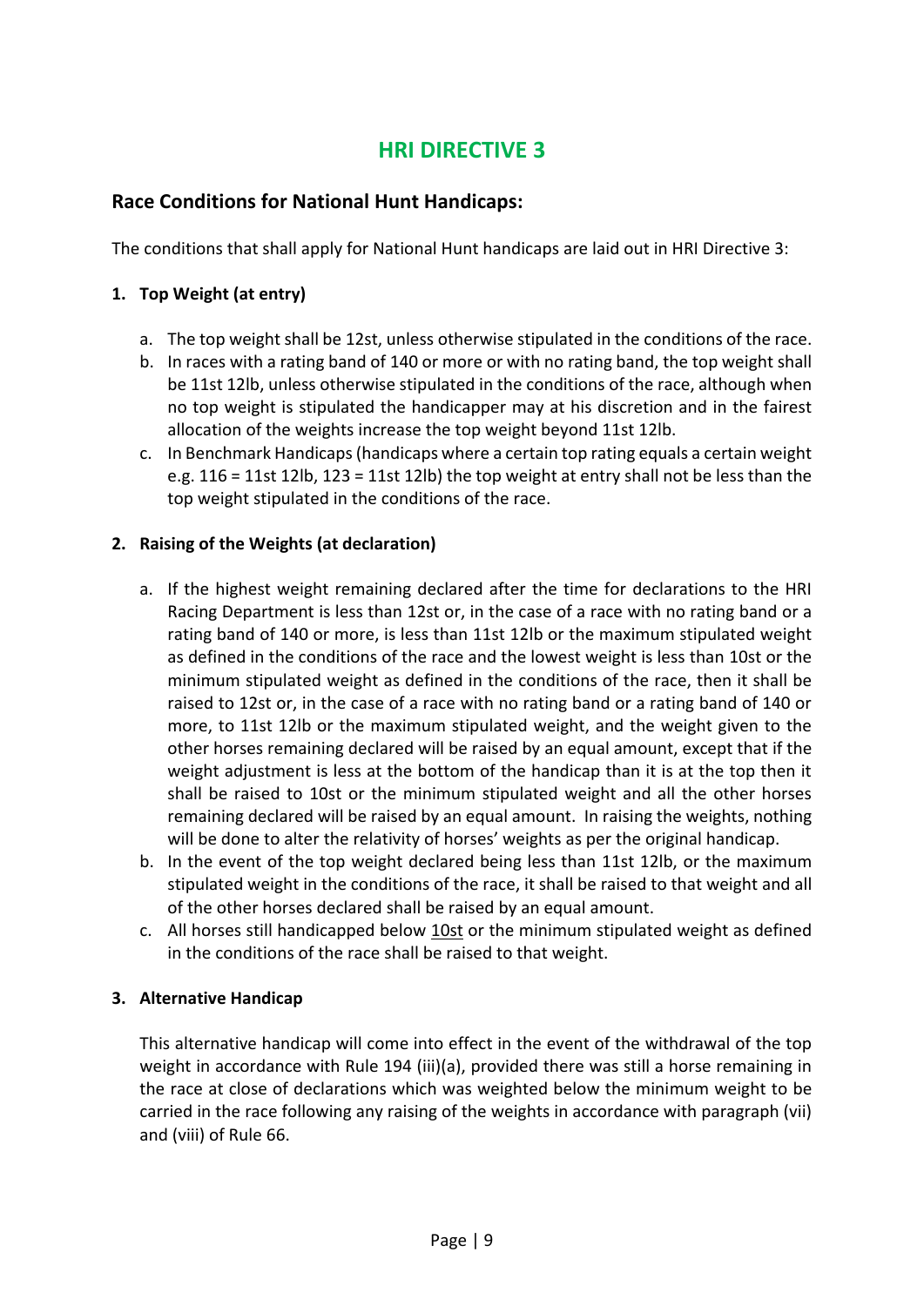# HRI DIRECTIVE 3

## Race Conditions for National Hunt Handicaps:

The conditions that shall apply for National Hunt handicaps are laid out in HRI Directive 3:

### 1. Top Weight (at entry)

a. The top weight shall be 12st, unless otherwise stipulated in the conditions of the race.

b. In races with a rating band of 140 or more or with no rating band, the top weight shall be 11st 12lb, unless otherwise stipulated in the conditions of the race, although when no top weight is stipulated the handicapper may at his discretion and in the fairest allocation of the weights increase the top weight beyond 11st 12lb.

c. In Benchmark Handicaps (handicaps where a certain top rating equals a certain weight e.g. 116 = 11st 12lb, 123 = 11st 12lb) the top weight at entry shall not be less than the top weight stipulated in the conditions of the race.

### 2. Raising of the Weights (at declaration)

a. If the highest weight remaining declared after the time for declarations to the HRI Racing Department is less than 12st or, in the case of a race with no rating band or a rating band of 140 or more, is less than 11st 12lb or the maximum stipulated weight as defined in the conditions of the race and the lowest weight is less than 10st or the minimum stipulated weight as defined in the conditions of the race, then it shall be raised to 12st or, in the case of a race with no rating band or a rating band of 140 or more, to 11st 12lb or the maximum stipulated weight, and the weight given to the other horses remaining declared will be raised by an equal amount, except that if the weight adjustment is less at the bottom of the handicap than it is at the top then it shall be raised to 10st or the minimum stipulated weight and all the other horses remaining declared will be raised by an equal amount. In raising the weights, nothing will be done to alter the relativity of horses' weights as per the original handicap.

b. In the event of the top weight declared being less than 11st 12lb, or the maximum stipulated weight in the conditions of the race, it shall be raised to that weight and all of the other horses declared shall be raised by an equal amount.

c. All horses still handicapped below 10st or the minimum stipulated weight as defined in the conditions of the race shall be raised to that weight.

### 3. Alternative Handicap

This alternative handicap will come into effect in the event of the withdrawal of the top weight in accordance with Rule 194 (iii)(a), provided there was still a horse remaining in the race at close of declarations which was weighted below the minimum weight to be carried in the race following any raising of the weights in accordance with paragraph (vii) and (viii) of Rule 66.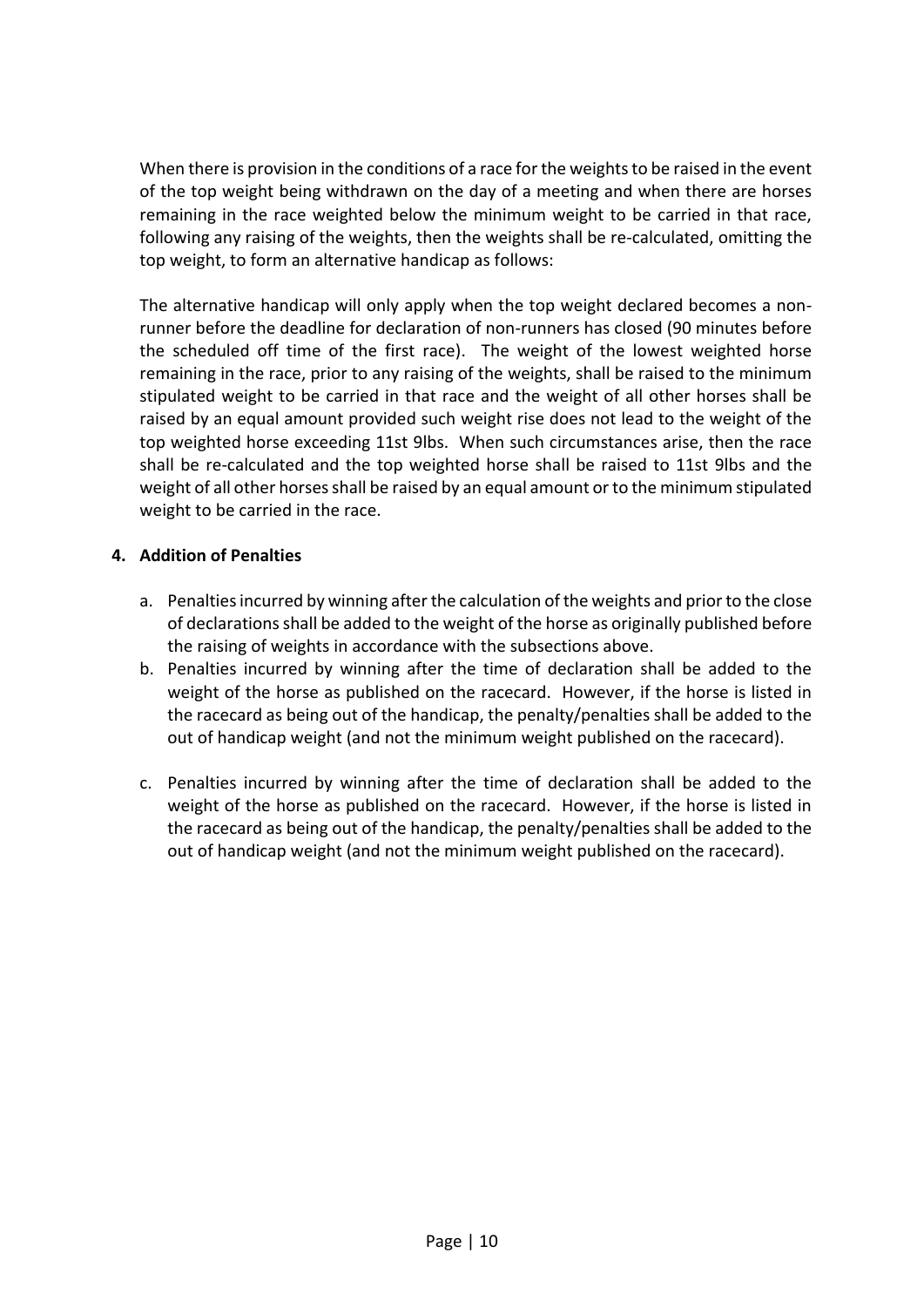When there is provision in the conditions of a race for the weights to be raised in the event of the top weight being withdrawn on the day of a meeting and when there are horses remaining in the race weighted below the minimum weight to be carried in that race, following any raising of the weights, then the weights shall be re-calculated, omitting the top weight, to form an alternative handicap as follows:

The alternative handicap will only apply when the top weight declared becomes a non-runner before the deadline for declaration of non-runners has closed (90 minutes before the scheduled off time of the first race). The weight of the lowest weighted horse remaining in the race, prior to any raising of the weights, shall be raised to the minimum stipulated weight to be carried in that race and the weight of all other horses shall be raised by an equal amount provided such weight rise does not lead to the weight of the top weighted horse exceeding 11st 9lbs. When such circumstances arise, then the race shall be re-calculated and the top weighted horse shall be raised to 11st 9lbs and the weight of all other horses shall be raised by an equal amount or to the minimum stipulated weight to be carried in the race.

## 4. Addition of Penalties

a. Penalties incurred by winning after the calculation of the weights and prior to the close of declarations shall be added to the weight of the horse as originally published before the raising of weights in accordance with the subsections above.
b. Penalties incurred by winning after the time of declaration shall be added to the weight of the horse as published on the racecard. However, if the horse is listed in the racecard as being out of the handicap, the penalty/penalties shall be added to the out of handicap weight (and not the minimum weight published on the racecard).
c. Penalties incurred by winning after the time of declaration shall be added to the weight of the horse as published on the racecard. However, if the horse is listed in the racecard as being out of the handicap, the penalty/penalties shall be added to the out of handicap weight (and not the minimum weight published on the racecard).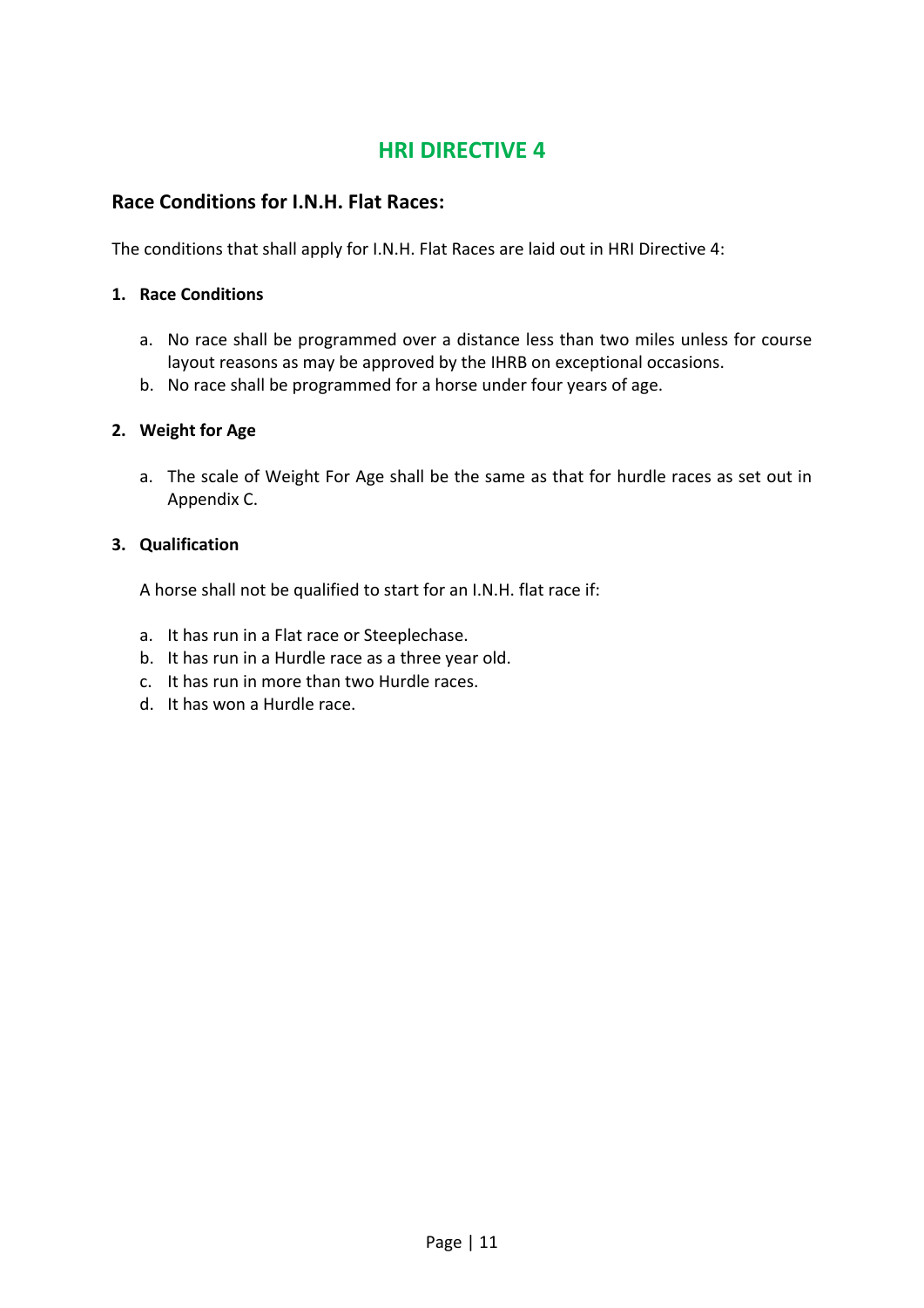# HRI DIRECTIVE 4

## Race Conditions for I.N.H. Flat Races:

The conditions that shall apply for I.N.H. Flat Races are laid out in HRI Directive 4:

### 1. Race Conditions

a. No race shall be programmed over a distance less than two miles unless for course layout reasons as may be approved by the IHRB on exceptional occasions.
b. No race shall be programmed for a horse under four years of age.

### 2. Weight for Age

a. The scale of Weight For Age shall be the same as that for hurdle races as set out in Appendix C.

### 3. Qualification

A horse shall not be qualified to start for an I.N.H. flat race if:

a. It has run in a Flat race or Steeplechase.
b. It has run in a Hurdle race as a three year old.
c. It has run in more than two Hurdle races.
d. It has won a Hurdle race.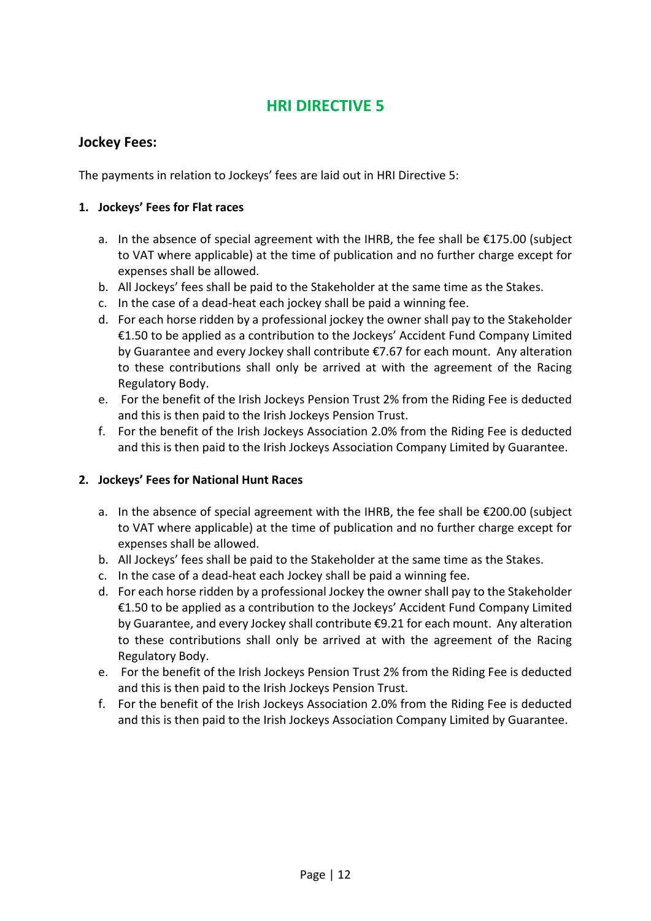# HRI DIRECTIVE 5

## Jockey Fees:

The payments in relation to Jockeys' fees are laid out in HRI Directive 5:

### 1. Jockeys' Fees for Flat races

a. In the absence of special agreement with the IHRB, the fee shall be €175.00 (subject to VAT where applicable) at the time of publication and no further charge except for expenses shall be allowed.

b. All Jockeys' fees shall be paid to the Stakeholder at the same time as the Stakes.

c. In the case of a dead-heat each jockey shall be paid a winning fee.

d. For each horse ridden by a professional jockey the owner shall pay to the Stakeholder €1.50 to be applied as a contribution to the Jockeys' Accident Fund Company Limited by Guarantee and every Jockey shall contribute €7.67 for each mount. Any alteration to these contributions shall only be arrived at with the agreement of the Racing Regulatory Body.

e. For the benefit of the Irish Jockeys Pension Trust 2% from the Riding Fee is deducted and this is then paid to the Irish Jockeys Pension Trust.

f. For the benefit of the Irish Jockeys Association 2.0% from the Riding Fee is deducted and this is then paid to the Irish Jockeys Association Company Limited by Guarantee.

### 2. Jockeys' Fees for National Hunt Races

a. In the absence of special agreement with the IHRB, the fee shall be €200.00 (subject to VAT where applicable) at the time of publication and no further charge except for expenses shall be allowed.

b. All Jockeys' fees shall be paid to the Stakeholder at the same time as the Stakes.

c. In the case of a dead-heat each Jockey shall be paid a winning fee.

d. For each horse ridden by a professional Jockey the owner shall pay to the Stakeholder €1.50 to be applied as a contribution to the Jockeys' Accident Fund Company Limited by Guarantee, and every Jockey shall contribute €9.21 for each mount. Any alteration to these contributions shall only be arrived at with the agreement of the Racing Regulatory Body.

e. For the benefit of the Irish Jockeys Pension Trust 2% from the Riding Fee is deducted and this is then paid to the Irish Jockeys Pension Trust.

f. For the benefit of the Irish Jockeys Association 2.0% from the Riding Fee is deducted and this is then paid to the Irish Jockeys Association Company Limited by Guarantee.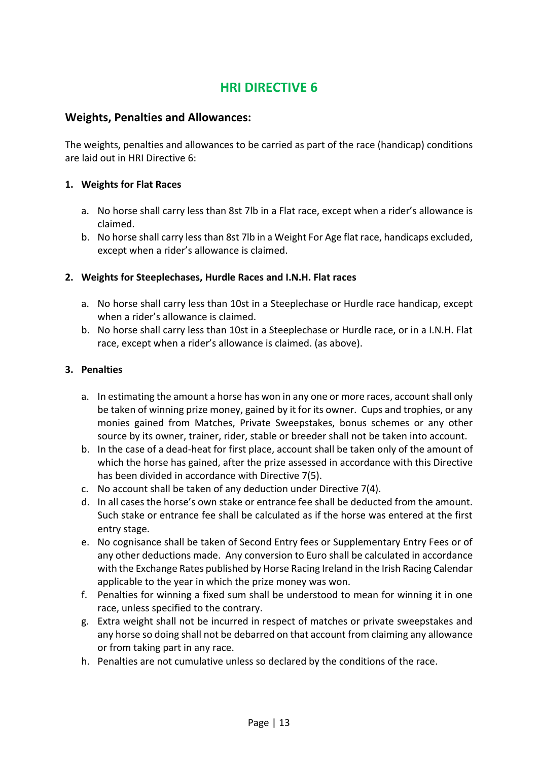# HRI DIRECTIVE 6

## Weights, Penalties and Allowances:

The weights, penalties and allowances to be carried as part of the race (handicap) conditions are laid out in HRI Directive 6:

### 1. Weights for Flat Races

a. No horse shall carry less than 8st 7lb in a Flat race, except when a rider's allowance is claimed.
b. No horse shall carry less than 8st 7lb in a Weight For Age flat race, handicaps excluded, except when a rider's allowance is claimed.

### 2. Weights for Steeplechases, Hurdle Races and I.N.H. Flat races

a. No horse shall carry less than 10st in a Steeplechase or Hurdle race handicap, except when a rider's allowance is claimed.
b. No horse shall carry less than 10st in a Steeplechase or Hurdle race, or in a I.N.H. Flat race, except when a rider's allowance is claimed. (as above).

### 3. Penalties

a. In estimating the amount a horse has won in any one or more races, account shall only be taken of winning prize money, gained by it for its owner. Cups and trophies, or any monies gained from Matches, Private Sweepstakes, bonus schemes or any other source by its owner, trainer, rider, stable or breeder shall not be taken into account.
b. In the case of a dead-heat for first place, account shall be taken only of the amount of which the horse has gained, after the prize assessed in accordance with this Directive has been divided in accordance with Directive 7(5).
c. No account shall be taken of any deduction under Directive 7(4).
d. In all cases the horse's own stake or entrance fee shall be deducted from the amount. Such stake or entrance fee shall be calculated as if the horse was entered at the first entry stage.
e. No cognisance shall be taken of Second Entry fees or Supplementary Entry Fees or of any other deductions made. Any conversion to Euro shall be calculated in accordance with the Exchange Rates published by Horse Racing Ireland in the Irish Racing Calendar applicable to the year in which the prize money was won.
f. Penalties for winning a fixed sum shall be understood to mean for winning it in one race, unless specified to the contrary.
g. Extra weight shall not be incurred in respect of matches or private sweepstakes and any horse so doing shall not be debarred on that account from claiming any allowance or from taking part in any race.
h. Penalties are not cumulative unless so declared by the conditions of the race.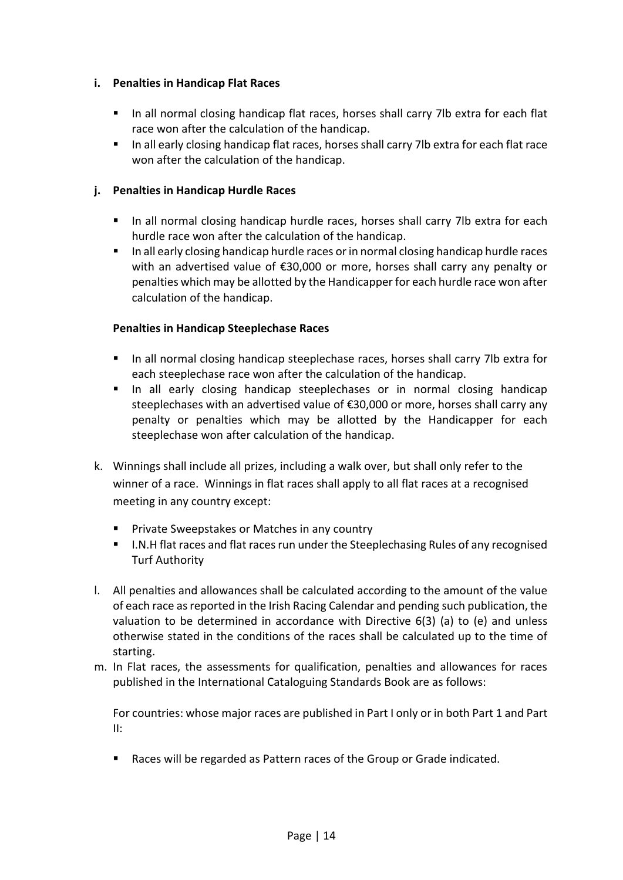**i. Penalties in Handicap Flat Races**

- In all normal closing handicap flat races, horses shall carry 7lb extra for each flat race won after the calculation of the handicap.
- In all early closing handicap flat races, horses shall carry 7lb extra for each flat race won after the calculation of the handicap.

**j. Penalties in Handicap Hurdle Races**

- In all normal closing handicap hurdle races, horses shall carry 7lb extra for each hurdle race won after the calculation of the handicap.
- In all early closing handicap hurdle races or in normal closing handicap hurdle races with an advertised value of €30,000 or more, horses shall carry any penalty or penalties which may be allotted by the Handicapper for each hurdle race won after calculation of the handicap.

**Penalties in Handicap Steeplechase Races**

- In all normal closing handicap steeplechase races, horses shall carry 7lb extra for each steeplechase race won after the calculation of the handicap.
- In all early closing handicap steeplechases or in normal closing handicap steeplechases with an advertised value of €30,000 or more, horses shall carry any penalty or penalties which may be allotted by the Handicapper for each steeplechase won after calculation of the handicap.

k. Winnings shall include all prizes, including a walk over, but shall only refer to the winner of a race. Winnings in flat races shall apply to all flat races at a recognised meeting in any country except:

- Private Sweepstakes or Matches in any country
- I.N.H flat races and flat races run under the Steeplechasing Rules of any recognised Turf Authority

l. All penalties and allowances shall be calculated according to the amount of the value of each race as reported in the Irish Racing Calendar and pending such publication, the valuation to be determined in accordance with Directive 6(3) (a) to (e) and unless otherwise stated in the conditions of the races shall be calculated up to the time of starting.

m. In Flat races, the assessments for qualification, penalties and allowances for races published in the International Cataloguing Standards Book are as follows:

For countries: whose major races are published in Part I only or in both Part 1 and Part II:

- Races will be regarded as Pattern races of the Group or Grade indicated.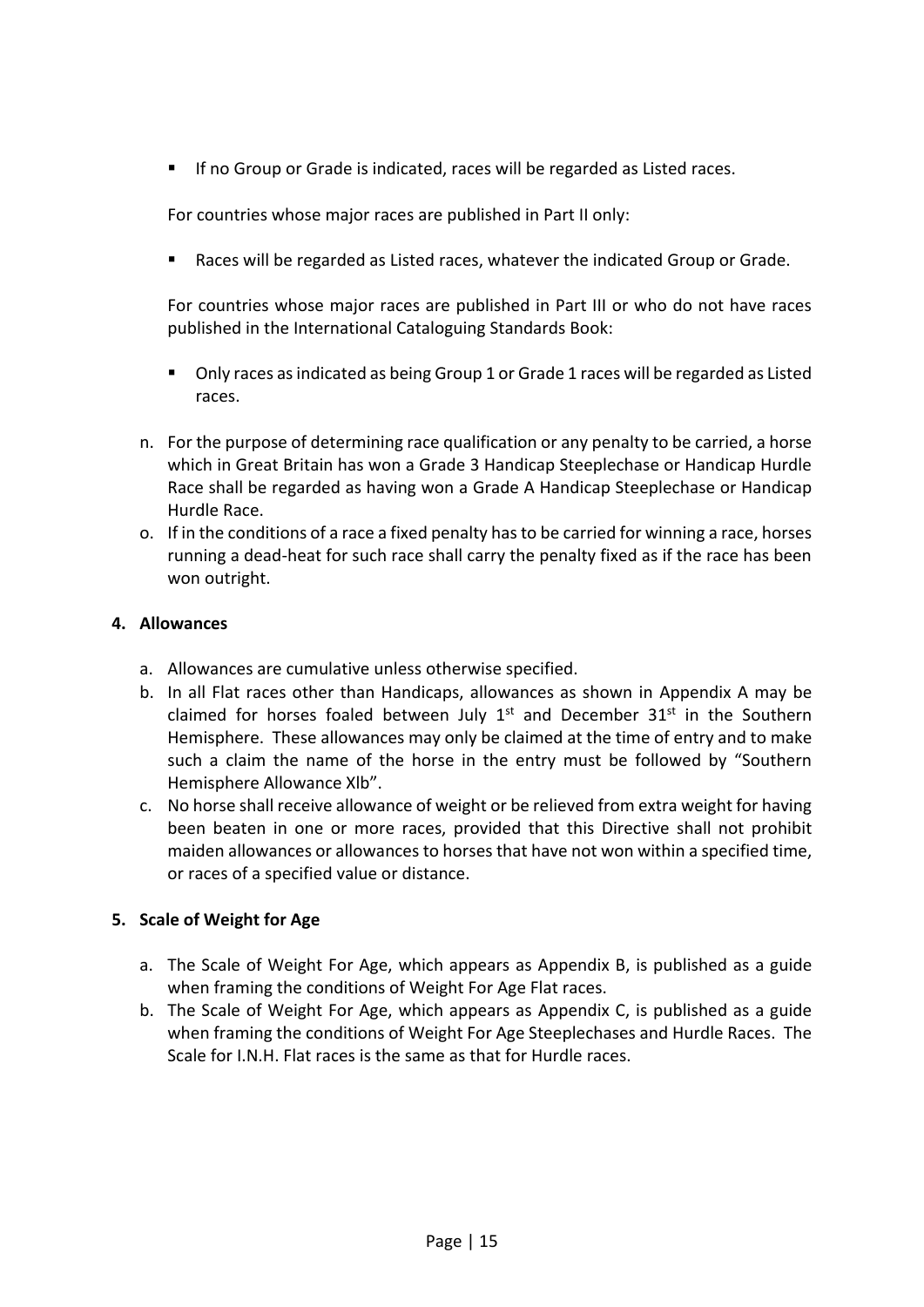- If no Group or Grade is indicated, races will be regarded as Listed races.

For countries whose major races are published in Part II only:

- Races will be regarded as Listed races, whatever the indicated Group or Grade.

For countries whose major races are published in Part III or who do not have races published in the International Cataloguing Standards Book:

- Only races as indicated as being Group 1 or Grade 1 races will be regarded as Listed races.

n. For the purpose of determining race qualification or any penalty to be carried, a horse which in Great Britain has won a Grade 3 Handicap Steeplechase or Handicap Hurdle Race shall be regarded as having won a Grade A Handicap Steeplechase or Handicap Hurdle Race.
o. If in the conditions of a race a fixed penalty has to be carried for winning a race, horses running a dead-heat for such race shall carry the penalty fixed as if the race has been won outright.

**4. Allowances**

a. Allowances are cumulative unless otherwise specified.
b. In all Flat races other than Handicaps, allowances as shown in Appendix A may be claimed for horses foaled between July 1st and December 31st in the Southern Hemisphere. These allowances may only be claimed at the time of entry and to make such a claim the name of the horse in the entry must be followed by "Southern Hemisphere Allowance Xlb".
c. No horse shall receive allowance of weight or be relieved from extra weight for having been beaten in one or more races, provided that this Directive shall not prohibit maiden allowances or allowances to horses that have not won within a specified time, or races of a specified value or distance.

**5. Scale of Weight for Age**

a. The Scale of Weight For Age, which appears as Appendix B, is published as a guide when framing the conditions of Weight For Age Flat races.
b. The Scale of Weight For Age, which appears as Appendix C, is published as a guide when framing the conditions of Weight For Age Steeplechases and Hurdle Races. The Scale for I.N.H. Flat races is the same as that for Hurdle races.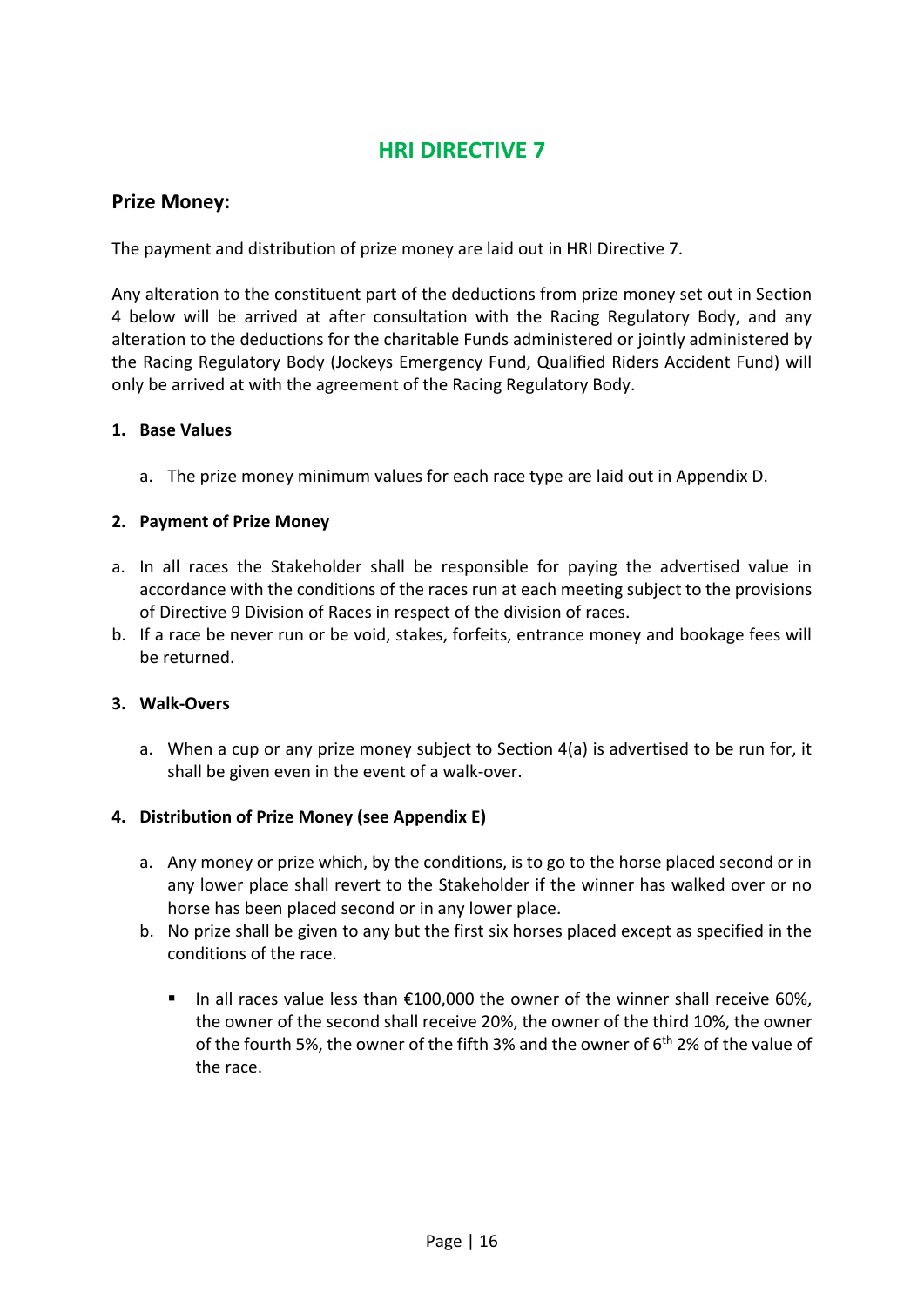# HRI DIRECTIVE 7

## Prize Money:

The payment and distribution of prize money are laid out in HRI Directive 7.

Any alteration to the constituent part of the deductions from prize money set out in Section 4 below will be arrived at after consultation with the Racing Regulatory Body, and any alteration to the deductions for the charitable Funds administered or jointly administered by the Racing Regulatory Body (Jockeys Emergency Fund, Qualified Riders Accident Fund) will only be arrived at with the agreement of the Racing Regulatory Body.

### 1. Base Values

a. The prize money minimum values for each race type are laid out in Appendix D.

### 2. Payment of Prize Money

a. In all races the Stakeholder shall be responsible for paying the advertised value in accordance with the conditions of the races run at each meeting subject to the provisions of Directive 9 Division of Races in respect of the division of races.

b. If a race be never run or be void, stakes, forfeits, entrance money and bookage fees will be returned.

### 3. Walk-Overs

a. When a cup or any prize money subject to Section 4(a) is advertised to be run for, it shall be given even in the event of a walk-over.

### 4. Distribution of Prize Money (see Appendix E)

a. Any money or prize which, by the conditions, is to go to the horse placed second or in any lower place shall revert to the Stakeholder if the winner has walked over or no horse has been placed second or in any lower place.

b. No prize shall be given to any but the first six horses placed except as specified in the conditions of the race.

   - In all races value less than €100,000 the owner of the winner shall receive 60%, the owner of the second shall receive 20%, the owner of the third 10%, the owner of the fourth 5%, the owner of the fifth 3% and the owner of 6th 2% of the value of the race.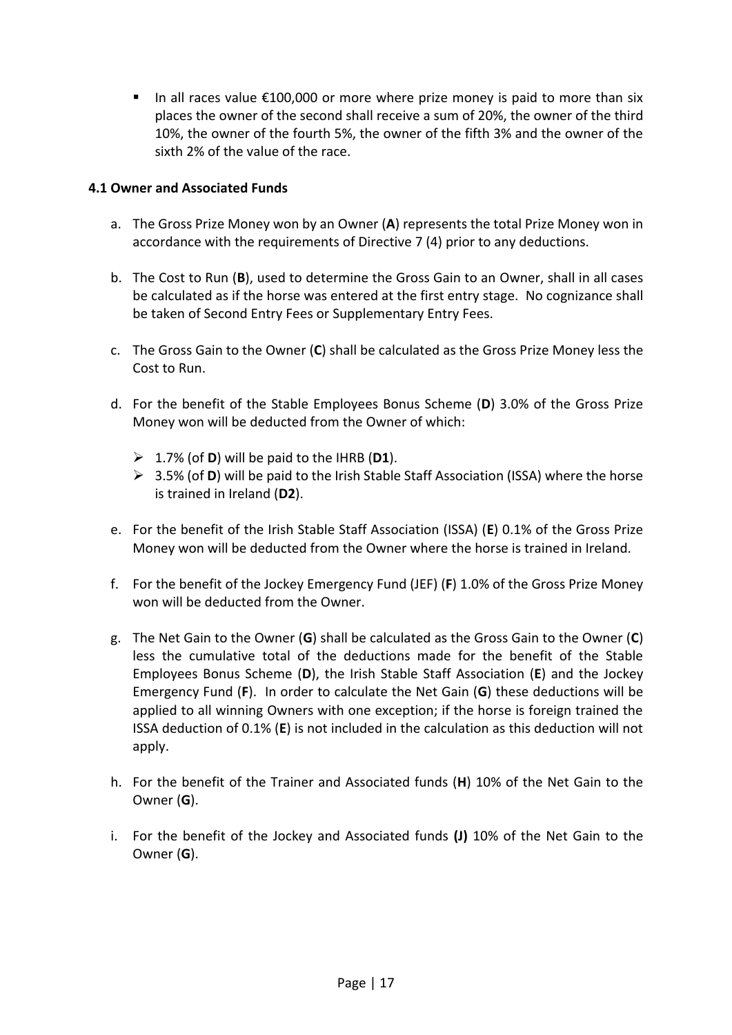- In all races value €100,000 or more where prize money is paid to more than six places the owner of the second shall receive a sum of 20%, the owner of the third 10%, the owner of the fourth 5%, the owner of the fifth 3% and the owner of the sixth 2% of the value of the race.

### 4.1 Owner and Associated Funds

a. The Gross Prize Money won by an Owner (**A**) represents the total Prize Money won in accordance with the requirements of Directive 7 (4) prior to any deductions.

b. The Cost to Run (**B**), used to determine the Gross Gain to an Owner, shall in all cases be calculated as if the horse was entered at the first entry stage. No cognizance shall be taken of Second Entry Fees or Supplementary Entry Fees.

c. The Gross Gain to the Owner (**C**) shall be calculated as the Gross Prize Money less the Cost to Run.

d. For the benefit of the Stable Employees Bonus Scheme (**D**) 3.0% of the Gross Prize Money won will be deducted from the Owner of which:

   - 1.7% (of **D**) will be paid to the IHRB (**D1**).
   - 3.5% (of **D**) will be paid to the Irish Stable Staff Association (ISSA) where the horse is trained in Ireland (**D2**).

e. For the benefit of the Irish Stable Staff Association (ISSA) (**E**) 0.1% of the Gross Prize Money won will be deducted from the Owner where the horse is trained in Ireland.

f. For the benefit of the Jockey Emergency Fund (JEF) (**F**) 1.0% of the Gross Prize Money won will be deducted from the Owner.

g. The Net Gain to the Owner (**G**) shall be calculated as the Gross Gain to the Owner (**C**) less the cumulative total of the deductions made for the benefit of the Stable Employees Bonus Scheme (**D**), the Irish Stable Staff Association (**E**) and the Jockey Emergency Fund (**F**). In order to calculate the Net Gain (**G**) these deductions will be applied to all winning Owners with one exception; if the horse is foreign trained the ISSA deduction of 0.1% (**E**) is not included in the calculation as this deduction will not apply.

h. For the benefit of the Trainer and Associated funds (**H**) 10% of the Net Gain to the Owner (**G**).

i. For the benefit of the Jockey and Associated funds **(J)** 10% of the Net Gain to the Owner (**G**).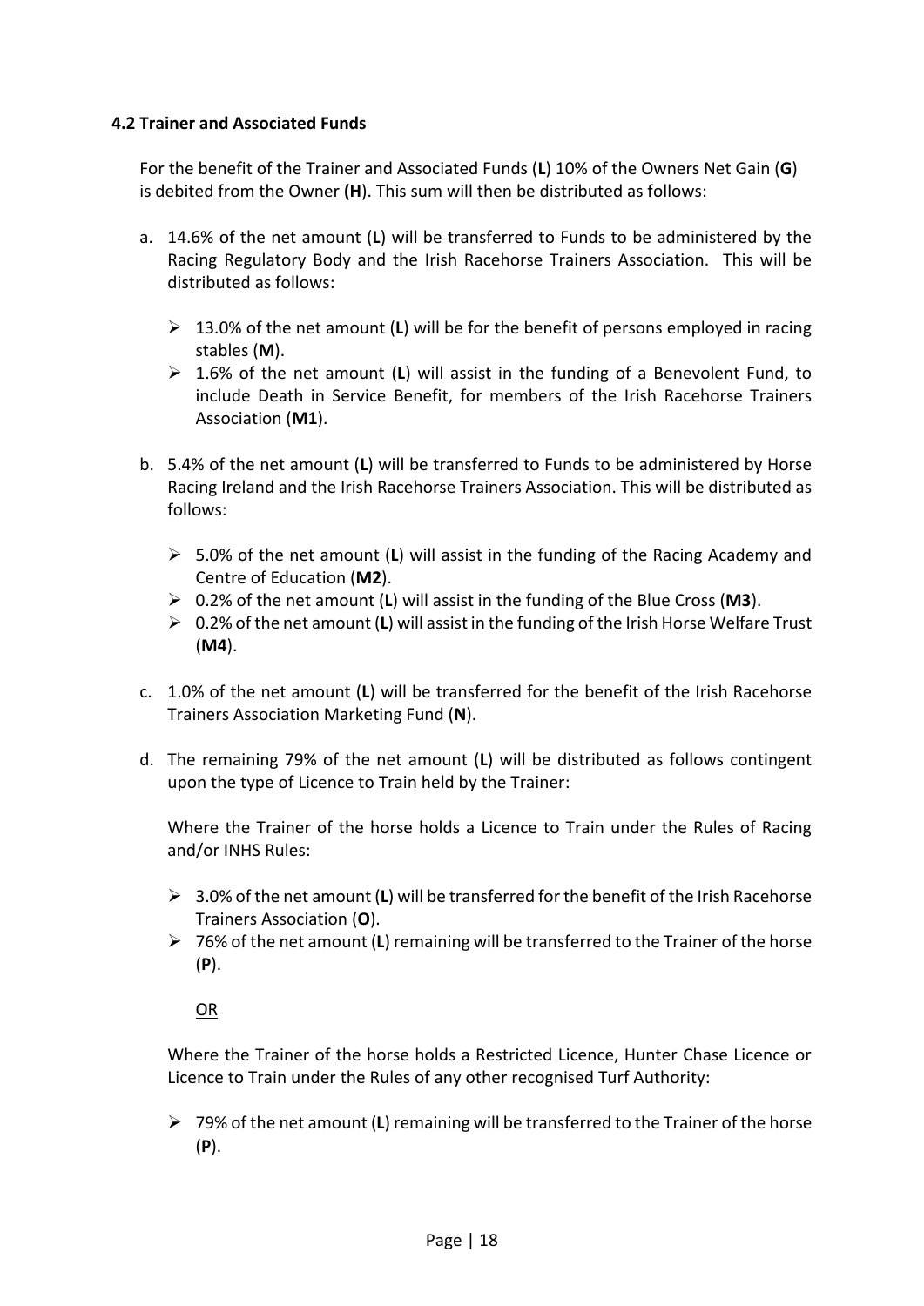#### 4.2 Trainer and Associated Funds

For the benefit of the Trainer and Associated Funds (**L**) 10% of the Owners Net Gain (**G**) is debited from the Owner **(H**). This sum will then be distributed as follows:

a. 14.6% of the net amount (**L**) will be transferred to Funds to be administered by the Racing Regulatory Body and the Irish Racehorse Trainers Association. This will be distributed as follows:

   - 13.0% of the net amount (**L**) will be for the benefit of persons employed in racing stables (**M**).
   - 1.6% of the net amount (**L**) will assist in the funding of a Benevolent Fund, to include Death in Service Benefit, for members of the Irish Racehorse Trainers Association (**M1**).

b. 5.4% of the net amount (**L**) will be transferred to Funds to be administered by Horse Racing Ireland and the Irish Racehorse Trainers Association. This will be distributed as follows:

   - 5.0% of the net amount (**L**) will assist in the funding of the Racing Academy and Centre of Education (**M2**).
   - 0.2% of the net amount (**L**) will assist in the funding of the Blue Cross (**M3**).
   - 0.2% of the net amount (**L**) will assist in the funding of the Irish Horse Welfare Trust (**M4**).

c. 1.0% of the net amount (**L**) will be transferred for the benefit of the Irish Racehorse Trainers Association Marketing Fund (**N**).

d. The remaining 79% of the net amount (**L**) will be distributed as follows contingent upon the type of Licence to Train held by the Trainer:

   Where the Trainer of the horse holds a Licence to Train under the Rules of Racing and/or INHS Rules:

   - 3.0% of the net amount (**L**) will be transferred for the benefit of the Irish Racehorse Trainers Association (**O**).
   - 76% of the net amount (**L**) remaining will be transferred to the Trainer of the horse (**P**).

   <u>OR</u>

   Where the Trainer of the horse holds a Restricted Licence, Hunter Chase Licence or Licence to Train under the Rules of any other recognised Turf Authority:

   - 79% of the net amount (**L**) remaining will be transferred to the Trainer of the horse (**P**).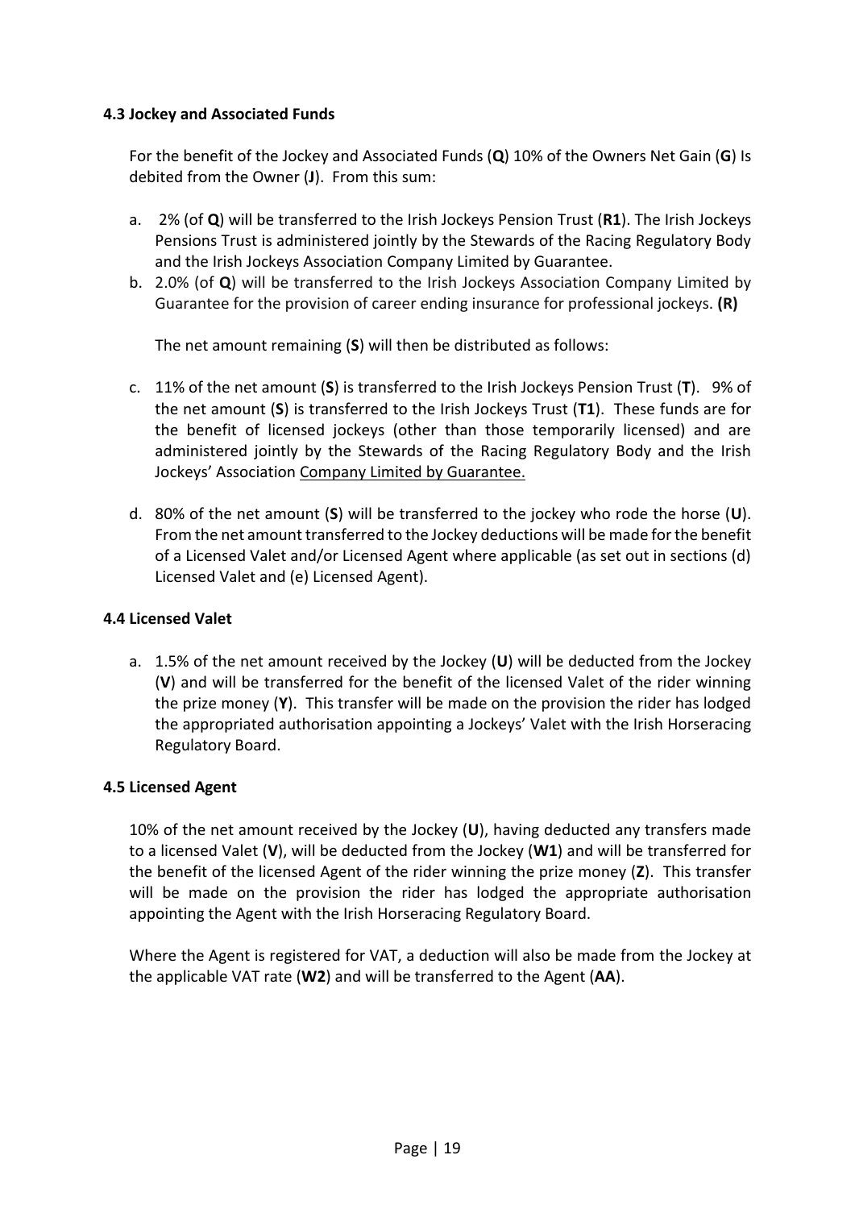### 4.3 Jockey and Associated Funds

For the benefit of the Jockey and Associated Funds (**Q**) 10% of the Owners Net Gain (**G**) Is debited from the Owner (**J**). From this sum:

a. 2% (of **Q**) will be transferred to the Irish Jockeys Pension Trust (**R1**). The Irish Jockeys Pensions Trust is administered jointly by the Stewards of the Racing Regulatory Body and the Irish Jockeys Association Company Limited by Guarantee.

b. 2.0% (of **Q**) will be transferred to the Irish Jockeys Association Company Limited by Guarantee for the provision of career ending insurance for professional jockeys. **(R)**

   The net amount remaining (**S**) will then be distributed as follows:

c. 11% of the net amount (**S**) is transferred to the Irish Jockeys Pension Trust (**T**). 9% of the net amount (**S**) is transferred to the Irish Jockeys Trust (**T1**). These funds are for the benefit of licensed jockeys (other than those temporarily licensed) and are administered jointly by the Stewards of the Racing Regulatory Body and the Irish Jockeys' Association Company Limited by Guarantee.

d. 80% of the net amount (**S**) will be transferred to the jockey who rode the horse (**U**). From the net amount transferred to the Jockey deductions will be made for the benefit of a Licensed Valet and/or Licensed Agent where applicable (as set out in sections (d) Licensed Valet and (e) Licensed Agent).

### 4.4 Licensed Valet

a. 1.5% of the net amount received by the Jockey (**U**) will be deducted from the Jockey (**V**) and will be transferred for the benefit of the licensed Valet of the rider winning the prize money (**Y**). This transfer will be made on the provision the rider has lodged the appropriated authorisation appointing a Jockeys' Valet with the Irish Horseracing Regulatory Board.

### 4.5 Licensed Agent

10% of the net amount received by the Jockey (**U**), having deducted any transfers made to a licensed Valet (**V**), will be deducted from the Jockey (**W1**) and will be transferred for the benefit of the licensed Agent of the rider winning the prize money (**Z**). This transfer will be made on the provision the rider has lodged the appropriate authorisation appointing the Agent with the Irish Horseracing Regulatory Board.

Where the Agent is registered for VAT, a deduction will also be made from the Jockey at the applicable VAT rate (**W2**) and will be transferred to the Agent (**AA**).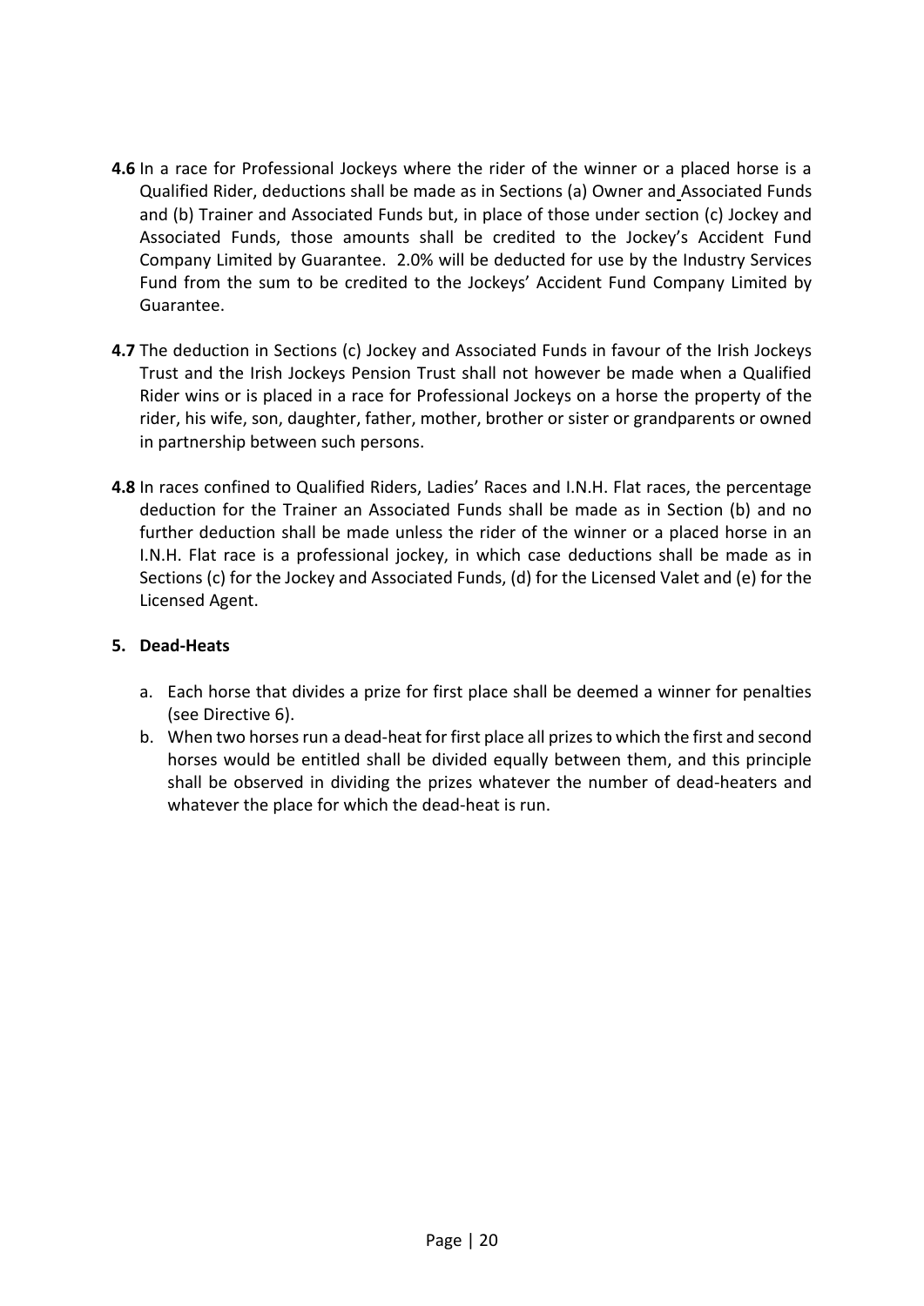**4.6** In a race for Professional Jockeys where the rider of the winner or a placed horse is a Qualified Rider, deductions shall be made as in Sections (a) Owner and Associated Funds and (b) Trainer and Associated Funds but, in place of those under section (c) Jockey and Associated Funds, those amounts shall be credited to the Jockey's Accident Fund Company Limited by Guarantee. 2.0% will be deducted for use by the Industry Services Fund from the sum to be credited to the Jockeys' Accident Fund Company Limited by Guarantee.

**4.7** The deduction in Sections (c) Jockey and Associated Funds in favour of the Irish Jockeys Trust and the Irish Jockeys Pension Trust shall not however be made when a Qualified Rider wins or is placed in a race for Professional Jockeys on a horse the property of the rider, his wife, son, daughter, father, mother, brother or sister or grandparents or owned in partnership between such persons.

**4.8** In races confined to Qualified Riders, Ladies' Races and I.N.H. Flat races, the percentage deduction for the Trainer an Associated Funds shall be made as in Section (b) and no further deduction shall be made unless the rider of the winner or a placed horse in an I.N.H. Flat race is a professional jockey, in which case deductions shall be made as in Sections (c) for the Jockey and Associated Funds, (d) for the Licensed Valet and (e) for the Licensed Agent.

**5. Dead-Heats**

a. Each horse that divides a prize for first place shall be deemed a winner for penalties (see Directive 6).
b. When two horses run a dead-heat for first place all prizes to which the first and second horses would be entitled shall be divided equally between them, and this principle shall be observed in dividing the prizes whatever the number of dead-heaters and whatever the place for which the dead-heat is run.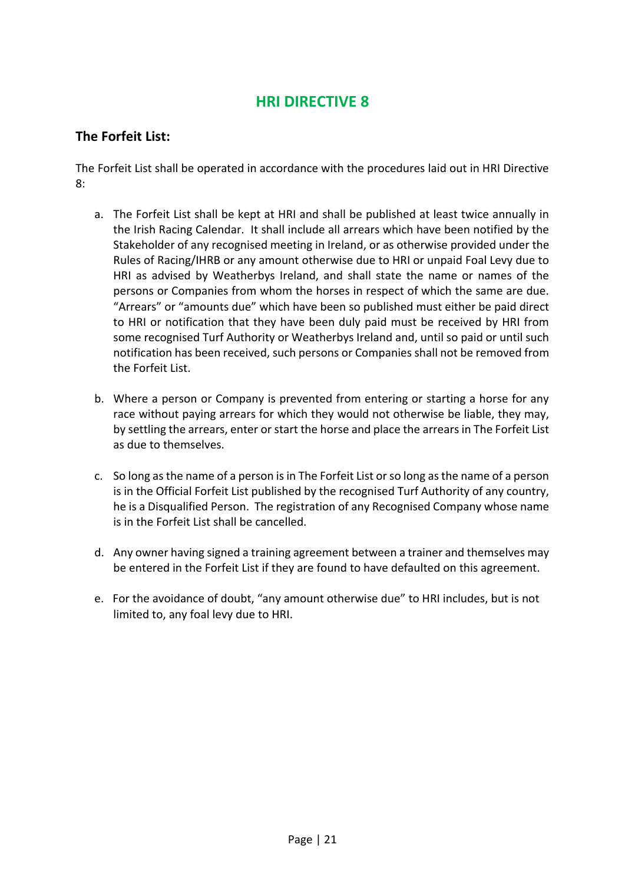# HRI DIRECTIVE 8

## The Forfeit List:

The Forfeit List shall be operated in accordance with the procedures laid out in HRI Directive 8:

a. The Forfeit List shall be kept at HRI and shall be published at least twice annually in the Irish Racing Calendar. It shall include all arrears which have been notified by the Stakeholder of any recognised meeting in Ireland, or as otherwise provided under the Rules of Racing/IHRB or any amount otherwise due to HRI or unpaid Foal Levy due to HRI as advised by Weatherbys Ireland, and shall state the name or names of the persons or Companies from whom the horses in respect of which the same are due. "Arrears" or "amounts due" which have been so published must either be paid direct to HRI or notification that they have been duly paid must be received by HRI from some recognised Turf Authority or Weatherbys Ireland and, until so paid or until such notification has been received, such persons or Companies shall not be removed from the Forfeit List.

b. Where a person or Company is prevented from entering or starting a horse for any race without paying arrears for which they would not otherwise be liable, they may, by settling the arrears, enter or start the horse and place the arrears in The Forfeit List as due to themselves.

c. So long as the name of a person is in The Forfeit List or so long as the name of a person is in the Official Forfeit List published by the recognised Turf Authority of any country, he is a Disqualified Person. The registration of any Recognised Company whose name is in the Forfeit List shall be cancelled.

d. Any owner having signed a training agreement between a trainer and themselves may be entered in the Forfeit List if they are found to have defaulted on this agreement.

e. For the avoidance of doubt, "any amount otherwise due" to HRI includes, but is not limited to, any foal levy due to HRI.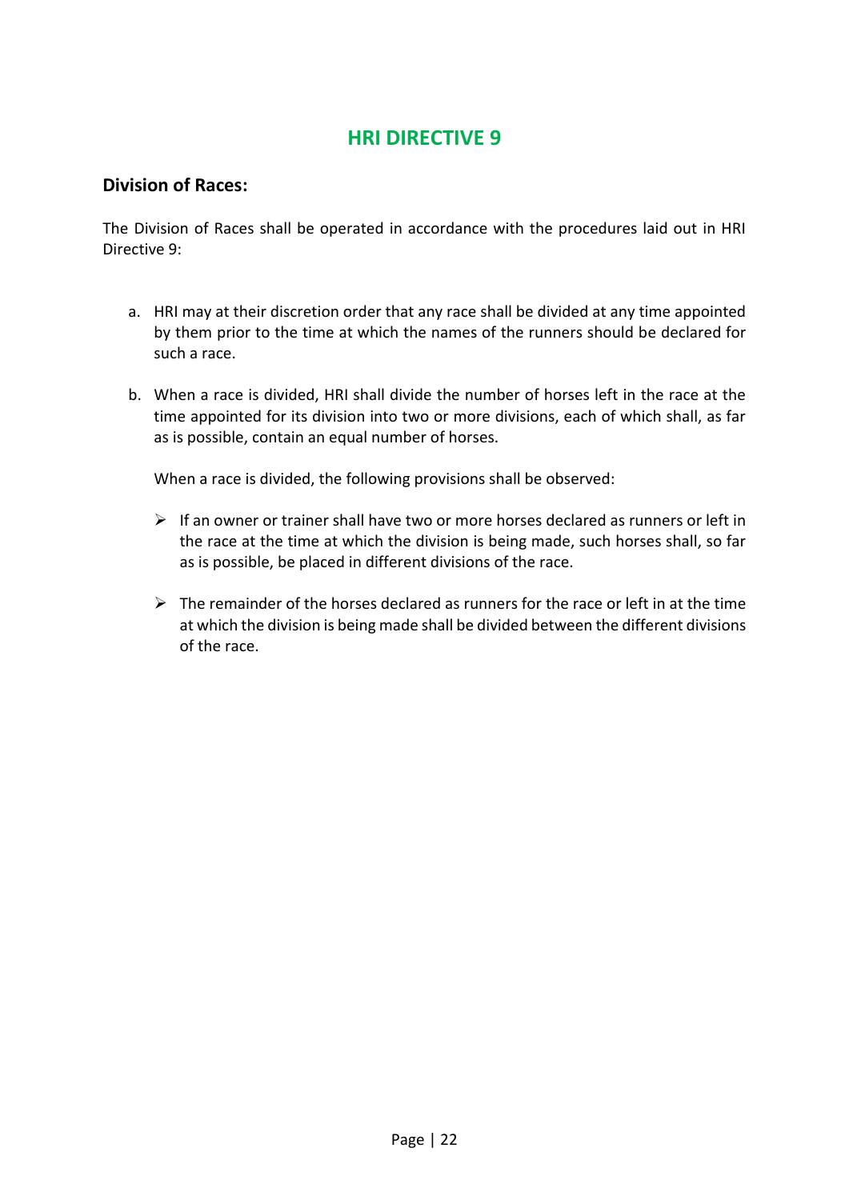# HRI DIRECTIVE 9

## Division of Races:

The Division of Races shall be operated in accordance with the procedures laid out in HRI Directive 9:

a. HRI may at their discretion order that any race shall be divided at any time appointed by them prior to the time at which the names of the runners should be declared for such a race.

b. When a race is divided, HRI shall divide the number of horses left in the race at the time appointed for its division into two or more divisions, each of which shall, as far as is possible, contain an equal number of horses.

   When a race is divided, the following provisions shall be observed:

   - If an owner or trainer shall have two or more horses declared as runners or left in the race at the time at which the division is being made, such horses shall, so far as is possible, be placed in different divisions of the race.

   - The remainder of the horses declared as runners for the race or left in at the time at which the division is being made shall be divided between the different divisions of the race.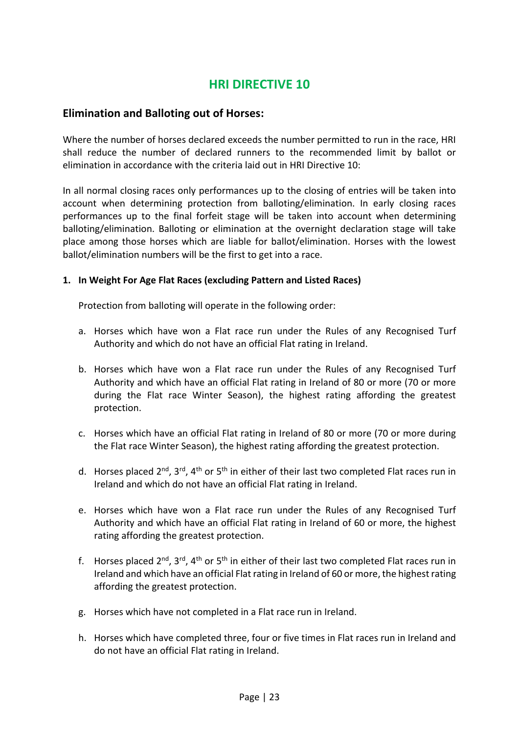# HRI DIRECTIVE 10

## Elimination and Balloting out of Horses:

Where the number of horses declared exceeds the number permitted to run in the race, HRI shall reduce the number of declared runners to the recommended limit by ballot or elimination in accordance with the criteria laid out in HRI Directive 10:

In all normal closing races only performances up to the closing of entries will be taken into account when determining protection from balloting/elimination. In early closing races performances up to the final forfeit stage will be taken into account when determining balloting/elimination. Balloting or elimination at the overnight declaration stage will take place among those horses which are liable for ballot/elimination. Horses with the lowest ballot/elimination numbers will be the first to get into a race.

**1. In Weight For Age Flat Races (excluding Pattern and Listed Races)**

Protection from balloting will operate in the following order:

a. Horses which have won a Flat race run under the Rules of any Recognised Turf Authority and which do not have an official Flat rating in Ireland.

b. Horses which have won a Flat race run under the Rules of any Recognised Turf Authority and which have an official Flat rating in Ireland of 80 or more (70 or more during the Flat race Winter Season), the highest rating affording the greatest protection.

c. Horses which have an official Flat rating in Ireland of 80 or more (70 or more during the Flat race Winter Season), the highest rating affording the greatest protection.

d. Horses placed 2nd, 3rd, 4th or 5th in either of their last two completed Flat races run in Ireland and which do not have an official Flat rating in Ireland.

e. Horses which have won a Flat race run under the Rules of any Recognised Turf Authority and which have an official Flat rating in Ireland of 60 or more, the highest rating affording the greatest protection.

f. Horses placed 2nd, 3rd, 4th or 5th in either of their last two completed Flat races run in Ireland and which have an official Flat rating in Ireland of 60 or more, the highest rating affording the greatest protection.

g. Horses which have not completed in a Flat race run in Ireland.

h. Horses which have completed three, four or five times in Flat races run in Ireland and do not have an official Flat rating in Ireland.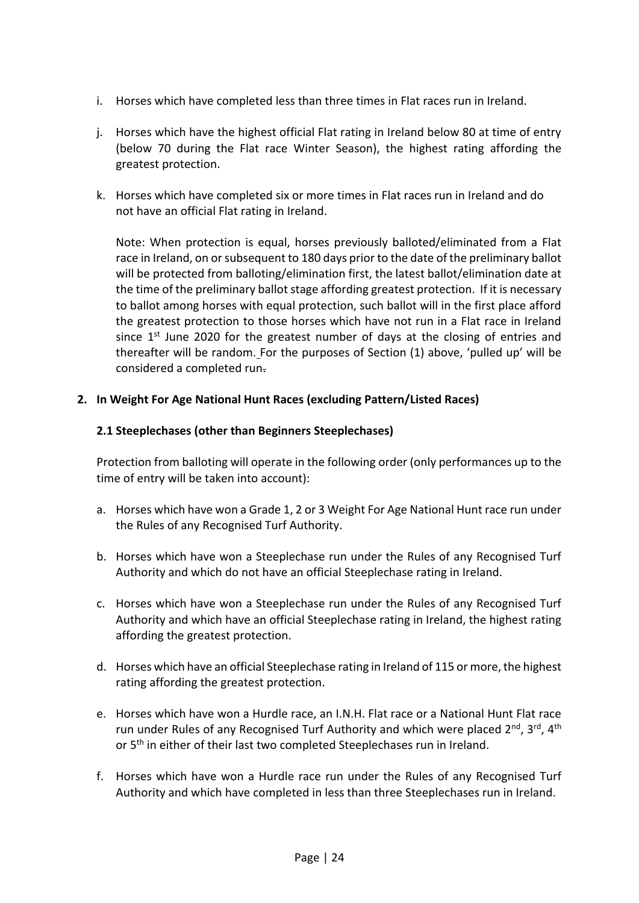i. Horses which have completed less than three times in Flat races run in Ireland.

j. Horses which have the highest official Flat rating in Ireland below 80 at time of entry (below 70 during the Flat race Winter Season), the highest rating affording the greatest protection.

k. Horses which have completed six or more times in Flat races run in Ireland and do not have an official Flat rating in Ireland.

Note: When protection is equal, horses previously balloted/eliminated from a Flat race in Ireland, on or subsequent to 180 days prior to the date of the preliminary ballot will be protected from balloting/elimination first, the latest ballot/elimination date at the time of the preliminary ballot stage affording greatest protection. If it is necessary to ballot among horses with equal protection, such ballot will in the first place afford the greatest protection to those horses which have not run in a Flat race in Ireland since 1st June 2020 for the greatest number of days at the closing of entries and thereafter will be random. For the purposes of Section (1) above, 'pulled up' will be considered a completed run.

**2. In Weight For Age National Hunt Races (excluding Pattern/Listed Races)**

**2.1 Steeplechases (other than Beginners Steeplechases)**

Protection from balloting will operate in the following order (only performances up to the time of entry will be taken into account):

a. Horses which have won a Grade 1, 2 or 3 Weight For Age National Hunt race run under the Rules of any Recognised Turf Authority.

b. Horses which have won a Steeplechase run under the Rules of any Recognised Turf Authority and which do not have an official Steeplechase rating in Ireland.

c. Horses which have won a Steeplechase run under the Rules of any Recognised Turf Authority and which have an official Steeplechase rating in Ireland, the highest rating affording the greatest protection.

d. Horses which have an official Steeplechase rating in Ireland of 115 or more, the highest rating affording the greatest protection.

e. Horses which have won a Hurdle race, an I.N.H. Flat race or a National Hunt Flat race run under Rules of any Recognised Turf Authority and which were placed 2nd, 3rd, 4th or 5th in either of their last two completed Steeplechases run in Ireland.

f. Horses which have won a Hurdle race run under the Rules of any Recognised Turf Authority and which have completed in less than three Steeplechases run in Ireland.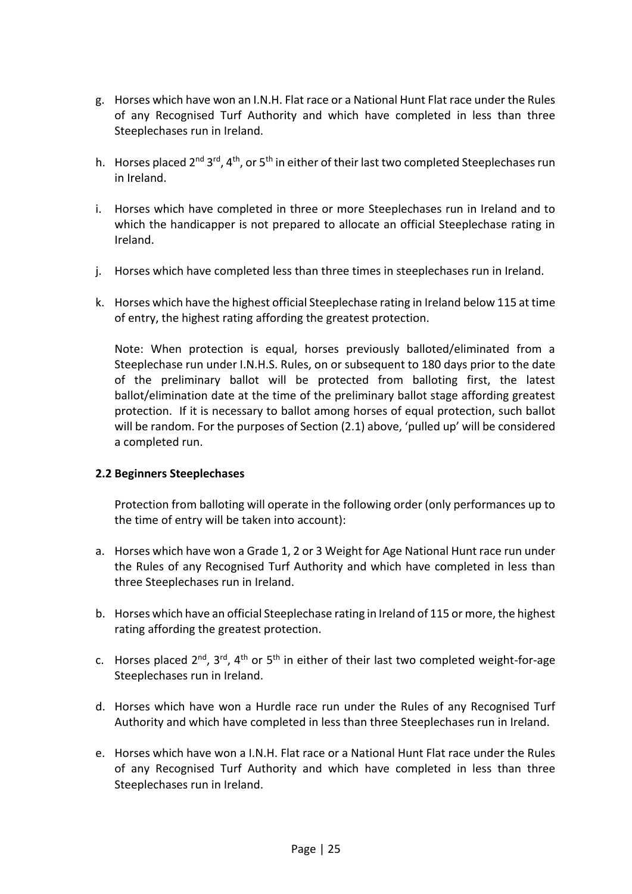g. Horses which have won an I.N.H. Flat race or a National Hunt Flat race under the Rules of any Recognised Turf Authority and which have completed in less than three Steeplechases run in Ireland.

h. Horses placed 2nd 3rd, 4th, or 5th in either of their last two completed Steeplechases run in Ireland.

i. Horses which have completed in three or more Steeplechases run in Ireland and to which the handicapper is not prepared to allocate an official Steeplechase rating in Ireland.

j. Horses which have completed less than three times in steeplechases run in Ireland.

k. Horses which have the highest official Steeplechase rating in Ireland below 115 at time of entry, the highest rating affording the greatest protection.

   Note: When protection is equal, horses previously balloted/eliminated from a Steeplechase run under I.N.H.S. Rules, on or subsequent to 180 days prior to the date of the preliminary ballot will be protected from balloting first, the latest ballot/elimination date at the time of the preliminary ballot stage affording greatest protection. If it is necessary to ballot among horses of equal protection, such ballot will be random. For the purposes of Section (2.1) above, 'pulled up' will be considered a completed run.

**2.2 Beginners Steeplechases**

Protection from balloting will operate in the following order (only performances up to the time of entry will be taken into account):

a. Horses which have won a Grade 1, 2 or 3 Weight for Age National Hunt race run under the Rules of any Recognised Turf Authority and which have completed in less than three Steeplechases run in Ireland.

b. Horses which have an official Steeplechase rating in Ireland of 115 or more, the highest rating affording the greatest protection.

c. Horses placed 2nd, 3rd, 4th or 5th in either of their last two completed weight-for-age Steeplechases run in Ireland.

d. Horses which have won a Hurdle race run under the Rules of any Recognised Turf Authority and which have completed in less than three Steeplechases run in Ireland.

e. Horses which have won a I.N.H. Flat race or a National Hunt Flat race under the Rules of any Recognised Turf Authority and which have completed in less than three Steeplechases run in Ireland.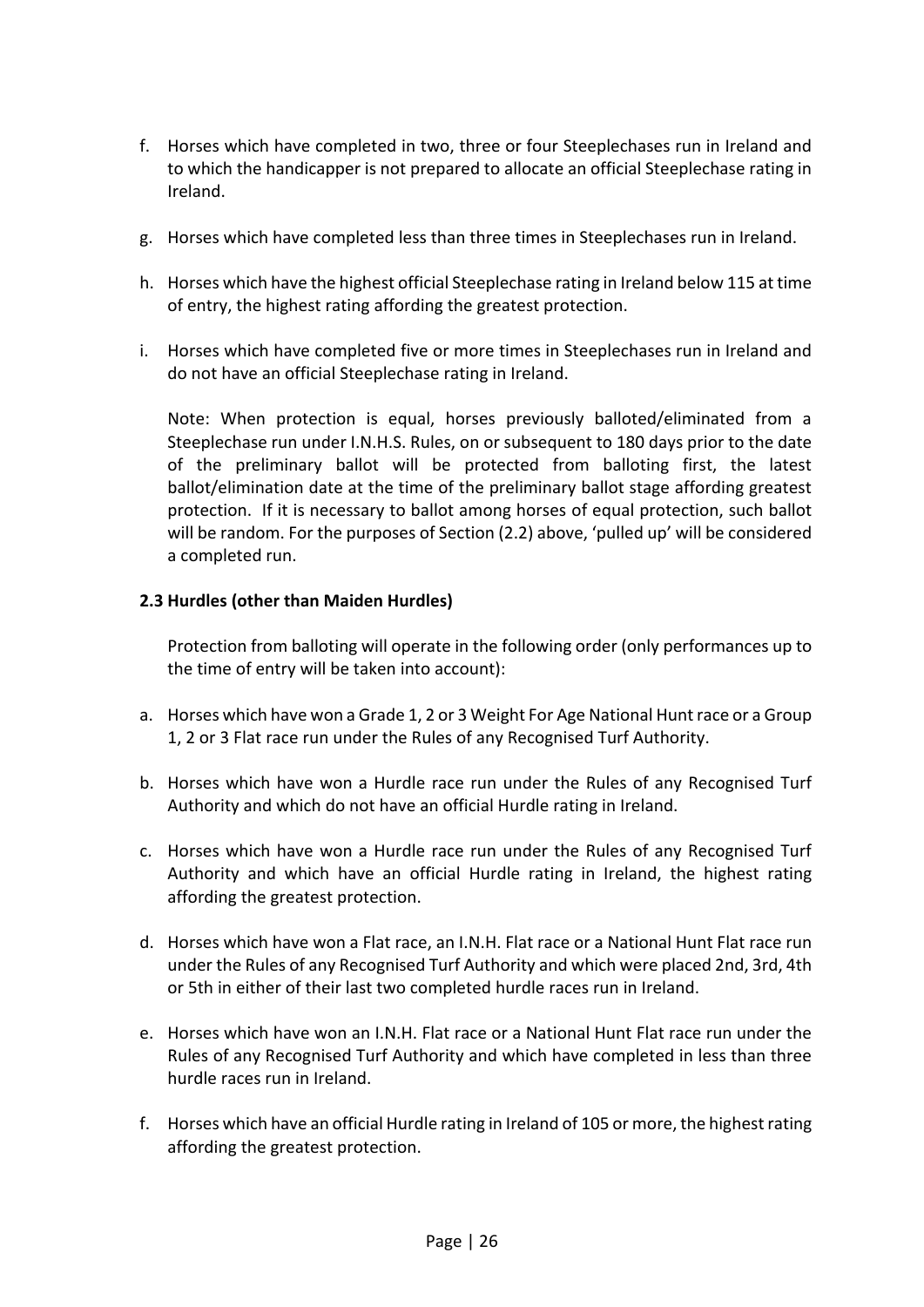f. Horses which have completed in two, three or four Steeplechases run in Ireland and to which the handicapper is not prepared to allocate an official Steeplechase rating in Ireland.

g. Horses which have completed less than three times in Steeplechases run in Ireland.

h. Horses which have the highest official Steeplechase rating in Ireland below 115 at time of entry, the highest rating affording the greatest protection.

i. Horses which have completed five or more times in Steeplechases run in Ireland and do not have an official Steeplechase rating in Ireland.

   Note: When protection is equal, horses previously balloted/eliminated from a Steeplechase run under I.N.H.S. Rules, on or subsequent to 180 days prior to the date of the preliminary ballot will be protected from balloting first, the latest ballot/elimination date at the time of the preliminary ballot stage affording greatest protection. If it is necessary to ballot among horses of equal protection, such ballot will be random. For the purposes of Section (2.2) above, 'pulled up' will be considered a completed run.

### 2.3 Hurdles (other than Maiden Hurdles)

Protection from balloting will operate in the following order (only performances up to the time of entry will be taken into account):

a. Horses which have won a Grade 1, 2 or 3 Weight For Age National Hunt race or a Group 1, 2 or 3 Flat race run under the Rules of any Recognised Turf Authority.

b. Horses which have won a Hurdle race run under the Rules of any Recognised Turf Authority and which do not have an official Hurdle rating in Ireland.

c. Horses which have won a Hurdle race run under the Rules of any Recognised Turf Authority and which have an official Hurdle rating in Ireland, the highest rating affording the greatest protection.

d. Horses which have won a Flat race, an I.N.H. Flat race or a National Hunt Flat race run under the Rules of any Recognised Turf Authority and which were placed 2nd, 3rd, 4th or 5th in either of their last two completed hurdle races run in Ireland.

e. Horses which have won an I.N.H. Flat race or a National Hunt Flat race run under the Rules of any Recognised Turf Authority and which have completed in less than three hurdle races run in Ireland.

f. Horses which have an official Hurdle rating in Ireland of 105 or more, the highest rating affording the greatest protection.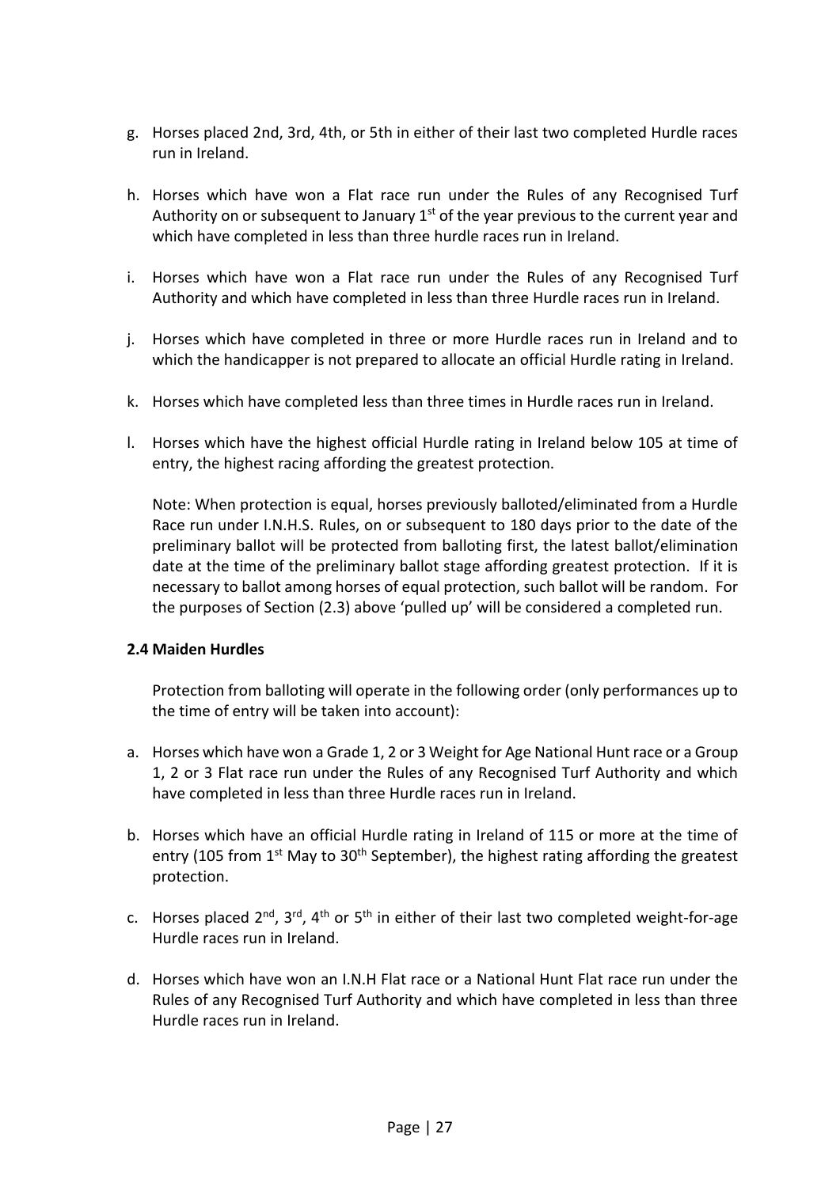g. Horses placed 2nd, 3rd, 4th, or 5th in either of their last two completed Hurdle races run in Ireland.

h. Horses which have won a Flat race run under the Rules of any Recognised Turf Authority on or subsequent to January 1st of the year previous to the current year and which have completed in less than three hurdle races run in Ireland.

i. Horses which have won a Flat race run under the Rules of any Recognised Turf Authority and which have completed in less than three Hurdle races run in Ireland.

j. Horses which have completed in three or more Hurdle races run in Ireland and to which the handicapper is not prepared to allocate an official Hurdle rating in Ireland.

k. Horses which have completed less than three times in Hurdle races run in Ireland.

l. Horses which have the highest official Hurdle rating in Ireland below 105 at time of entry, the highest racing affording the greatest protection.

Note: When protection is equal, horses previously balloted/eliminated from a Hurdle Race run under I.N.H.S. Rules, on or subsequent to 180 days prior to the date of the preliminary ballot will be protected from balloting first, the latest ballot/elimination date at the time of the preliminary ballot stage affording greatest protection. If it is necessary to ballot among horses of equal protection, such ballot will be random. For the purposes of Section (2.3) above 'pulled up' will be considered a completed run.

**2.4 Maiden Hurdles**

Protection from balloting will operate in the following order (only performances up to the time of entry will be taken into account):

a. Horses which have won a Grade 1, 2 or 3 Weight for Age National Hunt race or a Group 1, 2 or 3 Flat race run under the Rules of any Recognised Turf Authority and which have completed in less than three Hurdle races run in Ireland.

b. Horses which have an official Hurdle rating in Ireland of 115 or more at the time of entry (105 from 1st May to 30th September), the highest rating affording the greatest protection.

c. Horses placed 2nd, 3rd, 4th or 5th in either of their last two completed weight-for-age Hurdle races run in Ireland.

d. Horses which have won an I.N.H Flat race or a National Hunt Flat race run under the Rules of any Recognised Turf Authority and which have completed in less than three Hurdle races run in Ireland.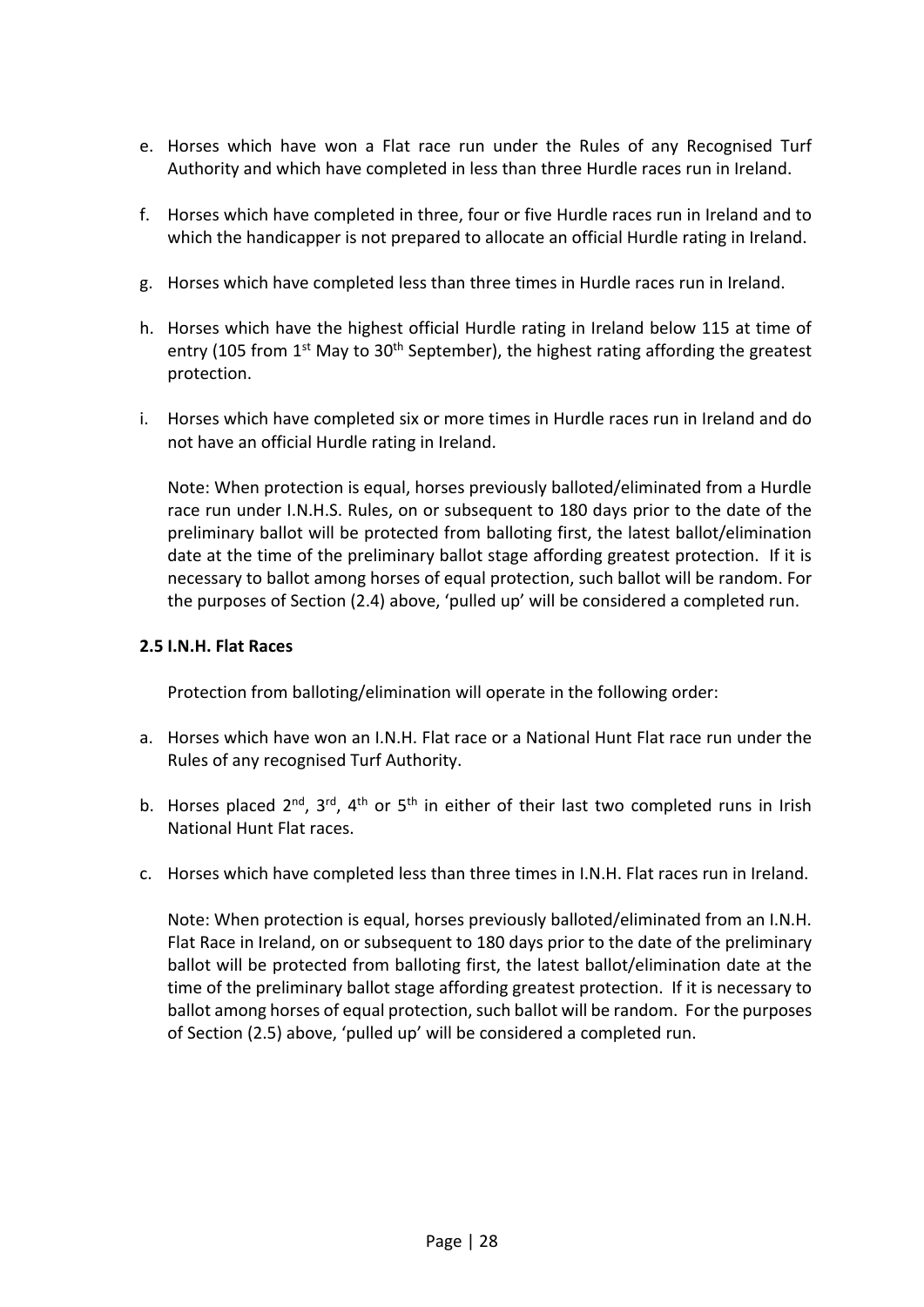e. Horses which have won a Flat race run under the Rules of any Recognised Turf Authority and which have completed in less than three Hurdle races run in Ireland.

f. Horses which have completed in three, four or five Hurdle races run in Ireland and to which the handicapper is not prepared to allocate an official Hurdle rating in Ireland.

g. Horses which have completed less than three times in Hurdle races run in Ireland.

h. Horses which have the highest official Hurdle rating in Ireland below 115 at time of entry (105 from 1st May to 30th September), the highest rating affording the greatest protection.

i. Horses which have completed six or more times in Hurdle races run in Ireland and do not have an official Hurdle rating in Ireland.

Note: When protection is equal, horses previously balloted/eliminated from a Hurdle race run under I.N.H.S. Rules, on or subsequent to 180 days prior to the date of the preliminary ballot will be protected from balloting first, the latest ballot/elimination date at the time of the preliminary ballot stage affording greatest protection. If it is necessary to ballot among horses of equal protection, such ballot will be random. For the purposes of Section (2.4) above, 'pulled up' will be considered a completed run.

**2.5 I.N.H. Flat Races**

Protection from balloting/elimination will operate in the following order:

a. Horses which have won an I.N.H. Flat race or a National Hunt Flat race run under the Rules of any recognised Turf Authority.

b. Horses placed 2nd, 3rd, 4th or 5th in either of their last two completed runs in Irish National Hunt Flat races.

c. Horses which have completed less than three times in I.N.H. Flat races run in Ireland.

Note: When protection is equal, horses previously balloted/eliminated from an I.N.H. Flat Race in Ireland, on or subsequent to 180 days prior to the date of the preliminary ballot will be protected from balloting first, the latest ballot/elimination date at the time of the preliminary ballot stage affording greatest protection. If it is necessary to ballot among horses of equal protection, such ballot will be random. For the purposes of Section (2.5) above, 'pulled up' will be considered a completed run.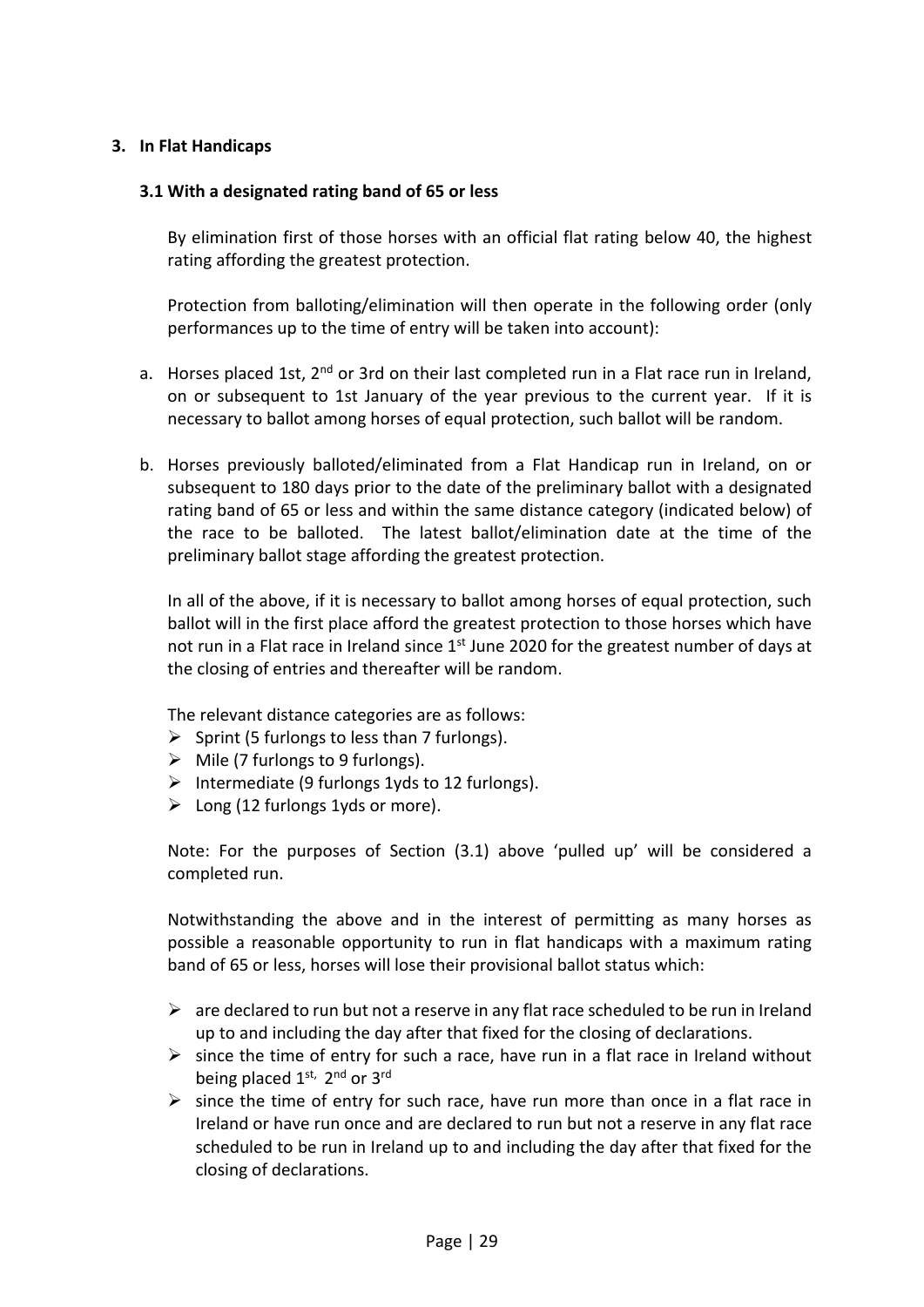## 3. In Flat Handicaps

### 3.1 With a designated rating band of 65 or less

By elimination first of those horses with an official flat rating below 40, the highest rating affording the greatest protection.

Protection from balloting/elimination will then operate in the following order (only performances up to the time of entry will be taken into account):

a. Horses placed 1st, 2nd or 3rd on their last completed run in a Flat race run in Ireland, on or subsequent to 1st January of the year previous to the current year. If it is necessary to ballot among horses of equal protection, such ballot will be random.

b. Horses previously balloted/eliminated from a Flat Handicap run in Ireland, on or subsequent to 180 days prior to the date of the preliminary ballot with a designated rating band of 65 or less and within the same distance category (indicated below) of the race to be balloted. The latest ballot/elimination date at the time of the preliminary ballot stage affording the greatest protection.

In all of the above, if it is necessary to ballot among horses of equal protection, such ballot will in the first place afford the greatest protection to those horses which have not run in a Flat race in Ireland since 1st June 2020 for the greatest number of days at the closing of entries and thereafter will be random.

The relevant distance categories are as follows:

- Sprint (5 furlongs to less than 7 furlongs).
- Mile (7 furlongs to 9 furlongs).
- Intermediate (9 furlongs 1yds to 12 furlongs).
- Long (12 furlongs 1yds or more).

Note: For the purposes of Section (3.1) above 'pulled up' will be considered a completed run.

Notwithstanding the above and in the interest of permitting as many horses as possible a reasonable opportunity to run in flat handicaps with a maximum rating band of 65 or less, horses will lose their provisional ballot status which:

- are declared to run but not a reserve in any flat race scheduled to be run in Ireland up to and including the day after that fixed for the closing of declarations.
- since the time of entry for such a race, have run in a flat race in Ireland without being placed 1st, 2nd or 3rd
- since the time of entry for such race, have run more than once in a flat race in Ireland or have run once and are declared to run but not a reserve in any flat race scheduled to be run in Ireland up to and including the day after that fixed for the closing of declarations.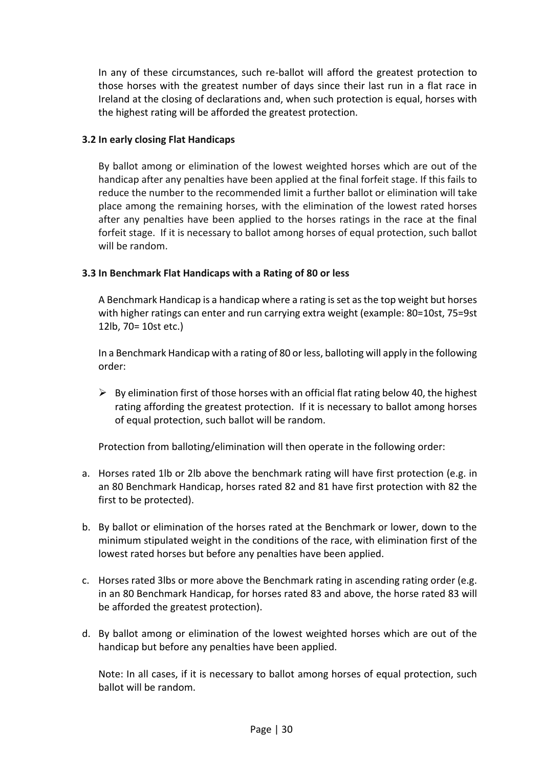In any of these circumstances, such re-ballot will afford the greatest protection to those horses with the greatest number of days since their last run in a flat race in Ireland at the closing of declarations and, when such protection is equal, horses with the highest rating will be afforded the greatest protection.

### 3.2 In early closing Flat Handicaps

By ballot among or elimination of the lowest weighted horses which are out of the handicap after any penalties have been applied at the final forfeit stage. If this fails to reduce the number to the recommended limit a further ballot or elimination will take place among the remaining horses, with the elimination of the lowest rated horses after any penalties have been applied to the horses ratings in the race at the final forfeit stage. If it is necessary to ballot among horses of equal protection, such ballot will be random.

### 3.3 In Benchmark Flat Handicaps with a Rating of 80 or less

A Benchmark Handicap is a handicap where a rating is set as the top weight but horses with higher ratings can enter and run carrying extra weight (example: 80=10st, 75=9st 12lb, 70= 10st etc.)

In a Benchmark Handicap with a rating of 80 or less, balloting will apply in the following order:

- By elimination first of those horses with an official flat rating below 40, the highest rating affording the greatest protection. If it is necessary to ballot among horses of equal protection, such ballot will be random.

Protection from balloting/elimination will then operate in the following order:

a. Horses rated 1lb or 2lb above the benchmark rating will have first protection (e.g. in an 80 Benchmark Handicap, horses rated 82 and 81 have first protection with 82 the first to be protected).

b. By ballot or elimination of the horses rated at the Benchmark or lower, down to the minimum stipulated weight in the conditions of the race, with elimination first of the lowest rated horses but before any penalties have been applied.

c. Horses rated 3lbs or more above the Benchmark rating in ascending rating order (e.g. in an 80 Benchmark Handicap, for horses rated 83 and above, the horse rated 83 will be afforded the greatest protection).

d. By ballot among or elimination of the lowest weighted horses which are out of the handicap but before any penalties have been applied.

Note: In all cases, if it is necessary to ballot among horses of equal protection, such ballot will be random.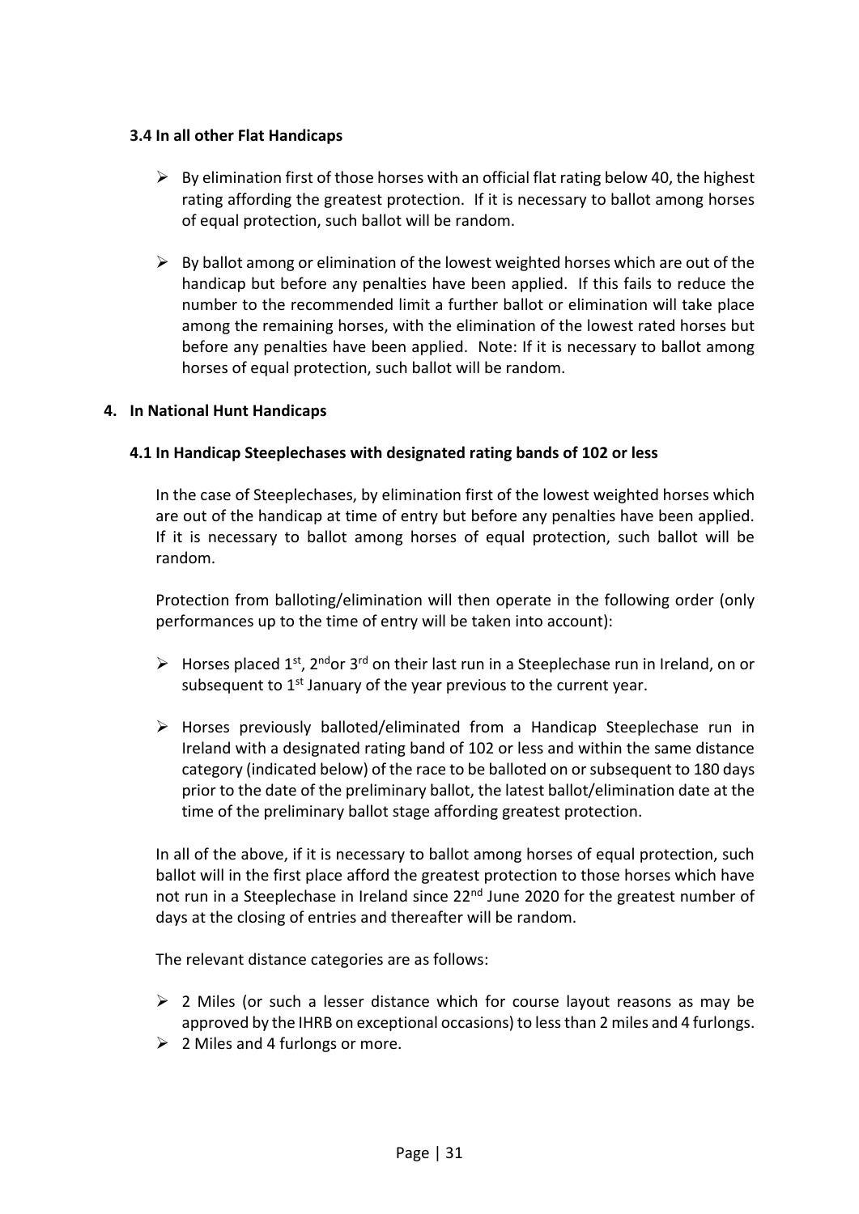### 3.4 In all other Flat Handicaps

- By elimination first of those horses with an official flat rating below 40, the highest rating affording the greatest protection. If it is necessary to ballot among horses of equal protection, such ballot will be random.

- By ballot among or elimination of the lowest weighted horses which are out of the handicap but before any penalties have been applied. If this fails to reduce the number to the recommended limit a further ballot or elimination will take place among the remaining horses, with the elimination of the lowest rated horses but before any penalties have been applied. Note: If it is necessary to ballot among horses of equal protection, such ballot will be random.

## 4. In National Hunt Handicaps

### 4.1 In Handicap Steeplechases with designated rating bands of 102 or less

In the case of Steeplechases, by elimination first of the lowest weighted horses which are out of the handicap at time of entry but before any penalties have been applied. If it is necessary to ballot among horses of equal protection, such ballot will be random.

Protection from balloting/elimination will then operate in the following order (only performances up to the time of entry will be taken into account):

- Horses placed 1st, 2nd or 3rd on their last run in a Steeplechase run in Ireland, on or subsequent to 1st January of the year previous to the current year.

- Horses previously balloted/eliminated from a Handicap Steeplechase run in Ireland with a designated rating band of 102 or less and within the same distance category (indicated below) of the race to be balloted on or subsequent to 180 days prior to the date of the preliminary ballot, the latest ballot/elimination date at the time of the preliminary ballot stage affording greatest protection.

In all of the above, if it is necessary to ballot among horses of equal protection, such ballot will in the first place afford the greatest protection to those horses which have not run in a Steeplechase in Ireland since 22nd June 2020 for the greatest number of days at the closing of entries and thereafter will be random.

The relevant distance categories are as follows:

- 2 Miles (or such a lesser distance which for course layout reasons as may be approved by the IHRB on exceptional occasions) to less than 2 miles and 4 furlongs.
- 2 Miles and 4 furlongs or more.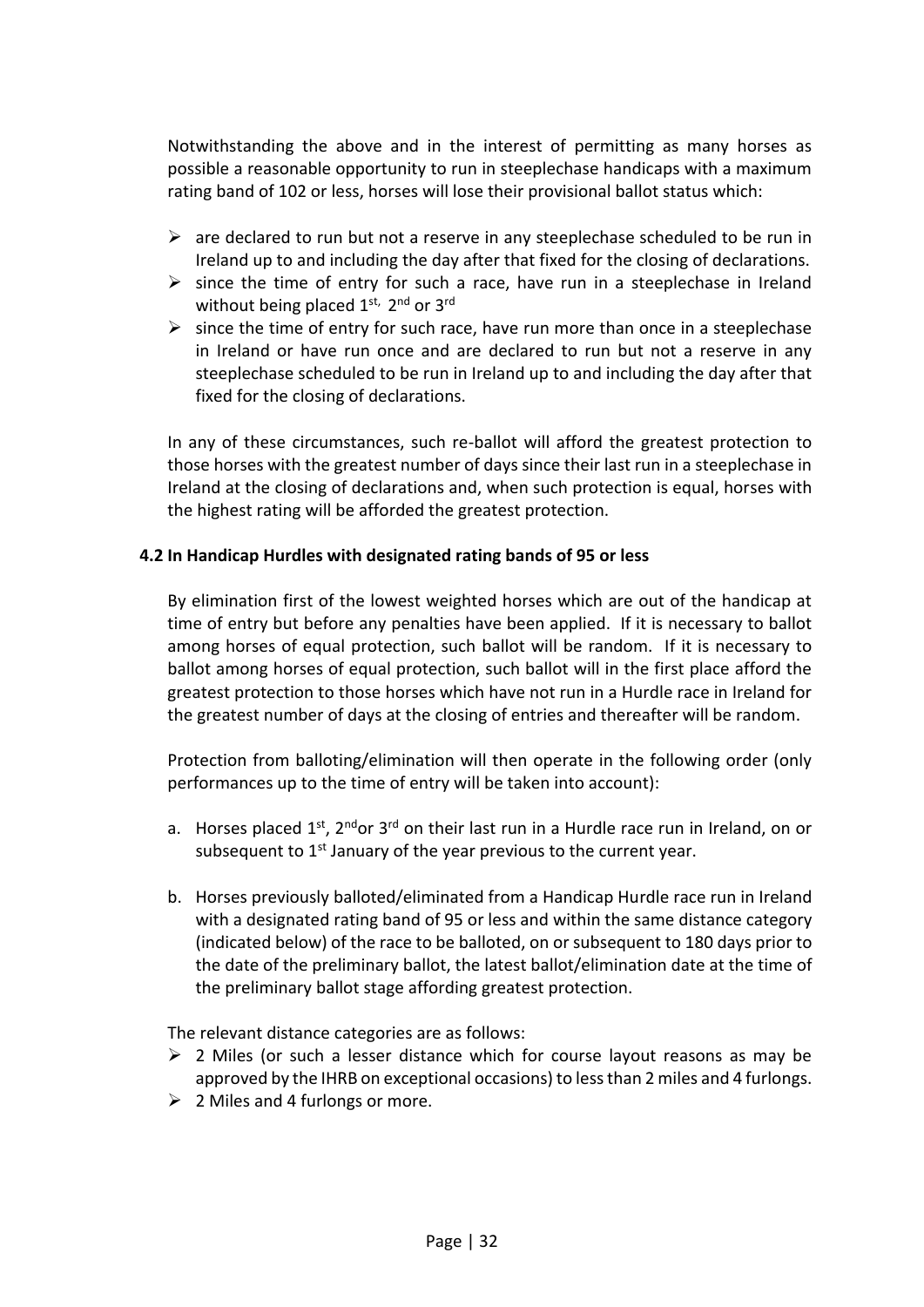Notwithstanding the above and in the interest of permitting as many horses as possible a reasonable opportunity to run in steeplechase handicaps with a maximum rating band of 102 or less, horses will lose their provisional ballot status which:

- are declared to run but not a reserve in any steeplechase scheduled to be run in Ireland up to and including the day after that fixed for the closing of declarations.
- since the time of entry for such a race, have run in a steeplechase in Ireland without being placed 1st, 2nd or 3rd
- since the time of entry for such race, have run more than once in a steeplechase in Ireland or have run once and are declared to run but not a reserve in any steeplechase scheduled to be run in Ireland up to and including the day after that fixed for the closing of declarations.

In any of these circumstances, such re-ballot will afford the greatest protection to those horses with the greatest number of days since their last run in a steeplechase in Ireland at the closing of declarations and, when such protection is equal, horses with the highest rating will be afforded the greatest protection.

### 4.2 In Handicap Hurdles with designated rating bands of 95 or less

By elimination first of the lowest weighted horses which are out of the handicap at time of entry but before any penalties have been applied. If it is necessary to ballot among horses of equal protection, such ballot will be random. If it is necessary to ballot among horses of equal protection, such ballot will in the first place afford the greatest protection to those horses which have not run in a Hurdle race in Ireland for the greatest number of days at the closing of entries and thereafter will be random.

Protection from balloting/elimination will then operate in the following order (only performances up to the time of entry will be taken into account):

a. Horses placed 1st, 2nd or 3rd on their last run in a Hurdle race run in Ireland, on or subsequent to 1st January of the year previous to the current year.

b. Horses previously balloted/eliminated from a Handicap Hurdle race run in Ireland with a designated rating band of 95 or less and within the same distance category (indicated below) of the race to be balloted, on or subsequent to 180 days prior to the date of the preliminary ballot, the latest ballot/elimination date at the time of the preliminary ballot stage affording greatest protection.

The relevant distance categories are as follows:

- 2 Miles (or such a lesser distance which for course layout reasons as may be approved by the IHRB on exceptional occasions) to less than 2 miles and 4 furlongs.
- 2 Miles and 4 furlongs or more.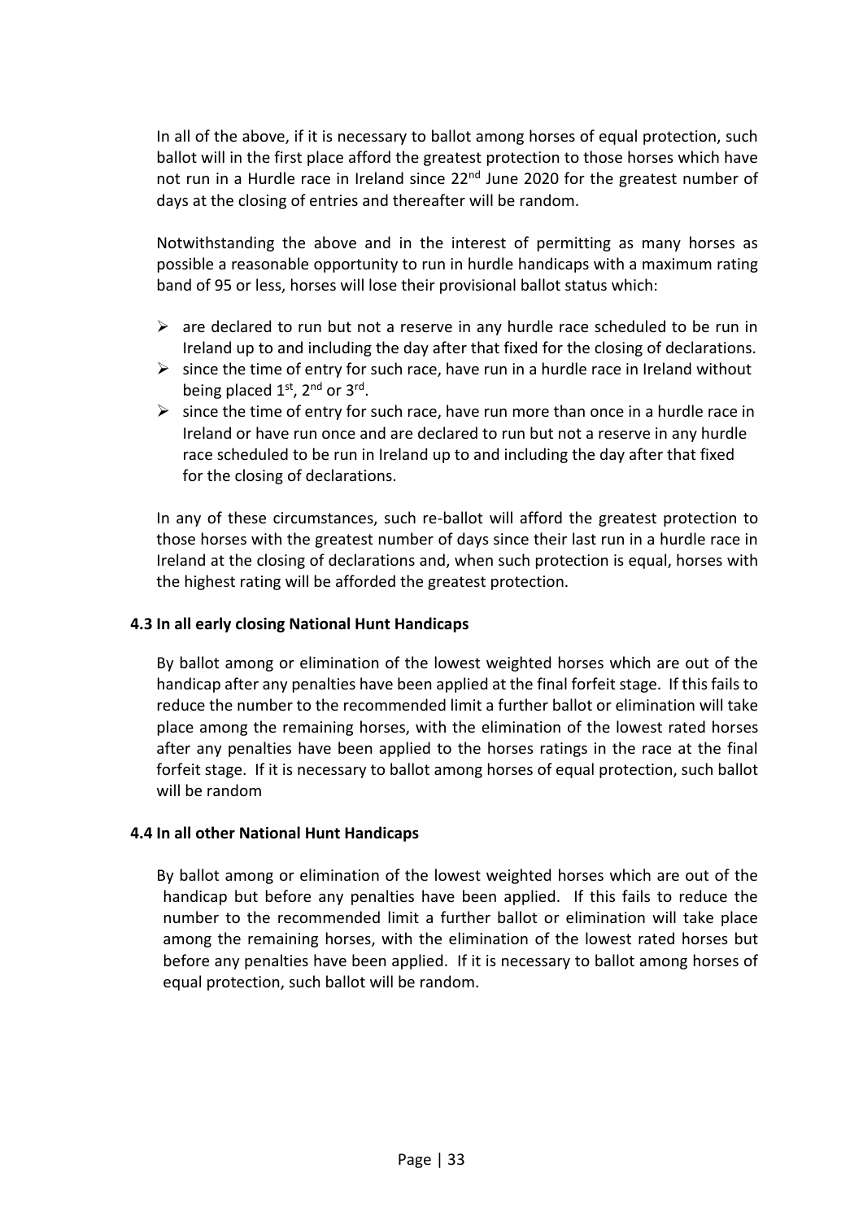In all of the above, if it is necessary to ballot among horses of equal protection, such ballot will in the first place afford the greatest protection to those horses which have not run in a Hurdle race in Ireland since 22nd June 2020 for the greatest number of days at the closing of entries and thereafter will be random.

Notwithstanding the above and in the interest of permitting as many horses as possible a reasonable opportunity to run in hurdle handicaps with a maximum rating band of 95 or less, horses will lose their provisional ballot status which:

- are declared to run but not a reserve in any hurdle race scheduled to be run in Ireland up to and including the day after that fixed for the closing of declarations.
- since the time of entry for such race, have run in a hurdle race in Ireland without being placed 1st, 2nd or 3rd.
- since the time of entry for such race, have run more than once in a hurdle race in Ireland or have run once and are declared to run but not a reserve in any hurdle race scheduled to be run in Ireland up to and including the day after that fixed for the closing of declarations.

In any of these circumstances, such re-ballot will afford the greatest protection to those horses with the greatest number of days since their last run in a hurdle race in Ireland at the closing of declarations and, when such protection is equal, horses with the highest rating will be afforded the greatest protection.

**4.3 In all early closing National Hunt Handicaps**

By ballot among or elimination of the lowest weighted horses which are out of the handicap after any penalties have been applied at the final forfeit stage. If this fails to reduce the number to the recommended limit a further ballot or elimination will take place among the remaining horses, with the elimination of the lowest rated horses after any penalties have been applied to the horses ratings in the race at the final forfeit stage. If it is necessary to ballot among horses of equal protection, such ballot will be random

**4.4 In all other National Hunt Handicaps**

By ballot among or elimination of the lowest weighted horses which are out of the handicap but before any penalties have been applied. If this fails to reduce the number to the recommended limit a further ballot or elimination will take place among the remaining horses, with the elimination of the lowest rated horses but before any penalties have been applied. If it is necessary to ballot among horses of equal protection, such ballot will be random.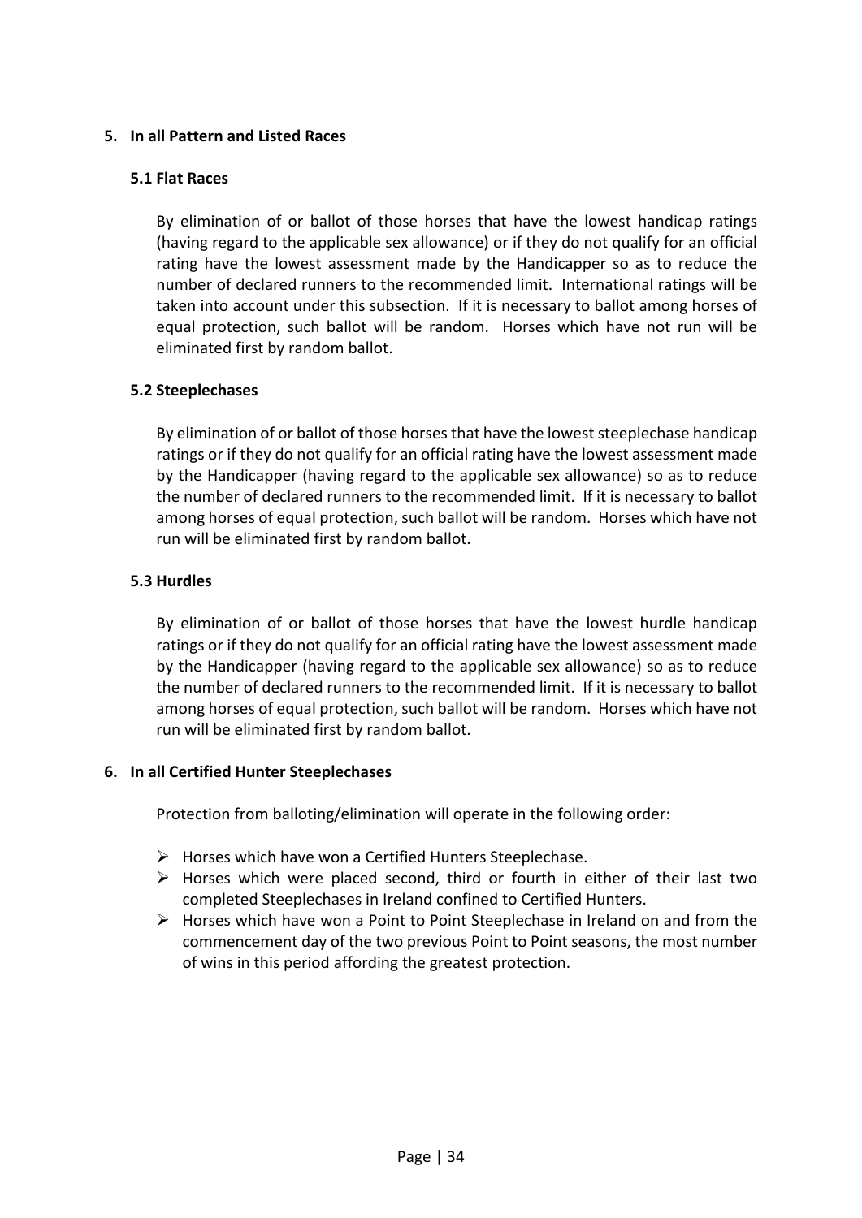## 5. In all Pattern and Listed Races

### 5.1 Flat Races

By elimination of or ballot of those horses that have the lowest handicap ratings (having regard to the applicable sex allowance) or if they do not qualify for an official rating have the lowest assessment made by the Handicapper so as to reduce the number of declared runners to the recommended limit. International ratings will be taken into account under this subsection. If it is necessary to ballot among horses of equal protection, such ballot will be random. Horses which have not run will be eliminated first by random ballot.

### 5.2 Steeplechases

By elimination of or ballot of those horses that have the lowest steeplechase handicap ratings or if they do not qualify for an official rating have the lowest assessment made by the Handicapper (having regard to the applicable sex allowance) so as to reduce the number of declared runners to the recommended limit. If it is necessary to ballot among horses of equal protection, such ballot will be random. Horses which have not run will be eliminated first by random ballot.

### 5.3 Hurdles

By elimination of or ballot of those horses that have the lowest hurdle handicap ratings or if they do not qualify for an official rating have the lowest assessment made by the Handicapper (having regard to the applicable sex allowance) so as to reduce the number of declared runners to the recommended limit. If it is necessary to ballot among horses of equal protection, such ballot will be random. Horses which have not run will be eliminated first by random ballot.

## 6. In all Certified Hunter Steeplechases

Protection from balloting/elimination will operate in the following order:

- Horses which have won a Certified Hunters Steeplechase.
- Horses which were placed second, third or fourth in either of their last two completed Steeplechases in Ireland confined to Certified Hunters.
- Horses which have won a Point to Point Steeplechase in Ireland on and from the commencement day of the two previous Point to Point seasons, the most number of wins in this period affording the greatest protection.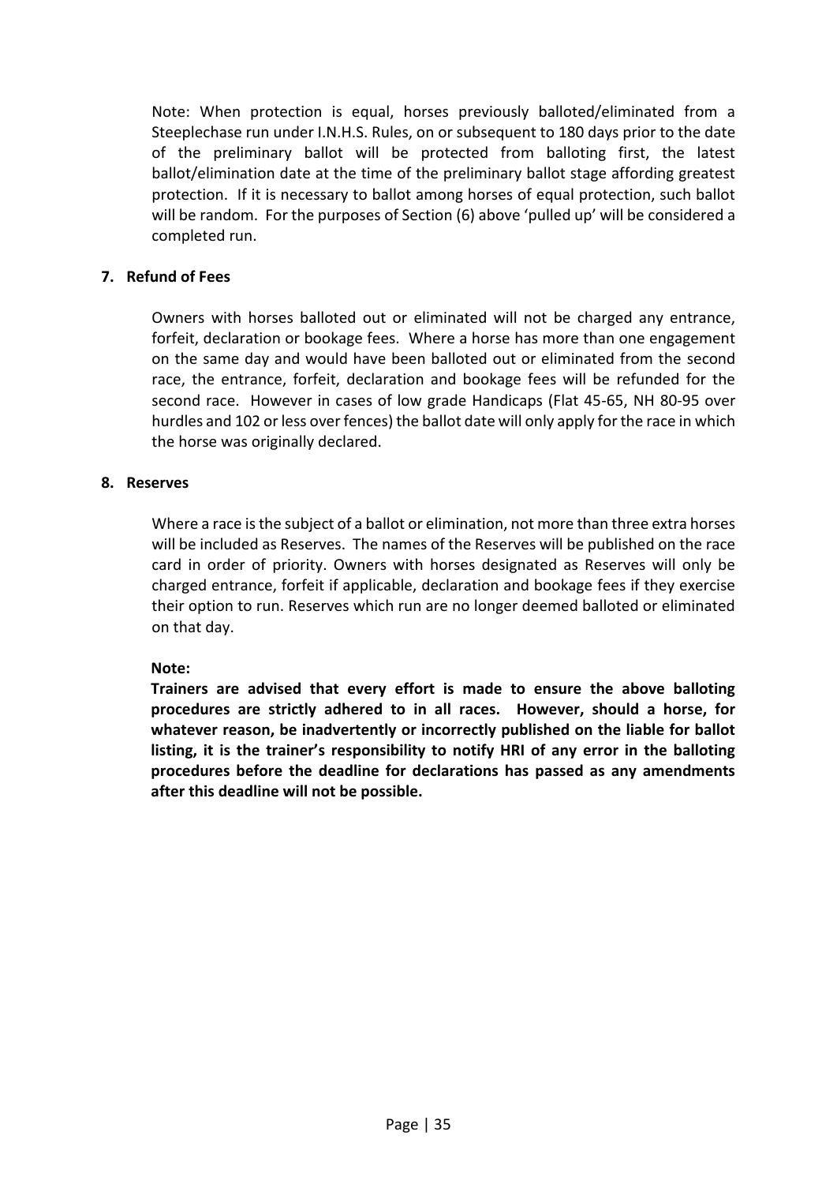Note: When protection is equal, horses previously balloted/eliminated from a Steeplechase run under I.N.H.S. Rules, on or subsequent to 180 days prior to the date of the preliminary ballot will be protected from balloting first, the latest ballot/elimination date at the time of the preliminary ballot stage affording greatest protection. If it is necessary to ballot among horses of equal protection, such ballot will be random. For the purposes of Section (6) above 'pulled up' will be considered a completed run.

## 7. Refund of Fees

Owners with horses balloted out or eliminated will not be charged any entrance, forfeit, declaration or bookage fees. Where a horse has more than one engagement on the same day and would have been balloted out or eliminated from the second race, the entrance, forfeit, declaration and bookage fees will be refunded for the second race. However in cases of low grade Handicaps (Flat 45-65, NH 80-95 over hurdles and 102 or less over fences) the ballot date will only apply for the race in which the horse was originally declared.

## 8. Reserves

Where a race is the subject of a ballot or elimination, not more than three extra horses will be included as Reserves. The names of the Reserves will be published on the race card in order of priority. Owners with horses designated as Reserves will only be charged entrance, forfeit if applicable, declaration and bookage fees if they exercise their option to run. Reserves which run are no longer deemed balloted or eliminated on that day.

**Note:**

**Trainers are advised that every effort is made to ensure the above balloting procedures are strictly adhered to in all races. However, should a horse, for whatever reason, be inadvertently or incorrectly published on the liable for ballot listing, it is the trainer's responsibility to notify HRI of any error in the balloting procedures before the deadline for declarations has passed as any amendments after this deadline will not be possible.**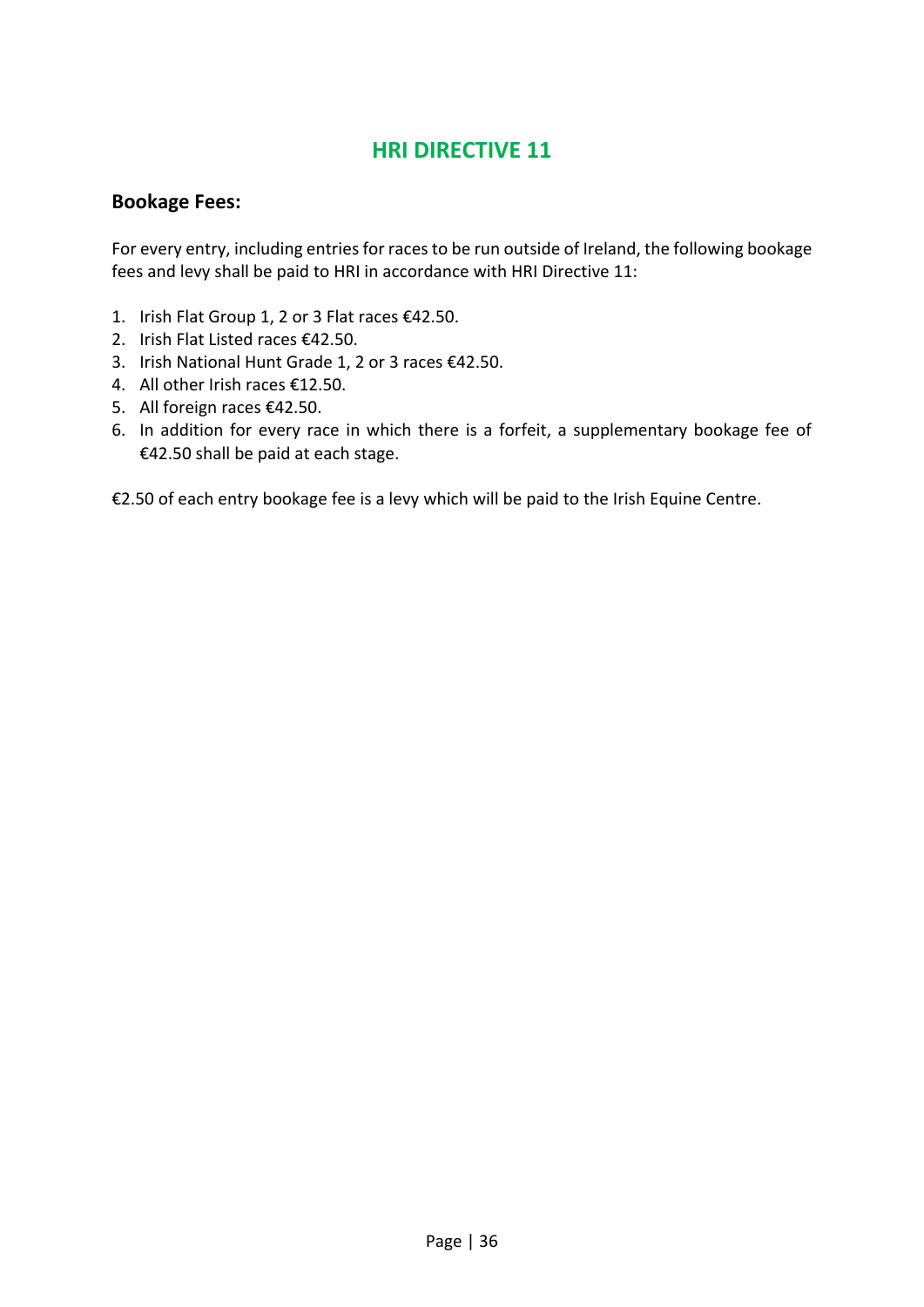# HRI DIRECTIVE 11

### Bookage Fees:

For every entry, including entries for races to be run outside of Ireland, the following bookage fees and levy shall be paid to HRI in accordance with HRI Directive 11:

1. Irish Flat Group 1, 2 or 3 Flat races €42.50.
2. Irish Flat Listed races €42.50.
3. Irish National Hunt Grade 1, 2 or 3 races €42.50.
4. All other Irish races €12.50.
5. All foreign races €42.50.
6. In addition for every race in which there is a forfeit, a supplementary bookage fee of €42.50 shall be paid at each stage.

€2.50 of each entry bookage fee is a levy which will be paid to the Irish Equine Centre.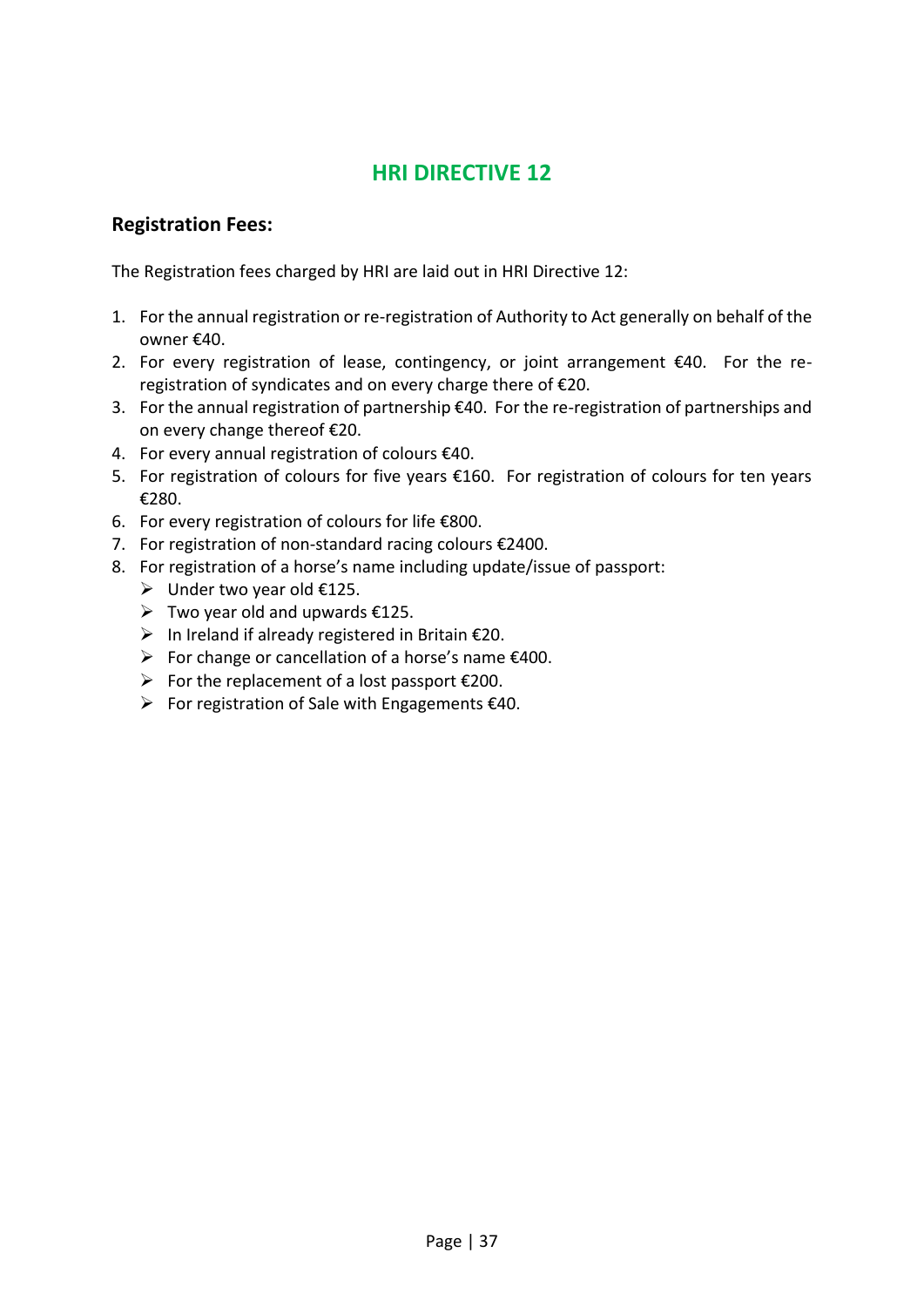## HRI DIRECTIVE 12

### Registration Fees:

The Registration fees charged by HRI are laid out in HRI Directive 12:

1. For the annual registration or re-registration of Authority to Act generally on behalf of the owner €40.
2. For every registration of lease, contingency, or joint arrangement €40. For the re-registration of syndicates and on every charge there of €20.
3. For the annual registration of partnership €40. For the re-registration of partnerships and on every change thereof €20.
4. For every annual registration of colours €40.
5. For registration of colours for five years €160. For registration of colours for ten years €280.
6. For every registration of colours for life €800.
7. For registration of non-standard racing colours €2400.
8. For registration of a horse's name including update/issue of passport:
   - Under two year old €125.
   - Two year old and upwards €125.
   - In Ireland if already registered in Britain €20.
   - For change or cancellation of a horse's name €400.
   - For the replacement of a lost passport €200.
   - For registration of Sale with Engagements €40.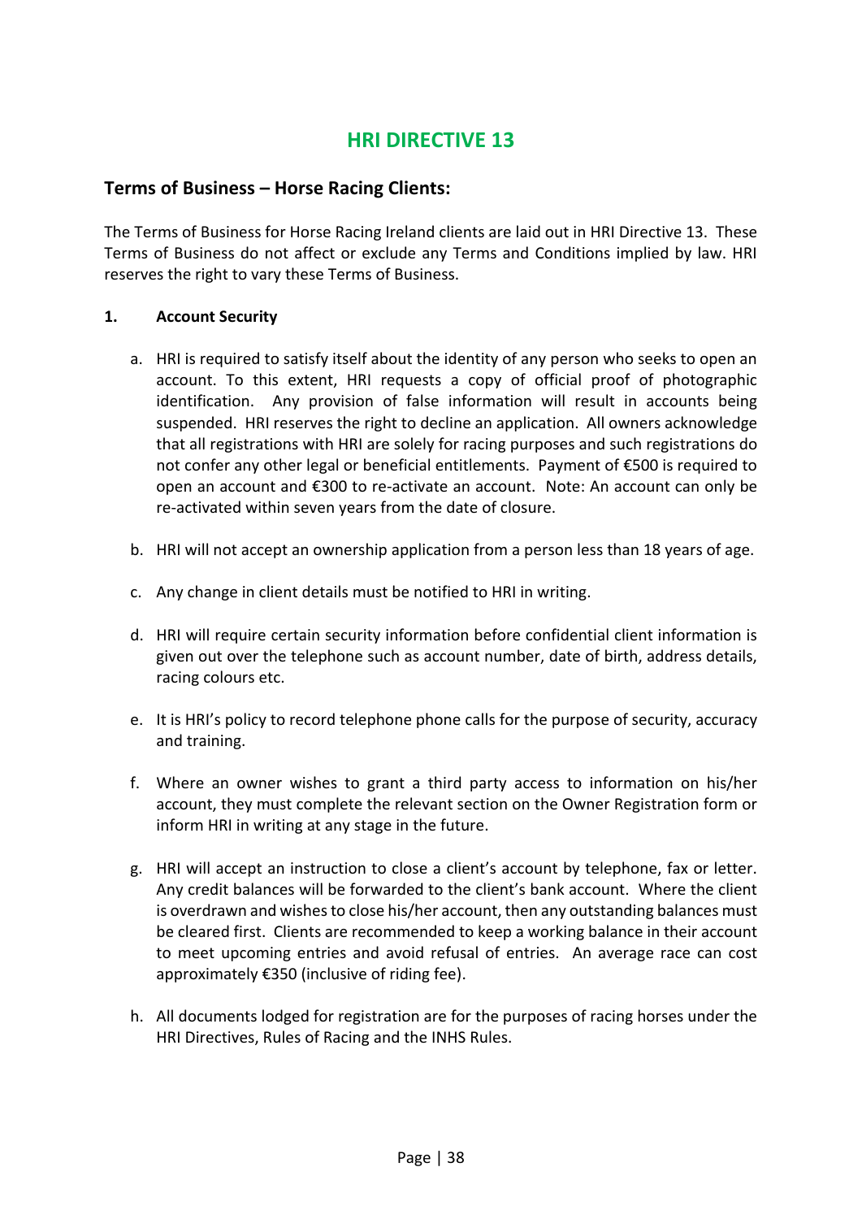# HRI DIRECTIVE 13

## Terms of Business – Horse Racing Clients:

The Terms of Business for Horse Racing Ireland clients are laid out in HRI Directive 13. These Terms of Business do not affect or exclude any Terms and Conditions implied by law. HRI reserves the right to vary these Terms of Business.

**1. Account Security**

a. HRI is required to satisfy itself about the identity of any person who seeks to open an account. To this extent, HRI requests a copy of official proof of photographic identification. Any provision of false information will result in accounts being suspended. HRI reserves the right to decline an application. All owners acknowledge that all registrations with HRI are solely for racing purposes and such registrations do not confer any other legal or beneficial entitlements. Payment of €500 is required to open an account and €300 to re-activate an account. Note: An account can only be re-activated within seven years from the date of closure.

b. HRI will not accept an ownership application from a person less than 18 years of age.

c. Any change in client details must be notified to HRI in writing.

d. HRI will require certain security information before confidential client information is given out over the telephone such as account number, date of birth, address details, racing colours etc.

e. It is HRI's policy to record telephone phone calls for the purpose of security, accuracy and training.

f. Where an owner wishes to grant a third party access to information on his/her account, they must complete the relevant section on the Owner Registration form or inform HRI in writing at any stage in the future.

g. HRI will accept an instruction to close a client's account by telephone, fax or letter. Any credit balances will be forwarded to the client's bank account. Where the client is overdrawn and wishes to close his/her account, then any outstanding balances must be cleared first. Clients are recommended to keep a working balance in their account to meet upcoming entries and avoid refusal of entries. An average race can cost approximately €350 (inclusive of riding fee).

h. All documents lodged for registration are for the purposes of racing horses under the HRI Directives, Rules of Racing and the INHS Rules.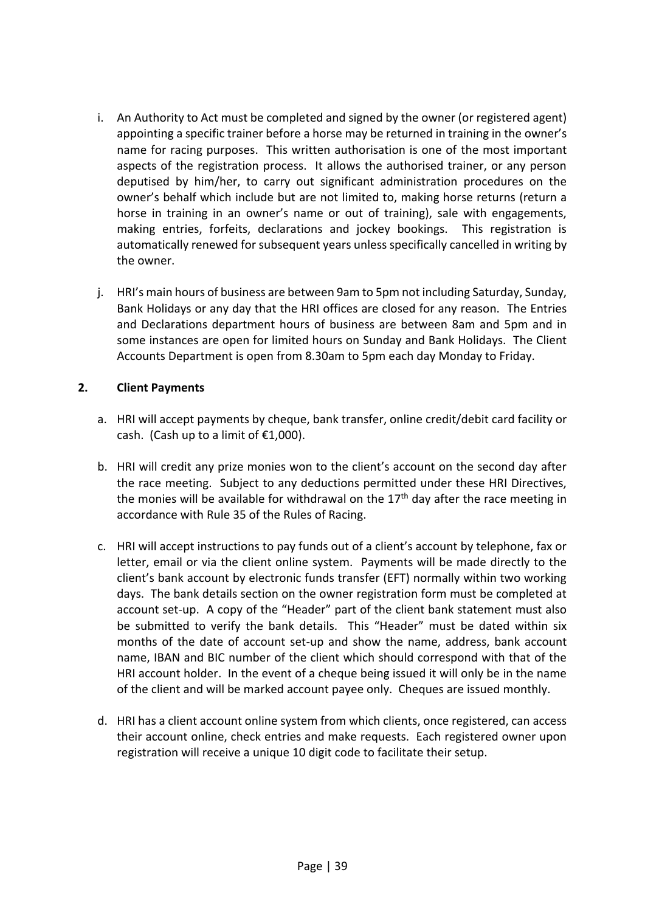i. An Authority to Act must be completed and signed by the owner (or registered agent) appointing a specific trainer before a horse may be returned in training in the owner's name for racing purposes. This written authorisation is one of the most important aspects of the registration process. It allows the authorised trainer, or any person deputised by him/her, to carry out significant administration procedures on the owner's behalf which include but are not limited to, making horse returns (return a horse in training in an owner's name or out of training), sale with engagements, making entries, forfeits, declarations and jockey bookings. This registration is automatically renewed for subsequent years unless specifically cancelled in writing by the owner.

j. HRI's main hours of business are between 9am to 5pm not including Saturday, Sunday, Bank Holidays or any day that the HRI offices are closed for any reason. The Entries and Declarations department hours of business are between 8am and 5pm and in some instances are open for limited hours on Sunday and Bank Holidays. The Client Accounts Department is open from 8.30am to 5pm each day Monday to Friday.

## 2. Client Payments

a. HRI will accept payments by cheque, bank transfer, online credit/debit card facility or cash. (Cash up to a limit of €1,000).

b. HRI will credit any prize monies won to the client's account on the second day after the race meeting. Subject to any deductions permitted under these HRI Directives, the monies will be available for withdrawal on the 17th day after the race meeting in accordance with Rule 35 of the Rules of Racing.

c. HRI will accept instructions to pay funds out of a client's account by telephone, fax or letter, email or via the client online system. Payments will be made directly to the client's bank account by electronic funds transfer (EFT) normally within two working days. The bank details section on the owner registration form must be completed at account set-up. A copy of the "Header" part of the client bank statement must also be submitted to verify the bank details. This "Header" must be dated within six months of the date of account set-up and show the name, address, bank account name, IBAN and BIC number of the client which should correspond with that of the HRI account holder. In the event of a cheque being issued it will only be in the name of the client and will be marked account payee only. Cheques are issued monthly.

d. HRI has a client account online system from which clients, once registered, can access their account online, check entries and make requests. Each registered owner upon registration will receive a unique 10 digit code to facilitate their setup.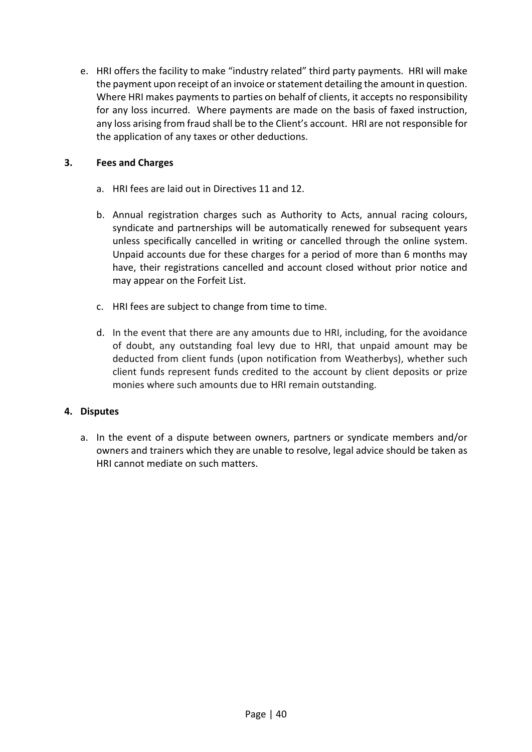e. HRI offers the facility to make "industry related" third party payments. HRI will make the payment upon receipt of an invoice or statement detailing the amount in question. Where HRI makes payments to parties on behalf of clients, it accepts no responsibility for any loss incurred. Where payments are made on the basis of faxed instruction, any loss arising from fraud shall be to the Client's account. HRI are not responsible for the application of any taxes or other deductions.

### 3. Fees and Charges

a. HRI fees are laid out in Directives 11 and 12.

b. Annual registration charges such as Authority to Acts, annual racing colours, syndicate and partnerships will be automatically renewed for subsequent years unless specifically cancelled in writing or cancelled through the online system. Unpaid accounts due for these charges for a period of more than 6 months may have, their registrations cancelled and account closed without prior notice and may appear on the Forfeit List.

c. HRI fees are subject to change from time to time.

d. In the event that there are any amounts due to HRI, including, for the avoidance of doubt, any outstanding foal levy due to HRI, that unpaid amount may be deducted from client funds (upon notification from Weatherbys), whether such client funds represent funds credited to the account by client deposits or prize monies where such amounts due to HRI remain outstanding.

### 4. Disputes

a. In the event of a dispute between owners, partners or syndicate members and/or owners and trainers which they are unable to resolve, legal advice should be taken as HRI cannot mediate on such matters.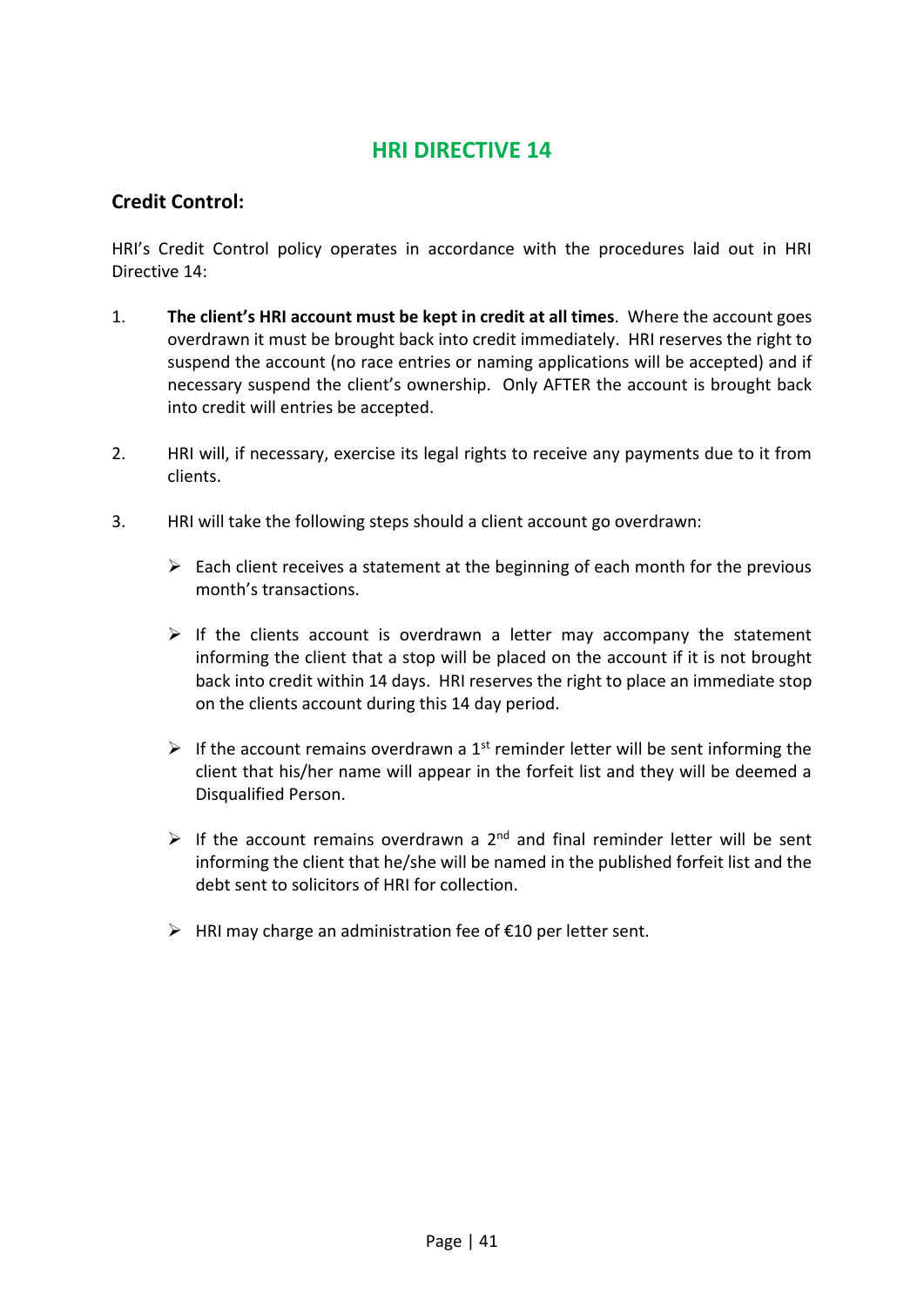# HRI DIRECTIVE 14

## Credit Control:

HRI's Credit Control policy operates in accordance with the procedures laid out in HRI Directive 14:

1. **The client's HRI account must be kept in credit at all times**. Where the account goes overdrawn it must be brought back into credit immediately. HRI reserves the right to suspend the account (no race entries or naming applications will be accepted) and if necessary suspend the client's ownership. Only AFTER the account is brought back into credit will entries be accepted.

2. HRI will, if necessary, exercise its legal rights to receive any payments due to it from clients.

3. HRI will take the following steps should a client account go overdrawn:

   - Each client receives a statement at the beginning of each month for the previous month's transactions.

   - If the clients account is overdrawn a letter may accompany the statement informing the client that a stop will be placed on the account if it is not brought back into credit within 14 days. HRI reserves the right to place an immediate stop on the clients account during this 14 day period.

   - If the account remains overdrawn a 1st reminder letter will be sent informing the client that his/her name will appear in the forfeit list and they will be deemed a Disqualified Person.

   - If the account remains overdrawn a 2nd and final reminder letter will be sent informing the client that he/she will be named in the published forfeit list and the debt sent to solicitors of HRI for collection.

   - HRI may charge an administration fee of €10 per letter sent.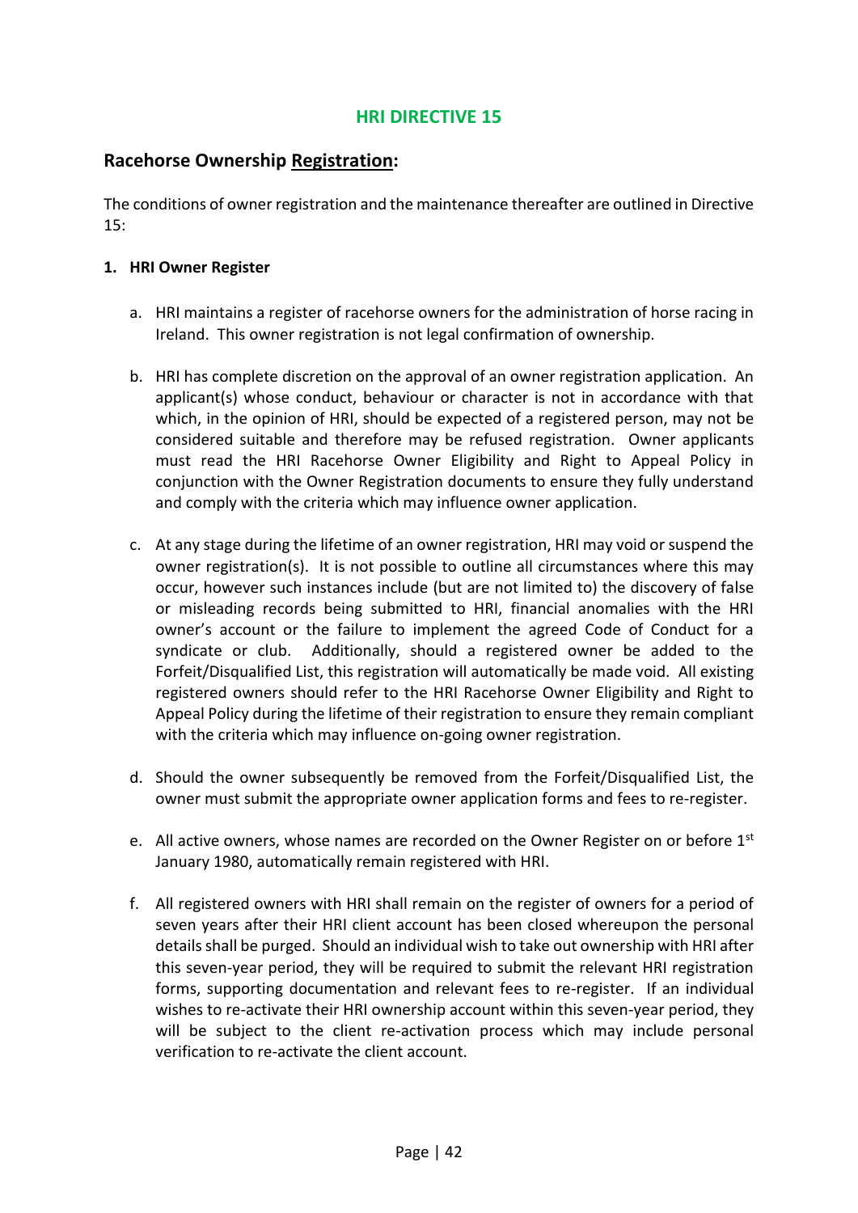# HRI DIRECTIVE 15

## Racehorse Ownership Registration:

The conditions of owner registration and the maintenance thereafter are outlined in Directive 15:

**1. HRI Owner Register**

a. HRI maintains a register of racehorse owners for the administration of horse racing in Ireland. This owner registration is not legal confirmation of ownership.

b. HRI has complete discretion on the approval of an owner registration application. An applicant(s) whose conduct, behaviour or character is not in accordance with that which, in the opinion of HRI, should be expected of a registered person, may not be considered suitable and therefore may be refused registration. Owner applicants must read the HRI Racehorse Owner Eligibility and Right to Appeal Policy in conjunction with the Owner Registration documents to ensure they fully understand and comply with the criteria which may influence owner application.

c. At any stage during the lifetime of an owner registration, HRI may void or suspend the owner registration(s). It is not possible to outline all circumstances where this may occur, however such instances include (but are not limited to) the discovery of false or misleading records being submitted to HRI, financial anomalies with the HRI owner's account or the failure to implement the agreed Code of Conduct for a syndicate or club. Additionally, should a registered owner be added to the Forfeit/Disqualified List, this registration will automatically be made void. All existing registered owners should refer to the HRI Racehorse Owner Eligibility and Right to Appeal Policy during the lifetime of their registration to ensure they remain compliant with the criteria which may influence on-going owner registration.

d. Should the owner subsequently be removed from the Forfeit/Disqualified List, the owner must submit the appropriate owner application forms and fees to re-register.

e. All active owners, whose names are recorded on the Owner Register on or before 1st January 1980, automatically remain registered with HRI.

f. All registered owners with HRI shall remain on the register of owners for a period of seven years after their HRI client account has been closed whereupon the personal details shall be purged. Should an individual wish to take out ownership with HRI after this seven-year period, they will be required to submit the relevant HRI registration forms, supporting documentation and relevant fees to re-register. If an individual wishes to re-activate their HRI ownership account within this seven-year period, they will be subject to the client re-activation process which may include personal verification to re-activate the client account.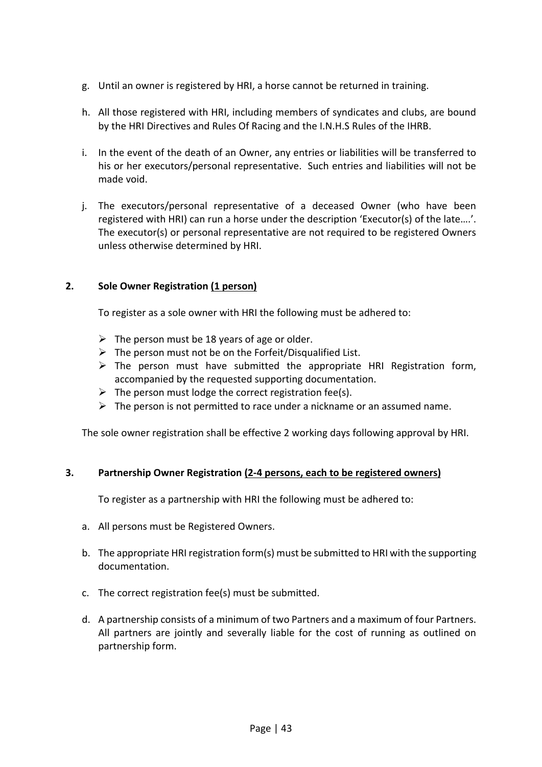g. Until an owner is registered by HRI, a horse cannot be returned in training.

h. All those registered with HRI, including members of syndicates and clubs, are bound by the HRI Directives and Rules Of Racing and the I.N.H.S Rules of the IHRB.

i. In the event of the death of an Owner, any entries or liabilities will be transferred to his or her executors/personal representative. Such entries and liabilities will not be made void.

j. The executors/personal representative of a deceased Owner (who have been registered with HRI) can run a horse under the description 'Executor(s) of the late….'. The executor(s) or personal representative are not required to be registered Owners unless otherwise determined by HRI.

## 2. Sole Owner Registration <u>(1 person)</u>

To register as a sole owner with HRI the following must be adhered to:

- The person must be 18 years of age or older.
- The person must not be on the Forfeit/Disqualified List.
- The person must have submitted the appropriate HRI Registration form, accompanied by the requested supporting documentation.
- The person must lodge the correct registration fee(s).
- The person is not permitted to race under a nickname or an assumed name.

The sole owner registration shall be effective 2 working days following approval by HRI.

## 3. Partnership Owner Registration <u>(2-4 persons, each to be registered owners)</u>

To register as a partnership with HRI the following must be adhered to:

a. All persons must be Registered Owners.

b. The appropriate HRI registration form(s) must be submitted to HRI with the supporting documentation.

c. The correct registration fee(s) must be submitted.

d. A partnership consists of a minimum of two Partners and a maximum of four Partners. All partners are jointly and severally liable for the cost of running as outlined on partnership form.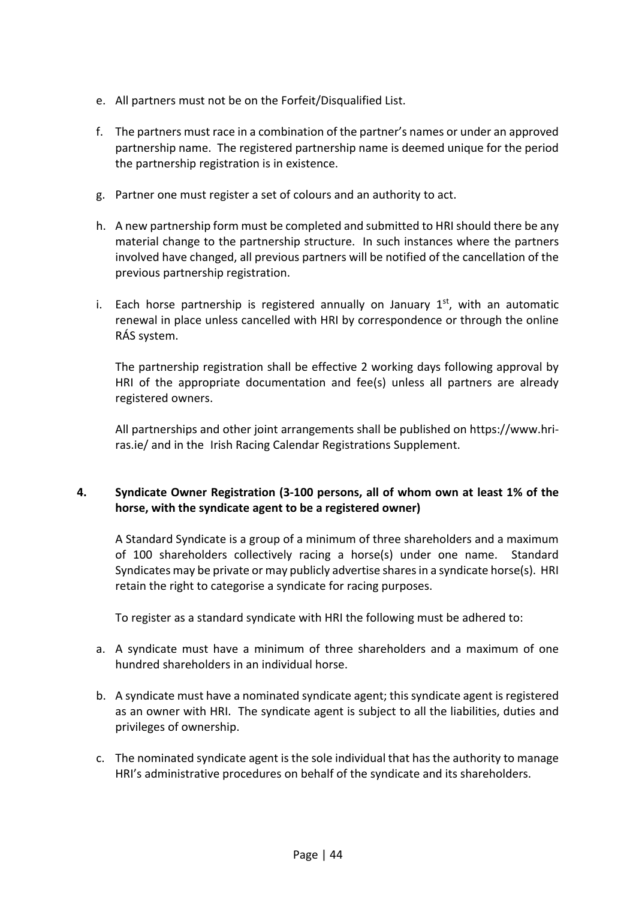e. All partners must not be on the Forfeit/Disqualified List.

f. The partners must race in a combination of the partner's names or under an approved partnership name. The registered partnership name is deemed unique for the period the partnership registration is in existence.

g. Partner one must register a set of colours and an authority to act.

h. A new partnership form must be completed and submitted to HRI should there be any material change to the partnership structure. In such instances where the partners involved have changed, all previous partners will be notified of the cancellation of the previous partnership registration.

i. Each horse partnership is registered annually on January 1st, with an automatic renewal in place unless cancelled with HRI by correspondence or through the online RÁS system.

   The partnership registration shall be effective 2 working days following approval by HRI of the appropriate documentation and fee(s) unless all partners are already registered owners.

   All partnerships and other joint arrangements shall be published on https://www.hri-ras.ie/ and in the Irish Racing Calendar Registrations Supplement.

## 4. Syndicate Owner Registration (3-100 persons, all of whom own at least 1% of the horse, with the syndicate agent to be a registered owner)

A Standard Syndicate is a group of a minimum of three shareholders and a maximum of 100 shareholders collectively racing a horse(s) under one name. Standard Syndicates may be private or may publicly advertise shares in a syndicate horse(s). HRI retain the right to categorise a syndicate for racing purposes.

To register as a standard syndicate with HRI the following must be adhered to:

a. A syndicate must have a minimum of three shareholders and a maximum of one hundred shareholders in an individual horse.

b. A syndicate must have a nominated syndicate agent; this syndicate agent is registered as an owner with HRI. The syndicate agent is subject to all the liabilities, duties and privileges of ownership.

c. The nominated syndicate agent is the sole individual that has the authority to manage HRI's administrative procedures on behalf of the syndicate and its shareholders.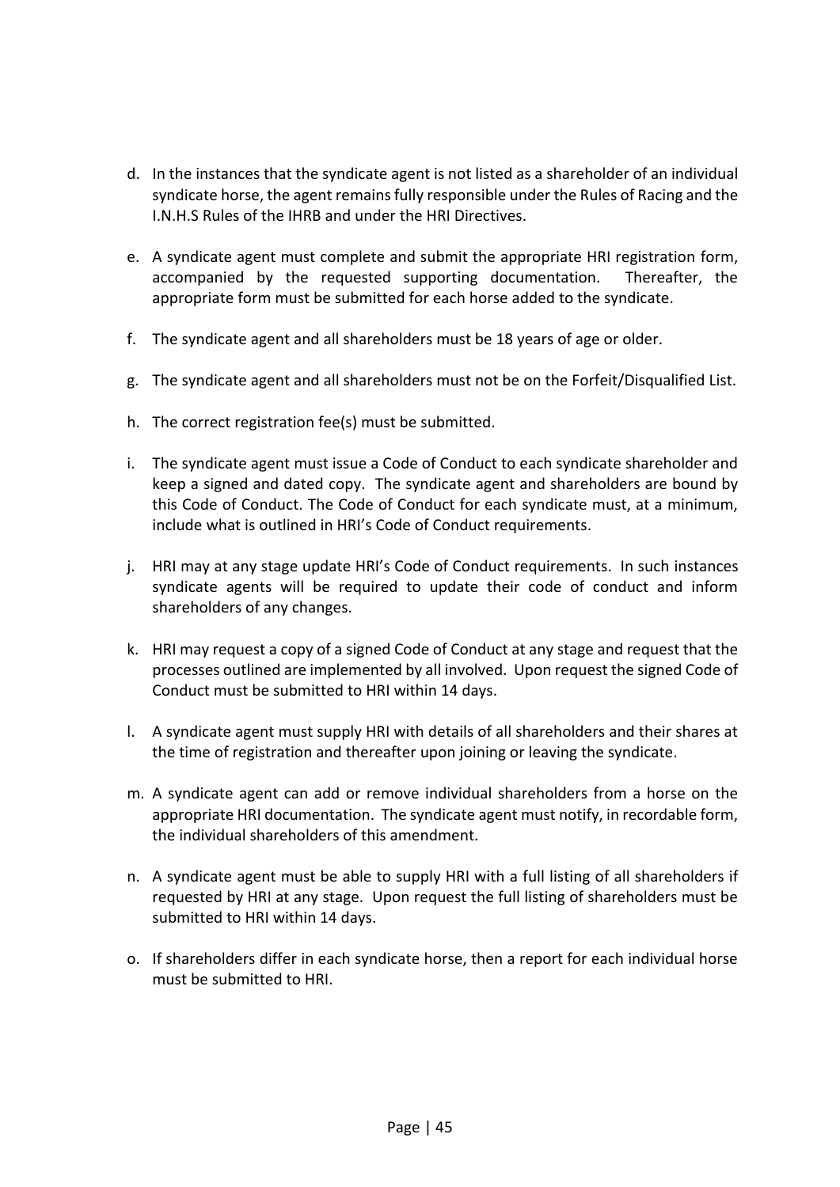d. In the instances that the syndicate agent is not listed as a shareholder of an individual syndicate horse, the agent remains fully responsible under the Rules of Racing and the I.N.H.S Rules of the IHRB and under the HRI Directives.

e. A syndicate agent must complete and submit the appropriate HRI registration form, accompanied by the requested supporting documentation. Thereafter, the appropriate form must be submitted for each horse added to the syndicate.

f. The syndicate agent and all shareholders must be 18 years of age or older.

g. The syndicate agent and all shareholders must not be on the Forfeit/Disqualified List.

h. The correct registration fee(s) must be submitted.

i. The syndicate agent must issue a Code of Conduct to each syndicate shareholder and keep a signed and dated copy. The syndicate agent and shareholders are bound by this Code of Conduct. The Code of Conduct for each syndicate must, at a minimum, include what is outlined in HRI's Code of Conduct requirements.

j. HRI may at any stage update HRI's Code of Conduct requirements. In such instances syndicate agents will be required to update their code of conduct and inform shareholders of any changes.

k. HRI may request a copy of a signed Code of Conduct at any stage and request that the processes outlined are implemented by all involved. Upon request the signed Code of Conduct must be submitted to HRI within 14 days.

l. A syndicate agent must supply HRI with details of all shareholders and their shares at the time of registration and thereafter upon joining or leaving the syndicate.

m. A syndicate agent can add or remove individual shareholders from a horse on the appropriate HRI documentation. The syndicate agent must notify, in recordable form, the individual shareholders of this amendment.

n. A syndicate agent must be able to supply HRI with a full listing of all shareholders if requested by HRI at any stage. Upon request the full listing of shareholders must be submitted to HRI within 14 days.

o. If shareholders differ in each syndicate horse, then a report for each individual horse must be submitted to HRI.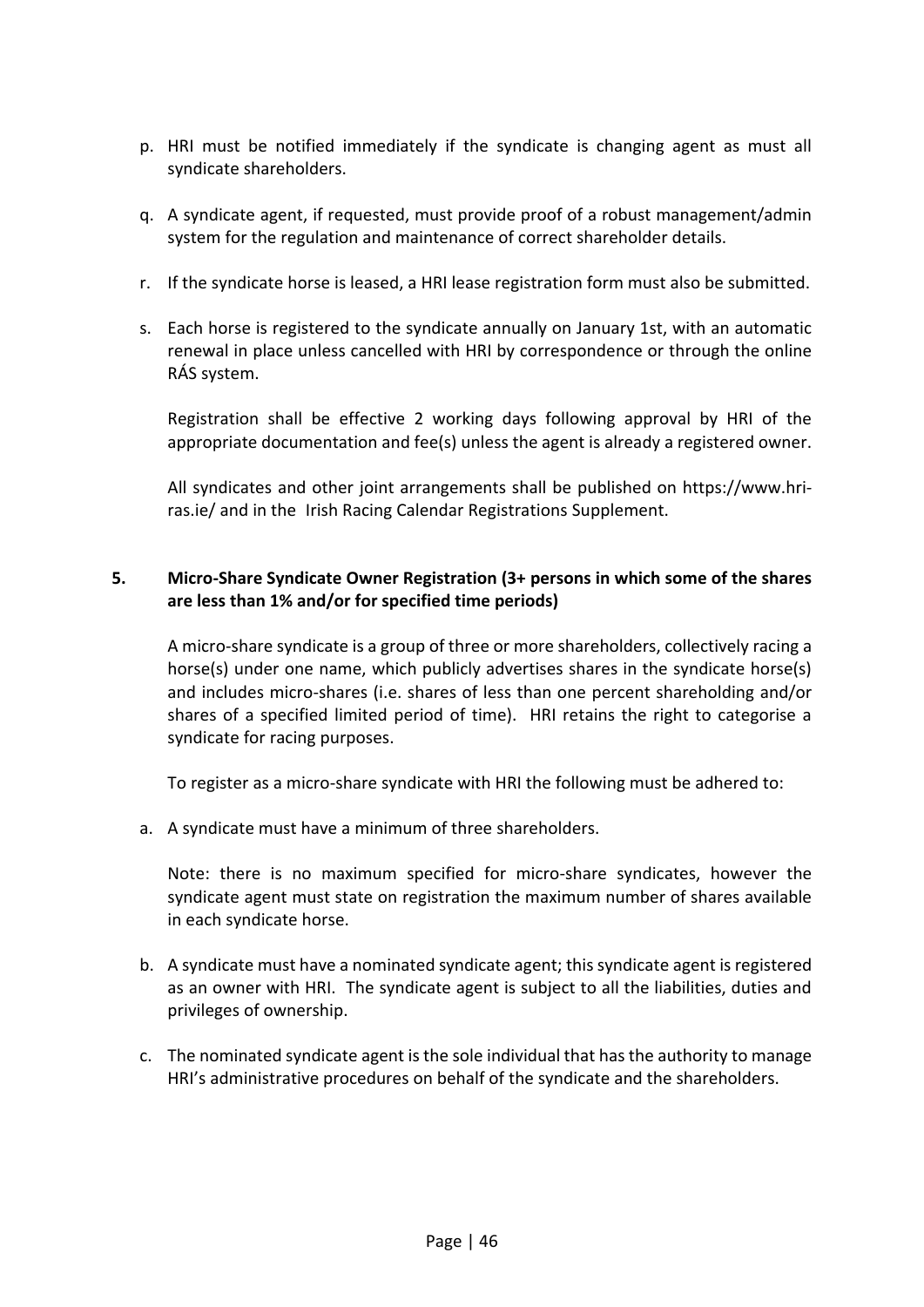p. HRI must be notified immediately if the syndicate is changing agent as must all syndicate shareholders.

q. A syndicate agent, if requested, must provide proof of a robust management/admin system for the regulation and maintenance of correct shareholder details.

r. If the syndicate horse is leased, a HRI lease registration form must also be submitted.

s. Each horse is registered to the syndicate annually on January 1st, with an automatic renewal in place unless cancelled with HRI by correspondence or through the online RÁS system.

   Registration shall be effective 2 working days following approval by HRI of the appropriate documentation and fee(s) unless the agent is already a registered owner.

   All syndicates and other joint arrangements shall be published on https://www.hri-ras.ie/ and in the Irish Racing Calendar Registrations Supplement.

## 5. Micro-Share Syndicate Owner Registration (3+ persons in which some of the shares are less than 1% and/or for specified time periods)

A micro-share syndicate is a group of three or more shareholders, collectively racing a horse(s) under one name, which publicly advertises shares in the syndicate horse(s) and includes micro-shares (i.e. shares of less than one percent shareholding and/or shares of a specified limited period of time). HRI retains the right to categorise a syndicate for racing purposes.

To register as a micro-share syndicate with HRI the following must be adhered to:

a. A syndicate must have a minimum of three shareholders.

   Note: there is no maximum specified for micro-share syndicates, however the syndicate agent must state on registration the maximum number of shares available in each syndicate horse.

b. A syndicate must have a nominated syndicate agent; this syndicate agent is registered as an owner with HRI. The syndicate agent is subject to all the liabilities, duties and privileges of ownership.

c. The nominated syndicate agent is the sole individual that has the authority to manage HRI's administrative procedures on behalf of the syndicate and the shareholders.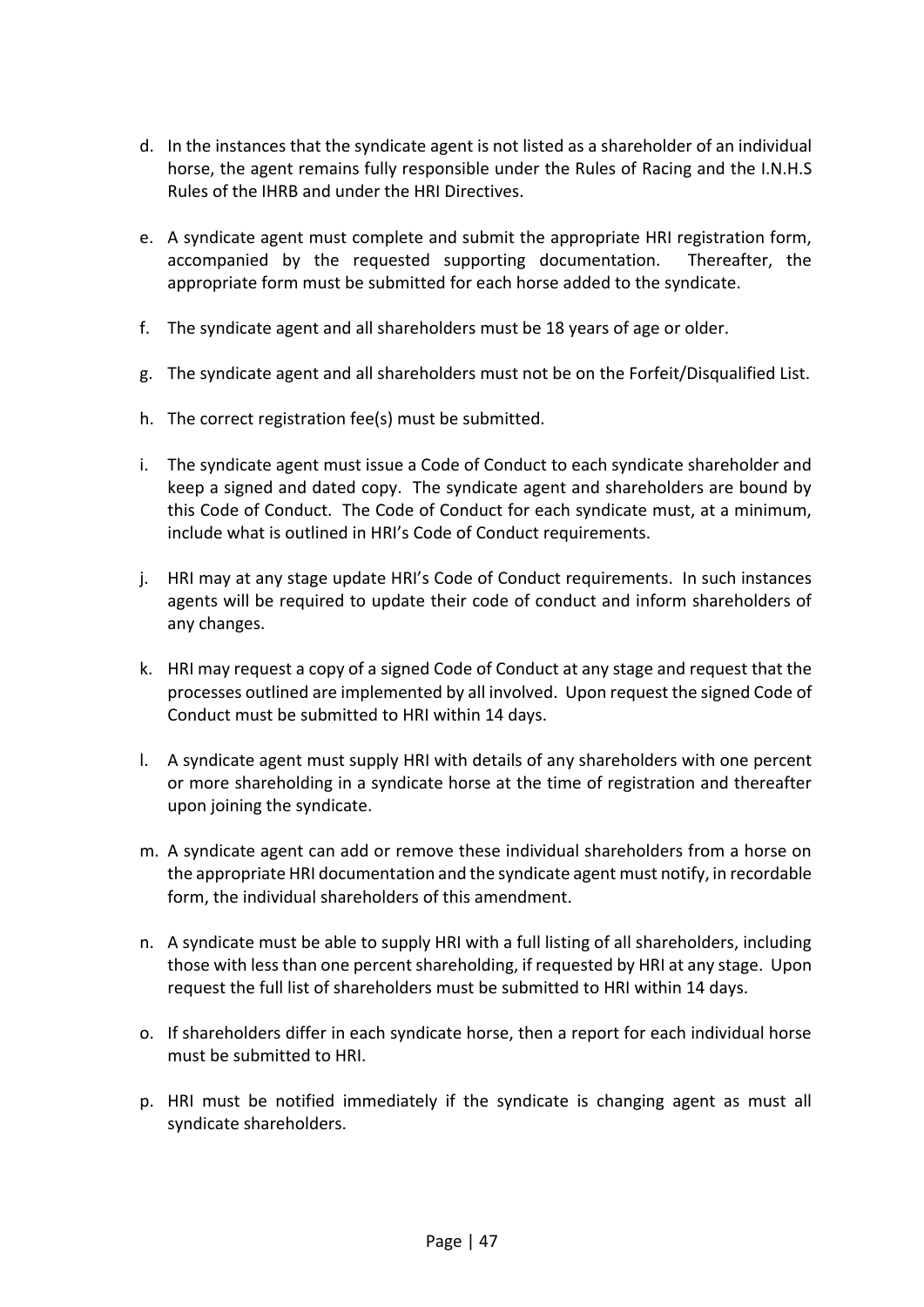d. In the instances that the syndicate agent is not listed as a shareholder of an individual horse, the agent remains fully responsible under the Rules of Racing and the I.N.H.S Rules of the IHRB and under the HRI Directives.

e. A syndicate agent must complete and submit the appropriate HRI registration form, accompanied by the requested supporting documentation. Thereafter, the appropriate form must be submitted for each horse added to the syndicate.

f. The syndicate agent and all shareholders must be 18 years of age or older.

g. The syndicate agent and all shareholders must not be on the Forfeit/Disqualified List.

h. The correct registration fee(s) must be submitted.

i. The syndicate agent must issue a Code of Conduct to each syndicate shareholder and keep a signed and dated copy. The syndicate agent and shareholders are bound by this Code of Conduct. The Code of Conduct for each syndicate must, at a minimum, include what is outlined in HRI's Code of Conduct requirements.

j. HRI may at any stage update HRI's Code of Conduct requirements. In such instances agents will be required to update their code of conduct and inform shareholders of any changes.

k. HRI may request a copy of a signed Code of Conduct at any stage and request that the processes outlined are implemented by all involved. Upon request the signed Code of Conduct must be submitted to HRI within 14 days.

l. A syndicate agent must supply HRI with details of any shareholders with one percent or more shareholding in a syndicate horse at the time of registration and thereafter upon joining the syndicate.

m. A syndicate agent can add or remove these individual shareholders from a horse on the appropriate HRI documentation and the syndicate agent must notify, in recordable form, the individual shareholders of this amendment.

n. A syndicate must be able to supply HRI with a full listing of all shareholders, including those with less than one percent shareholding, if requested by HRI at any stage. Upon request the full list of shareholders must be submitted to HRI within 14 days.

o. If shareholders differ in each syndicate horse, then a report for each individual horse must be submitted to HRI.

p. HRI must be notified immediately if the syndicate is changing agent as must all syndicate shareholders.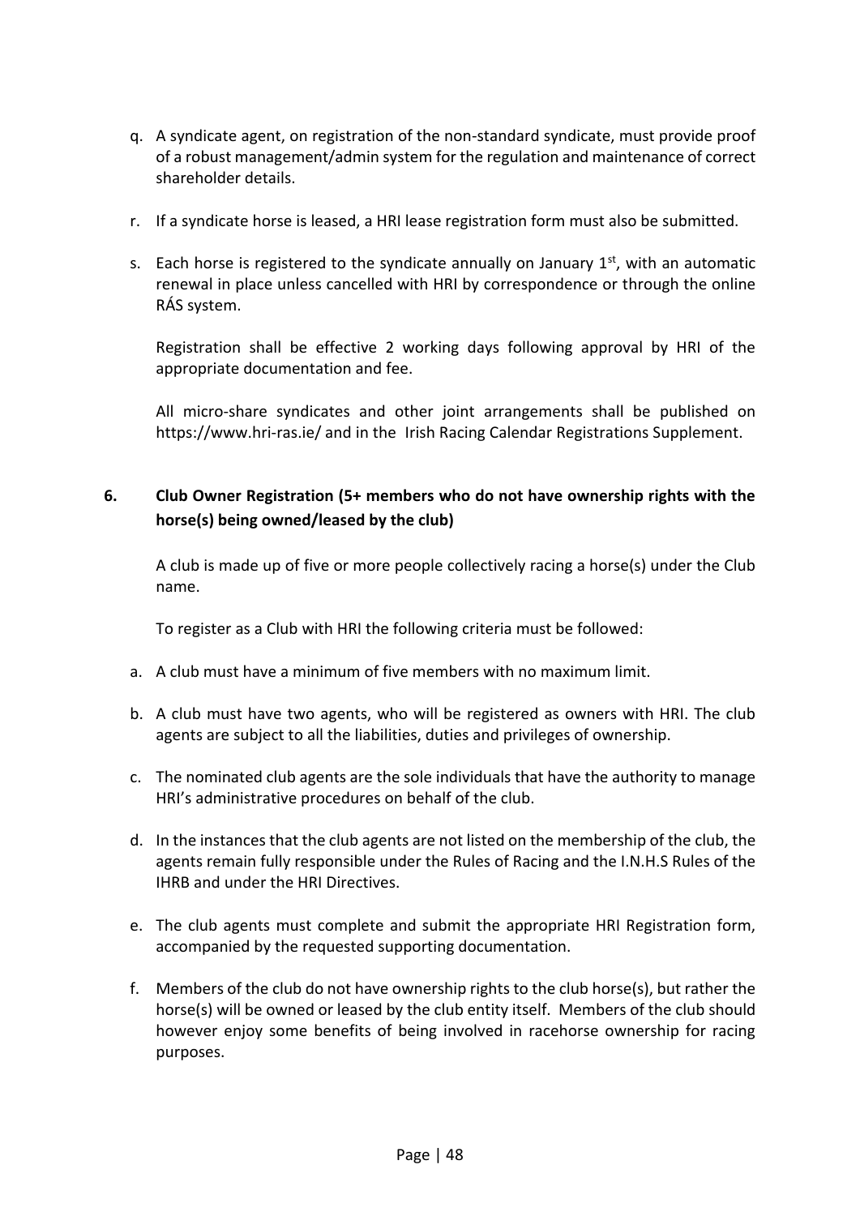q. A syndicate agent, on registration of the non-standard syndicate, must provide proof of a robust management/admin system for the regulation and maintenance of correct shareholder details.

r. If a syndicate horse is leased, a HRI lease registration form must also be submitted.

s. Each horse is registered to the syndicate annually on January 1st, with an automatic renewal in place unless cancelled with HRI by correspondence or through the online RÁS system.

   Registration shall be effective 2 working days following approval by HRI of the appropriate documentation and fee.

   All micro-share syndicates and other joint arrangements shall be published on https://www.hri-ras.ie/ and in the Irish Racing Calendar Registrations Supplement.

## 6. Club Owner Registration (5+ members who do not have ownership rights with the horse(s) being owned/leased by the club)

A club is made up of five or more people collectively racing a horse(s) under the Club name.

To register as a Club with HRI the following criteria must be followed:

a. A club must have a minimum of five members with no maximum limit.

b. A club must have two agents, who will be registered as owners with HRI. The club agents are subject to all the liabilities, duties and privileges of ownership.

c. The nominated club agents are the sole individuals that have the authority to manage HRI's administrative procedures on behalf of the club.

d. In the instances that the club agents are not listed on the membership of the club, the agents remain fully responsible under the Rules of Racing and the I.N.H.S Rules of the IHRB and under the HRI Directives.

e. The club agents must complete and submit the appropriate HRI Registration form, accompanied by the requested supporting documentation.

f. Members of the club do not have ownership rights to the club horse(s), but rather the horse(s) will be owned or leased by the club entity itself. Members of the club should however enjoy some benefits of being involved in racehorse ownership for racing purposes.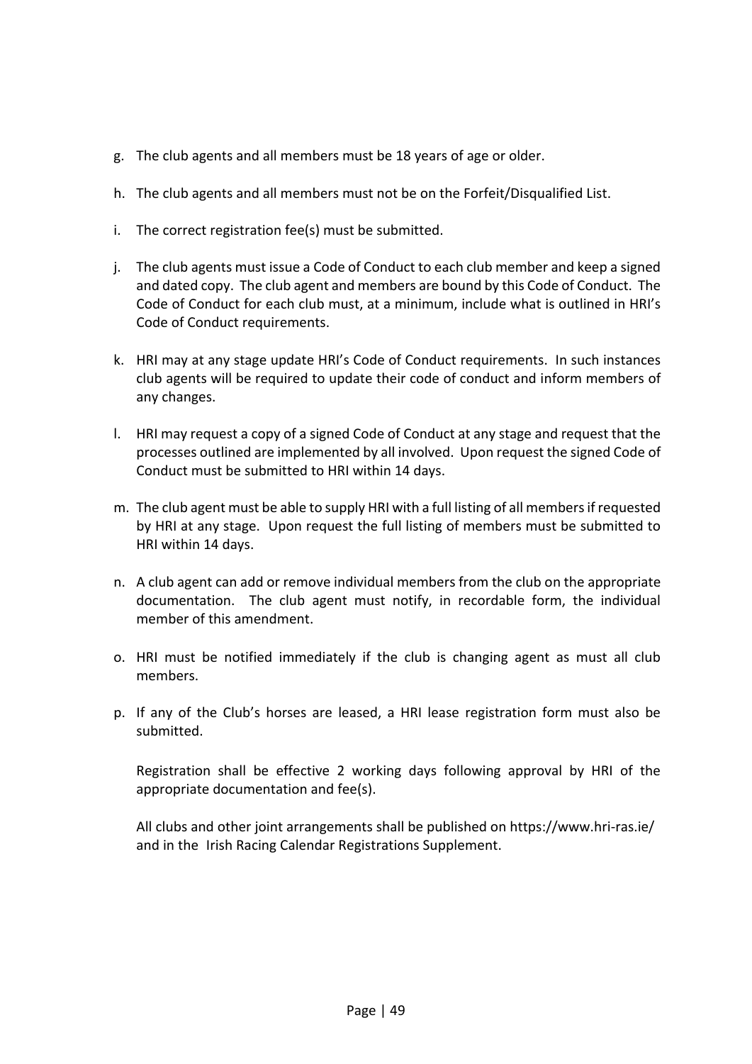g. The club agents and all members must be 18 years of age or older.

h. The club agents and all members must not be on the Forfeit/Disqualified List.

i. The correct registration fee(s) must be submitted.

j. The club agents must issue a Code of Conduct to each club member and keep a signed and dated copy. The club agent and members are bound by this Code of Conduct. The Code of Conduct for each club must, at a minimum, include what is outlined in HRI's Code of Conduct requirements.

k. HRI may at any stage update HRI's Code of Conduct requirements. In such instances club agents will be required to update their code of conduct and inform members of any changes.

l. HRI may request a copy of a signed Code of Conduct at any stage and request that the processes outlined are implemented by all involved. Upon request the signed Code of Conduct must be submitted to HRI within 14 days.

m. The club agent must be able to supply HRI with a full listing of all members if requested by HRI at any stage. Upon request the full listing of members must be submitted to HRI within 14 days.

n. A club agent can add or remove individual members from the club on the appropriate documentation. The club agent must notify, in recordable form, the individual member of this amendment.

o. HRI must be notified immediately if the club is changing agent as must all club members.

p. If any of the Club's horses are leased, a HRI lease registration form must also be submitted.

   Registration shall be effective 2 working days following approval by HRI of the appropriate documentation and fee(s).

   All clubs and other joint arrangements shall be published on https://www.hri-ras.ie/ and in the Irish Racing Calendar Registrations Supplement.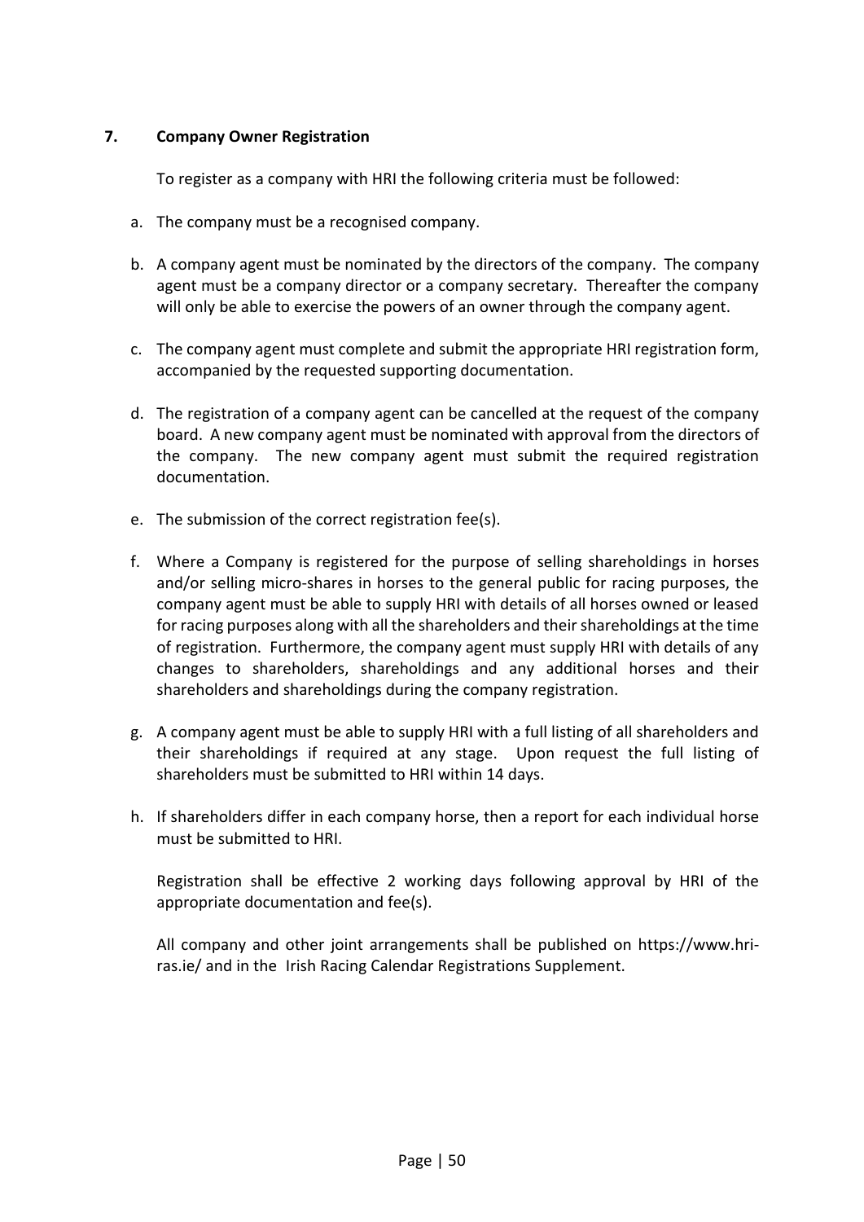## 7. Company Owner Registration

To register as a company with HRI the following criteria must be followed:

a. The company must be a recognised company.

b. A company agent must be nominated by the directors of the company. The company agent must be a company director or a company secretary. Thereafter the company will only be able to exercise the powers of an owner through the company agent.

c. The company agent must complete and submit the appropriate HRI registration form, accompanied by the requested supporting documentation.

d. The registration of a company agent can be cancelled at the request of the company board. A new company agent must be nominated with approval from the directors of the company. The new company agent must submit the required registration documentation.

e. The submission of the correct registration fee(s).

f. Where a Company is registered for the purpose of selling shareholdings in horses and/or selling micro-shares in horses to the general public for racing purposes, the company agent must be able to supply HRI with details of all horses owned or leased for racing purposes along with all the shareholders and their shareholdings at the time of registration. Furthermore, the company agent must supply HRI with details of any changes to shareholders, shareholdings and any additional horses and their shareholders and shareholdings during the company registration.

g. A company agent must be able to supply HRI with a full listing of all shareholders and their shareholdings if required at any stage. Upon request the full listing of shareholders must be submitted to HRI within 14 days.

h. If shareholders differ in each company horse, then a report for each individual horse must be submitted to HRI.

Registration shall be effective 2 working days following approval by HRI of the appropriate documentation and fee(s).

All company and other joint arrangements shall be published on https://www.hri-ras.ie/ and in the Irish Racing Calendar Registrations Supplement.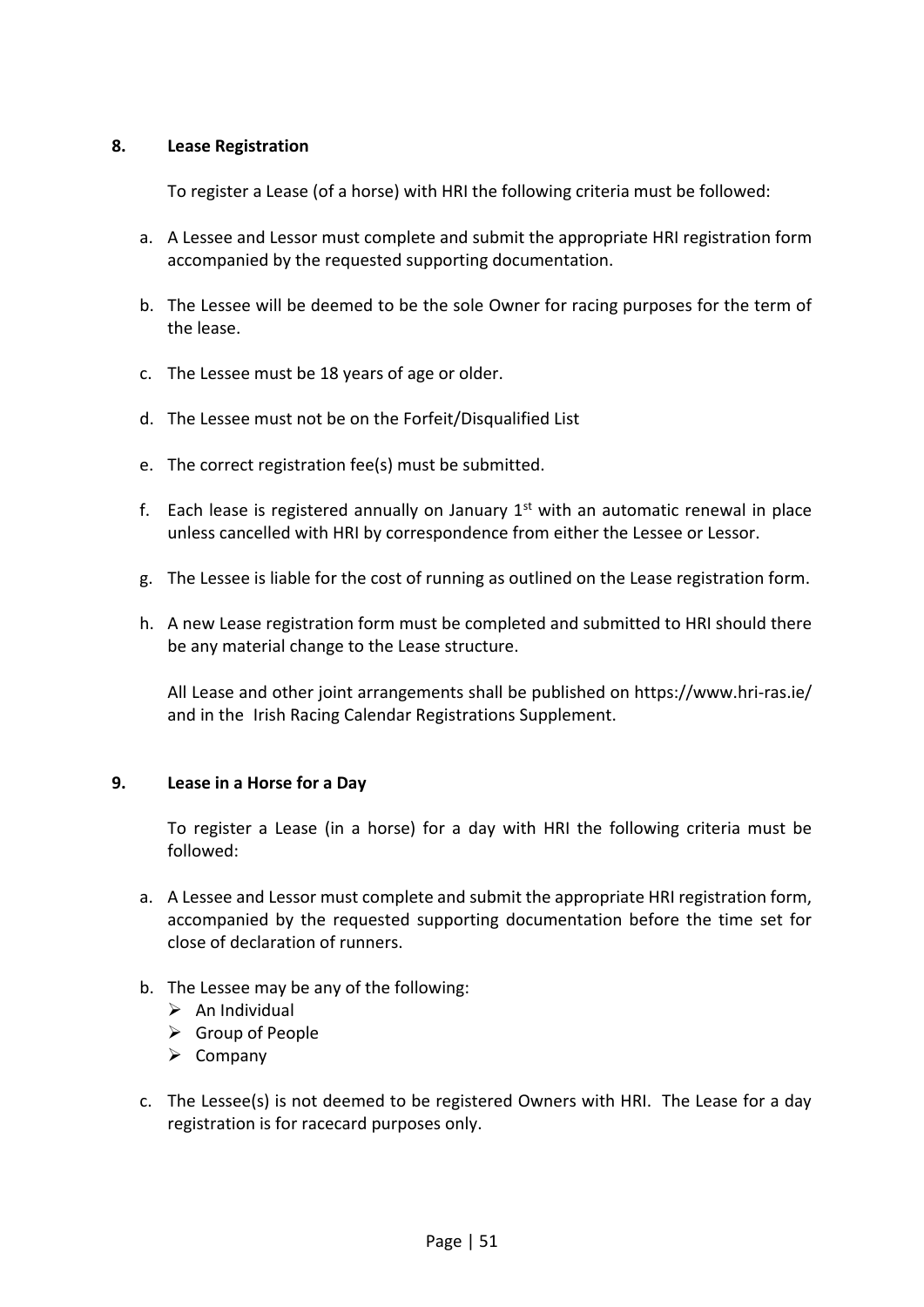## 8. Lease Registration

To register a Lease (of a horse) with HRI the following criteria must be followed:

a. A Lessee and Lessor must complete and submit the appropriate HRI registration form accompanied by the requested supporting documentation.

b. The Lessee will be deemed to be the sole Owner for racing purposes for the term of the lease.

c. The Lessee must be 18 years of age or older.

d. The Lessee must not be on the Forfeit/Disqualified List

e. The correct registration fee(s) must be submitted.

f. Each lease is registered annually on January 1st with an automatic renewal in place unless cancelled with HRI by correspondence from either the Lessee or Lessor.

g. The Lessee is liable for the cost of running as outlined on the Lease registration form.

h. A new Lease registration form must be completed and submitted to HRI should there be any material change to the Lease structure.

All Lease and other joint arrangements shall be published on https://www.hri-ras.ie/ and in the Irish Racing Calendar Registrations Supplement.

## 9. Lease in a Horse for a Day

To register a Lease (in a horse) for a day with HRI the following criteria must be followed:

a. A Lessee and Lessor must complete and submit the appropriate HRI registration form, accompanied by the requested supporting documentation before the time set for close of declaration of runners.

b. The Lessee may be any of the following:
   - An Individual
   - Group of People
   - Company

c. The Lessee(s) is not deemed to be registered Owners with HRI. The Lease for a day registration is for racecard purposes only.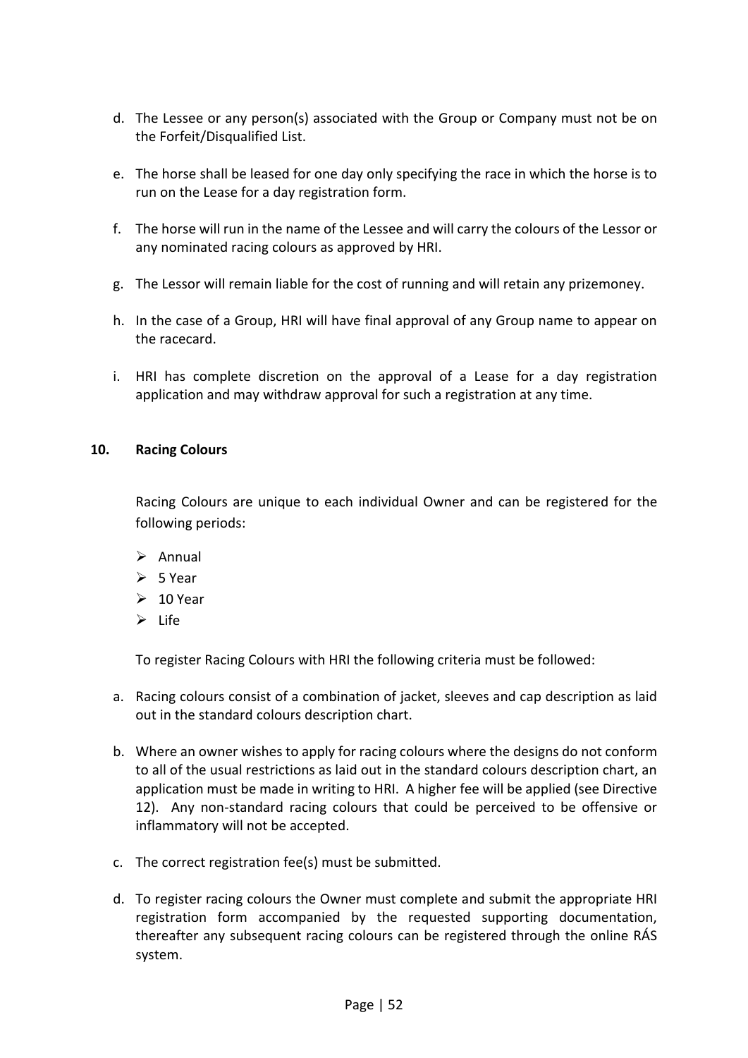d. The Lessee or any person(s) associated with the Group or Company must not be on the Forfeit/Disqualified List.

e. The horse shall be leased for one day only specifying the race in which the horse is to run on the Lease for a day registration form.

f. The horse will run in the name of the Lessee and will carry the colours of the Lessor or any nominated racing colours as approved by HRI.

g. The Lessor will remain liable for the cost of running and will retain any prizemoney.

h. In the case of a Group, HRI will have final approval of any Group name to appear on the racecard.

i. HRI has complete discretion on the approval of a Lease for a day registration application and may withdraw approval for such a registration at any time.

## 10. Racing Colours

Racing Colours are unique to each individual Owner and can be registered for the following periods:

- Annual
- 5 Year
- 10 Year
- Life

To register Racing Colours with HRI the following criteria must be followed:

a. Racing colours consist of a combination of jacket, sleeves and cap description as laid out in the standard colours description chart.

b. Where an owner wishes to apply for racing colours where the designs do not conform to all of the usual restrictions as laid out in the standard colours description chart, an application must be made in writing to HRI. A higher fee will be applied (see Directive 12). Any non-standard racing colours that could be perceived to be offensive or inflammatory will not be accepted.

c. The correct registration fee(s) must be submitted.

d. To register racing colours the Owner must complete and submit the appropriate HRI registration form accompanied by the requested supporting documentation, thereafter any subsequent racing colours can be registered through the online RÁS system.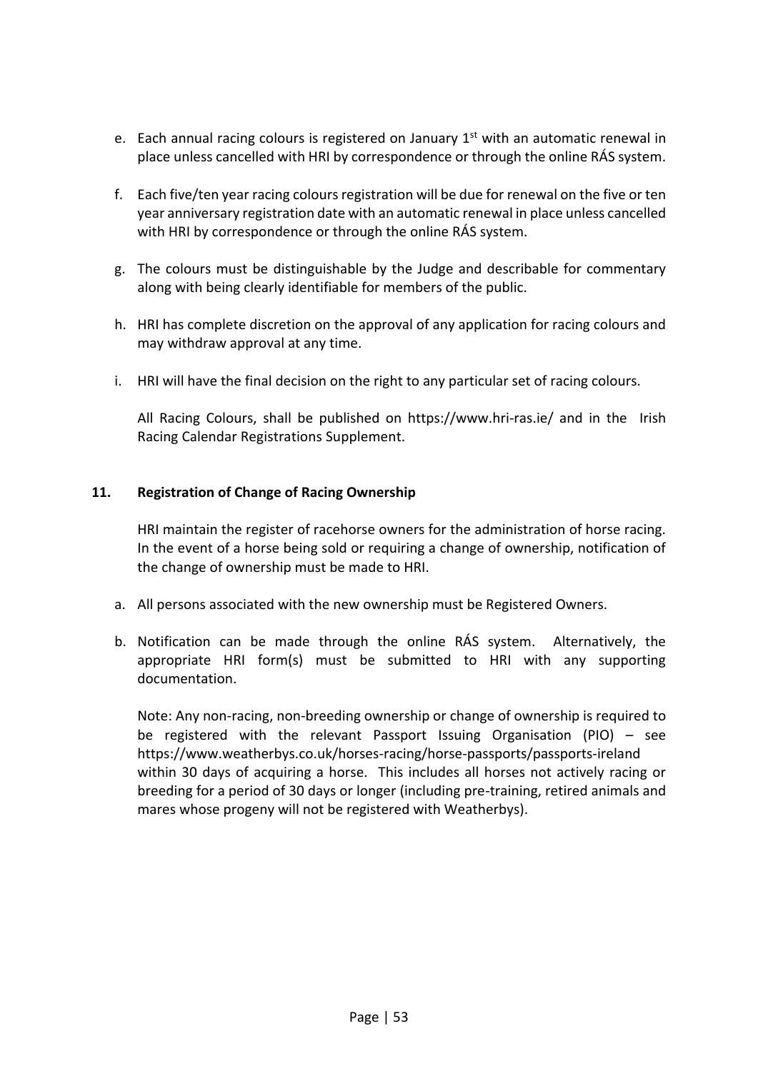e. Each annual racing colours is registered on January 1st with an automatic renewal in place unless cancelled with HRI by correspondence or through the online RÁS system.

f. Each five/ten year racing colours registration will be due for renewal on the five or ten year anniversary registration date with an automatic renewal in place unless cancelled with HRI by correspondence or through the online RÁS system.

g. The colours must be distinguishable by the Judge and describable for commentary along with being clearly identifiable for members of the public.

h. HRI has complete discretion on the approval of any application for racing colours and may withdraw approval at any time.

i. HRI will have the final decision on the right to any particular set of racing colours.

All Racing Colours, shall be published on https://www.hri-ras.ie/ and in the Irish Racing Calendar Registrations Supplement.

## 11. Registration of Change of Racing Ownership

HRI maintain the register of racehorse owners for the administration of horse racing. In the event of a horse being sold or requiring a change of ownership, notification of the change of ownership must be made to HRI.

a. All persons associated with the new ownership must be Registered Owners.

b. Notification can be made through the online RÁS system. Alternatively, the appropriate HRI form(s) must be submitted to HRI with any supporting documentation.

Note: Any non-racing, non-breeding ownership or change of ownership is required to be registered with the relevant Passport Issuing Organisation (PIO) – see https://www.weatherbys.co.uk/horses-racing/horse-passports/passports-ireland within 30 days of acquiring a horse. This includes all horses not actively racing or breeding for a period of 30 days or longer (including pre-training, retired animals and mares whose progeny will not be registered with Weatherbys).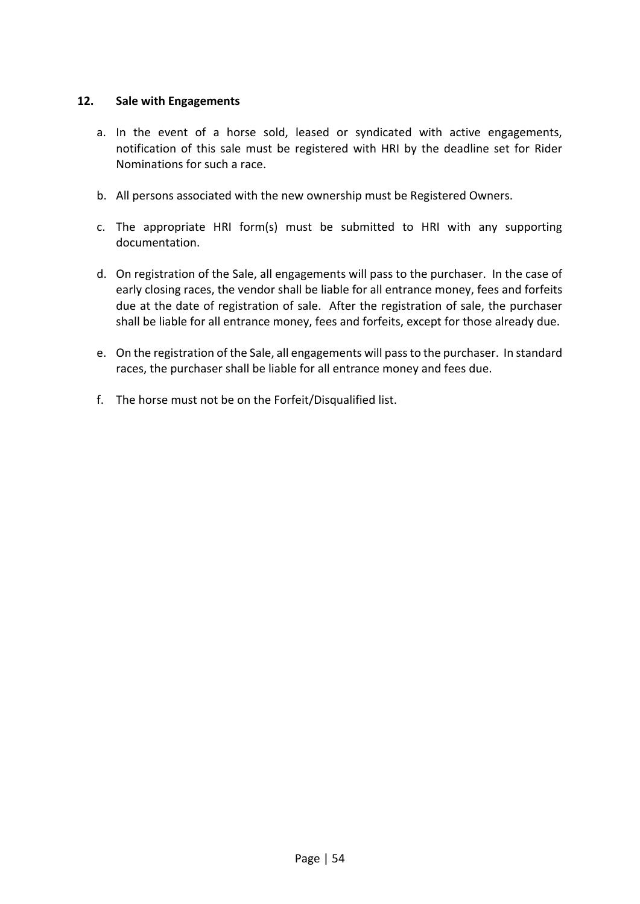## 12. Sale with Engagements

a. In the event of a horse sold, leased or syndicated with active engagements, notification of this sale must be registered with HRI by the deadline set for Rider Nominations for such a race.

b. All persons associated with the new ownership must be Registered Owners.

c. The appropriate HRI form(s) must be submitted to HRI with any supporting documentation.

d. On registration of the Sale, all engagements will pass to the purchaser. In the case of early closing races, the vendor shall be liable for all entrance money, fees and forfeits due at the date of registration of sale. After the registration of sale, the purchaser shall be liable for all entrance money, fees and forfeits, except for those already due.

e. On the registration of the Sale, all engagements will pass to the purchaser. In standard races, the purchaser shall be liable for all entrance money and fees due.

f. The horse must not be on the Forfeit/Disqualified list.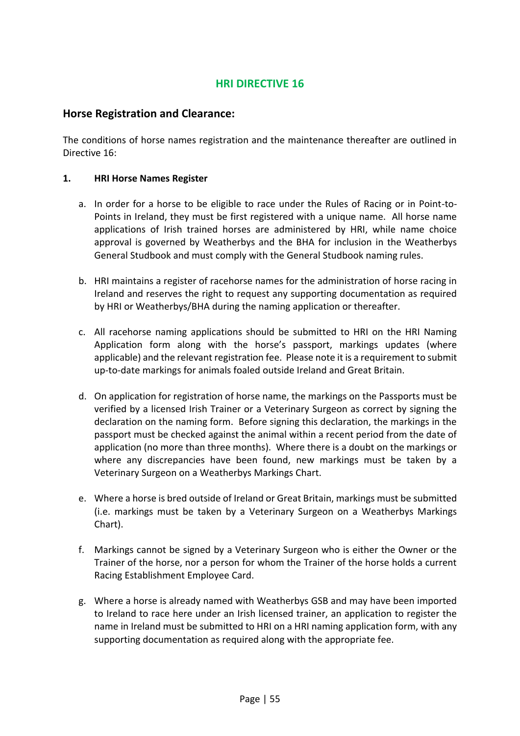# HRI DIRECTIVE 16

## Horse Registration and Clearance:

The conditions of horse names registration and the maintenance thereafter are outlined in Directive 16:

**1. HRI Horse Names Register**

a. In order for a horse to be eligible to race under the Rules of Racing or in Point-to-Points in Ireland, they must be first registered with a unique name. All horse name applications of Irish trained horses are administered by HRI, while name choice approval is governed by Weatherbys and the BHA for inclusion in the Weatherbys General Studbook and must comply with the General Studbook naming rules.

b. HRI maintains a register of racehorse names for the administration of horse racing in Ireland and reserves the right to request any supporting documentation as required by HRI or Weatherbys/BHA during the naming application or thereafter.

c. All racehorse naming applications should be submitted to HRI on the HRI Naming Application form along with the horse's passport, markings updates (where applicable) and the relevant registration fee. Please note it is a requirement to submit up-to-date markings for animals foaled outside Ireland and Great Britain.

d. On application for registration of horse name, the markings on the Passports must be verified by a licensed Irish Trainer or a Veterinary Surgeon as correct by signing the declaration on the naming form. Before signing this declaration, the markings in the passport must be checked against the animal within a recent period from the date of application (no more than three months). Where there is a doubt on the markings or where any discrepancies have been found, new markings must be taken by a Veterinary Surgeon on a Weatherbys Markings Chart.

e. Where a horse is bred outside of Ireland or Great Britain, markings must be submitted (i.e. markings must be taken by a Veterinary Surgeon on a Weatherbys Markings Chart).

f. Markings cannot be signed by a Veterinary Surgeon who is either the Owner or the Trainer of the horse, nor a person for whom the Trainer of the horse holds a current Racing Establishment Employee Card.

g. Where a horse is already named with Weatherbys GSB and may have been imported to Ireland to race here under an Irish licensed trainer, an application to register the name in Ireland must be submitted to HRI on a HRI naming application form, with any supporting documentation as required along with the appropriate fee.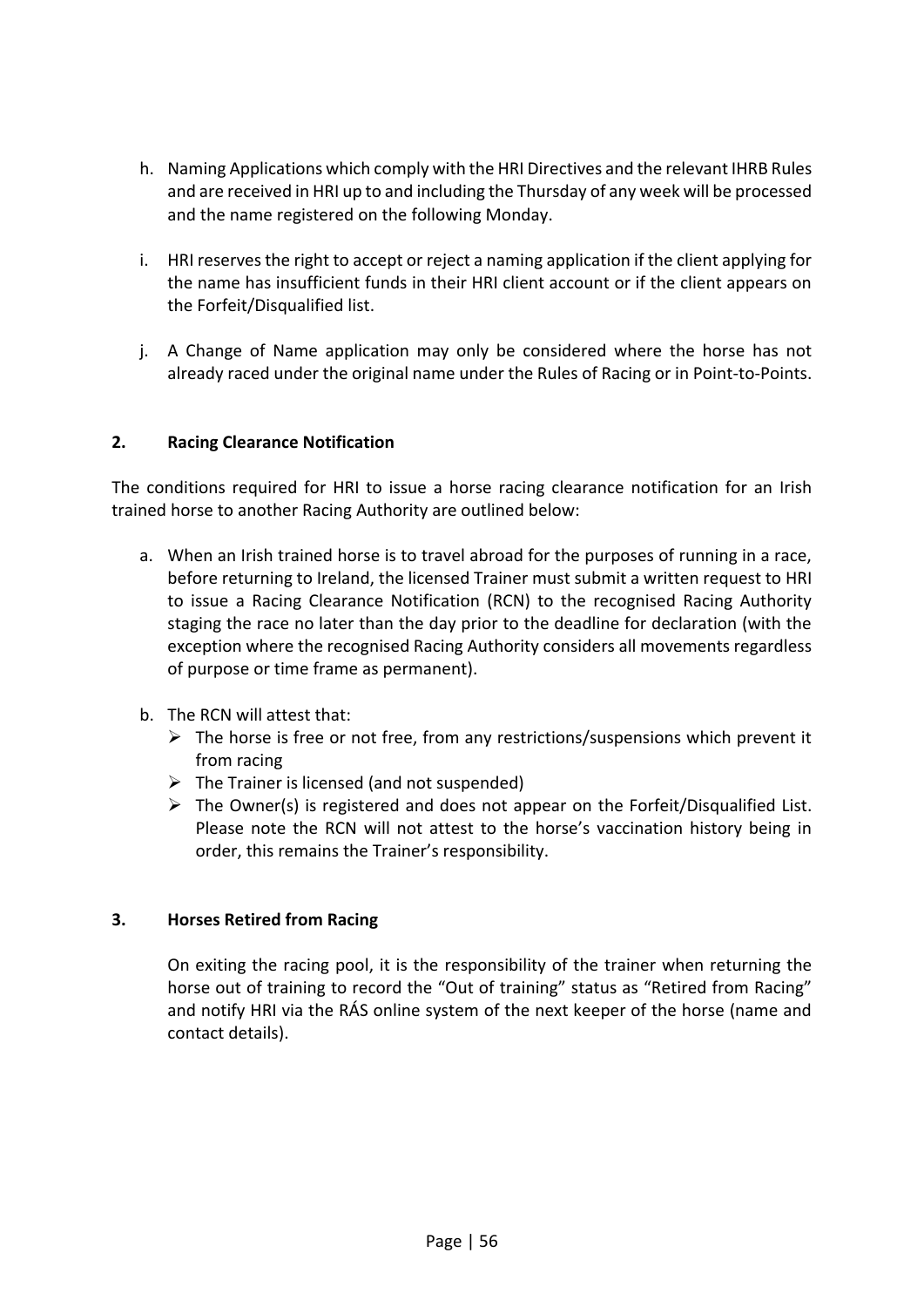h. Naming Applications which comply with the HRI Directives and the relevant IHRB Rules and are received in HRI up to and including the Thursday of any week will be processed and the name registered on the following Monday.

i. HRI reserves the right to accept or reject a naming application if the client applying for the name has insufficient funds in their HRI client account or if the client appears on the Forfeit/Disqualified list.

j. A Change of Name application may only be considered where the horse has not already raced under the original name under the Rules of Racing or in Point-to-Points.

## 2. Racing Clearance Notification

The conditions required for HRI to issue a horse racing clearance notification for an Irish trained horse to another Racing Authority are outlined below:

a. When an Irish trained horse is to travel abroad for the purposes of running in a race, before returning to Ireland, the licensed Trainer must submit a written request to HRI to issue a Racing Clearance Notification (RCN) to the recognised Racing Authority staging the race no later than the day prior to the deadline for declaration (with the exception where the recognised Racing Authority considers all movements regardless of purpose or time frame as permanent).

b. The RCN will attest that:
   - The horse is free or not free, from any restrictions/suspensions which prevent it from racing
   - The Trainer is licensed (and not suspended)
   - The Owner(s) is registered and does not appear on the Forfeit/Disqualified List. Please note the RCN will not attest to the horse's vaccination history being in order, this remains the Trainer's responsibility.

## 3. Horses Retired from Racing

On exiting the racing pool, it is the responsibility of the trainer when returning the horse out of training to record the "Out of training" status as "Retired from Racing" and notify HRI via the RÁS online system of the next keeper of the horse (name and contact details).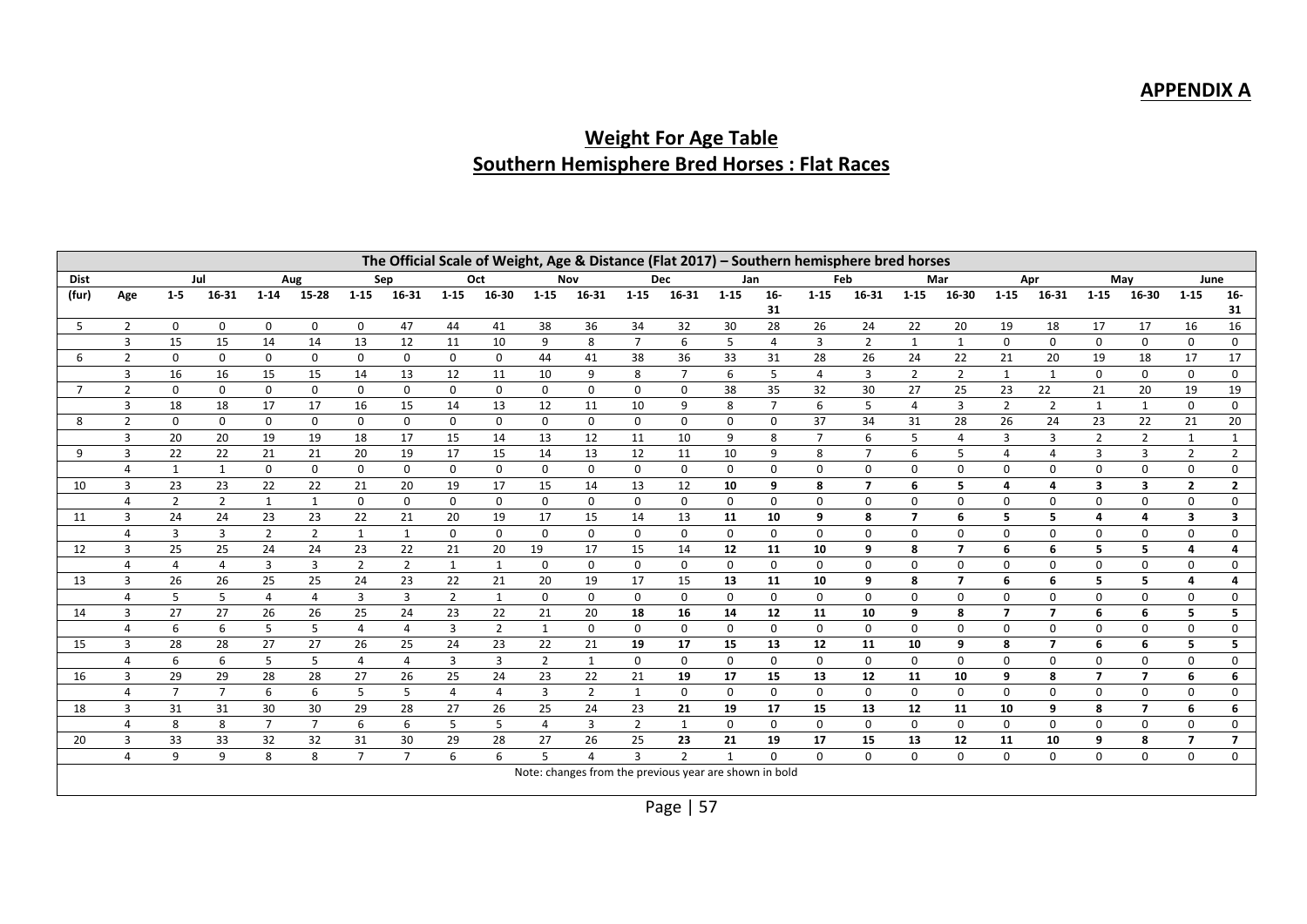## APPENDIX A

## Weight For Age Table

## Southern Hemisphere Bred Horses : Flat Races

| The Official Scale of Weight, Age & Distance (Flat 2017) – Southern hemisphere bred horses | | | | | | | | | | | | | | | | | | | | | | | | | |
|---|---|---|---|---|---|---|---|---|---|---|---|---|---|---|---|---|---|---|---|---|---|---|---|---|---|
| Dist | | Jul | | Aug | | Sep | | Oct | | Nov | | Dec | | Jan | | Feb | | Mar | | Apr | | May | | June | |
| (fur) | Age | 1-5 | 16-31 | 1-14 | 15-28 | 1-15 | 16-31 | 1-15 | 16-30 | 1-15 | 16-31 | 1-15 | 16-31 | 1-15 | 16-31 | 1-15 | 16-31 | 1-15 | 16-30 | 1-15 | 16-31 | 1-15 | 16-30 | 1-15 | 16-31 |
| 5 | 2 | 0 | 0 | 0 | 0 | 0 | 47 | 44 | 41 | 38 | 36 | 34 | 32 | 30 | 28 | 26 | 24 | 22 | 20 | 19 | 18 | 17 | 17 | 16 | 16 |
| | 3 | 15 | 15 | 14 | 14 | 13 | 12 | 11 | 10 | 9 | 8 | 7 | 6 | 5 | 4 | 3 | 2 | 1 | 1 | 0 | 0 | 0 | 0 | 0 | 0 |
| 6 | 2 | 0 | 0 | 0 | 0 | 0 | 0 | 0 | 0 | 44 | 41 | 38 | 36 | 33 | 31 | 28 | 26 | 24 | 22 | 21 | 20 | 19 | 18 | 17 | 17 |
| | 3 | 16 | 16 | 15 | 15 | 14 | 13 | 12 | 11 | 10 | 9 | 8 | 7 | 6 | 5 | 4 | 3 | 2 | 2 | 1 | 1 | 0 | 0 | 0 | 0 |
| 7 | 2 | 0 | 0 | 0 | 0 | 0 | 0 | 0 | 0 | 0 | 0 | 0 | 0 | 38 | 35 | 32 | 30 | 27 | 25 | 23 | 22 | 21 | 20 | 19 | 19 |
| | 3 | 18 | 18 | 17 | 17 | 16 | 15 | 14 | 13 | 12 | 11 | 10 | 9 | 8 | 7 | 6 | 5 | 4 | 3 | 2 | 2 | 1 | 1 | 0 | 0 |
| 8 | 2 | 0 | 0 | 0 | 0 | 0 | 0 | 0 | 0 | 0 | 0 | 0 | 0 | 0 | 0 | 37 | 34 | 31 | 28 | 26 | 24 | 23 | 22 | 21 | 20 |
| | 3 | 20 | 20 | 19 | 19 | 18 | 17 | 15 | 14 | 13 | 12 | 11 | 10 | 9 | 8 | 7 | 6 | 5 | 4 | 3 | 3 | 2 | 2 | 1 | 1 |
| 9 | 3 | 22 | 22 | 21 | 21 | 20 | 19 | 17 | 15 | 14 | 13 | 12 | 11 | 10 | 9 | 8 | 7 | 6 | 5 | 4 | 4 | 3 | 3 | 2 | 2 |
| | 4 | 1 | 1 | 0 | 0 | 0 | 0 | 0 | 0 | 0 | 0 | 0 | 0 | 0 | 0 | 0 | 0 | 0 | 0 | 0 | 0 | 0 | 0 | 0 | 0 |
| 10 | 3 | 23 | 23 | 22 | 22 | 21 | 20 | 19 | 17 | 15 | 14 | 13 | 12 | **10** | **9** | **8** | **7** | **6** | **5** | **4** | **4** | **3** | **3** | **2** | **2** |
| | 4 | 2 | 2 | 1 | 1 | 0 | 0 | 0 | 0 | 0 | 0 | 0 | 0 | 0 | 0 | 0 | 0 | 0 | 0 | 0 | 0 | 0 | 0 | 0 | 0 |
| 11 | 3 | 24 | 24 | 23 | 23 | 22 | 21 | 20 | 19 | 17 | 15 | 14 | 13 | **11** | **10** | **9** | **8** | **7** | **6** | **5** | **5** | **4** | **4** | **3** | **3** |
| | 4 | 3 | 3 | 2 | 2 | 1 | 1 | 0 | 0 | 0 | 0 | 0 | 0 | 0 | 0 | 0 | 0 | 0 | 0 | 0 | 0 | 0 | 0 | 0 | 0 |
| 12 | 3 | 25 | 25 | 24 | 24 | 23 | 22 | 21 | 20 | 19 | 17 | 15 | 14 | **12** | **11** | **10** | **9** | **8** | **7** | **6** | **6** | **5** | **5** | **4** | **4** |
| | 4 | 4 | 4 | 3 | 3 | 2 | 2 | 1 | 1 | 0 | 0 | 0 | 0 | 0 | 0 | 0 | 0 | 0 | 0 | 0 | 0 | 0 | 0 | 0 | 0 |
| 13 | 3 | 26 | 26 | 25 | 25 | 24 | 23 | 22 | 21 | 20 | 19 | 17 | 15 | **13** | **11** | **10** | **9** | **8** | **7** | **6** | **6** | **5** | **5** | **4** | **4** |
| | 4 | 5 | 5 | 4 | 4 | 3 | 3 | 2 | 1 | 0 | 0 | 0 | 0 | 0 | 0 | 0 | 0 | 0 | 0 | 0 | 0 | 0 | 0 | 0 | 0 |
| 14 | 3 | 27 | 27 | 26 | 26 | 25 | 24 | 23 | 22 | 21 | 20 | **18** | **16** | **14** | **12** | **11** | **10** | **9** | **8** | **7** | **7** | **6** | **6** | **5** | **5** |
| | 4 | 6 | 6 | 5 | 5 | 4 | 4 | 3 | 2 | 1 | 0 | 0 | 0 | 0 | 0 | 0 | 0 | 0 | 0 | 0 | 0 | 0 | 0 | 0 | 0 |
| 15 | 3 | 28 | 28 | 27 | 27 | 26 | 25 | 24 | 23 | 22 | 21 | **19** | **17** | **15** | **13** | **12** | **11** | **10** | **9** | **8** | **7** | **6** | **6** | **5** | **5** |
| | 4 | 6 | 6 | 5 | 5 | 4 | 4 | 3 | 3 | 2 | 1 | 0 | 0 | 0 | 0 | 0 | 0 | 0 | 0 | 0 | 0 | 0 | 0 | 0 | 0 |
| 16 | 3 | 29 | 29 | 28 | 28 | 27 | 26 | 25 | 24 | 23 | 22 | 21 | **19** | **17** | **15** | **13** | **12** | **11** | **10** | **9** | **8** | **7** | **7** | **6** | **6** |
| | 4 | 7 | 7 | 6 | 6 | 5 | 5 | 4 | 4 | 3 | 2 | 1 | 0 | 0 | 0 | 0 | 0 | 0 | 0 | 0 | 0 | 0 | 0 | 0 | 0 |
| 18 | 3 | 31 | 31 | 30 | 30 | 29 | 28 | 27 | 26 | 25 | 24 | 23 | **21** | **19** | **17** | **15** | **13** | **12** | **11** | **10** | **9** | **8** | **7** | **6** | **6** |
| | 4 | 8 | 8 | 7 | 7 | 6 | 6 | 5 | 5 | 4 | 3 | 2 | 1 | 0 | 0 | 0 | 0 | 0 | 0 | 0 | 0 | 0 | 0 | 0 | 0 |
| 20 | 3 | 33 | 33 | 32 | 32 | 31 | 30 | 29 | 28 | 27 | 26 | 25 | **23** | **21** | **19** | **17** | **15** | **13** | **12** | **11** | **10** | **9** | **8** | **7** | **7** |
| | 4 | 9 | 9 | 8 | 8 | 7 | 7 | 6 | 6 | 5 | 4 | 3 | 2 | 1 | 0 | 0 | 0 | 0 | 0 | 0 | 0 | 0 | 0 | 0 | 0 |

Note: changes from the previous year are shown in bold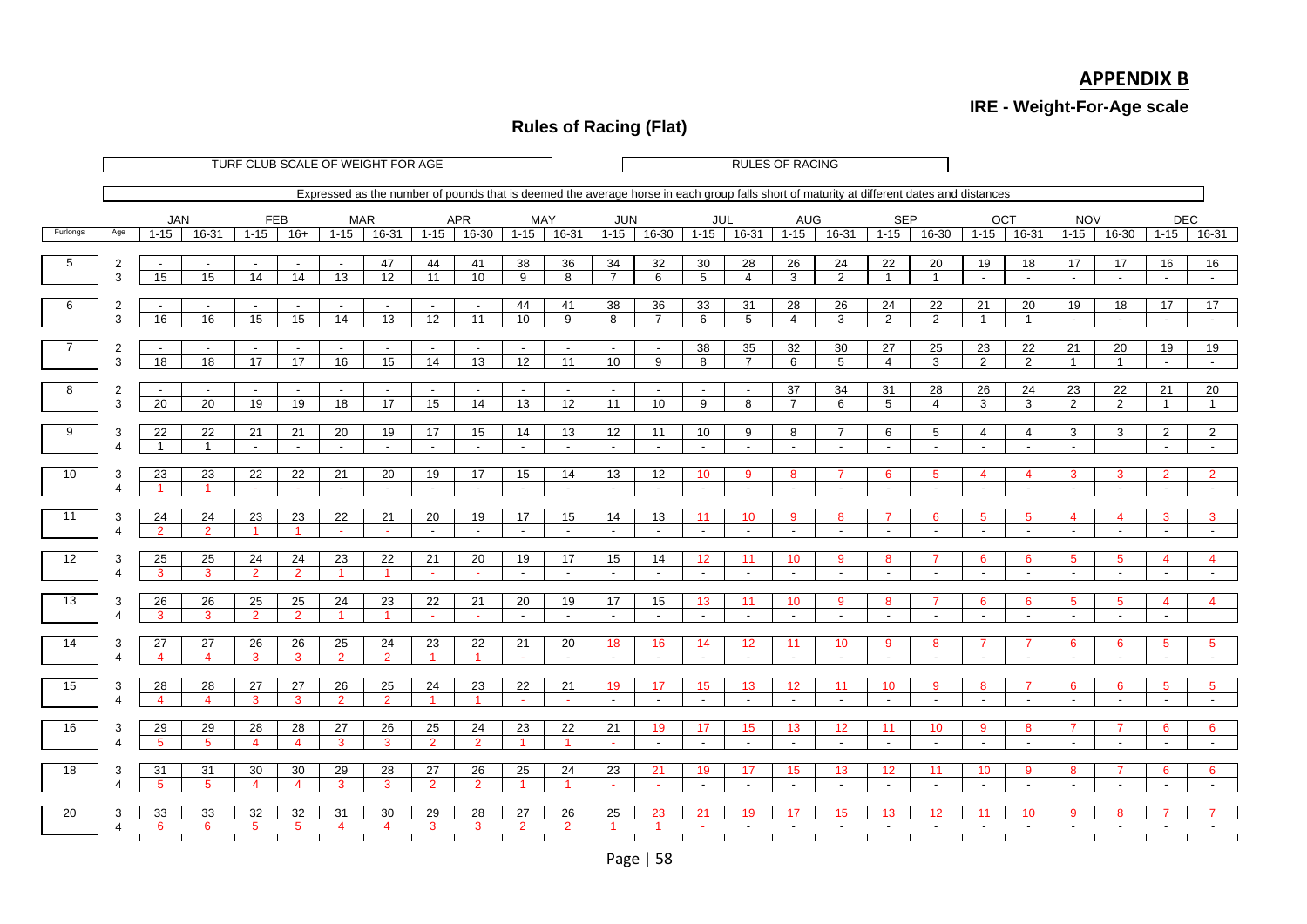# APPENDIX B

## IRE - Weight-For-Age scale

### Rules of Racing (Flat)

TURF CLUB SCALE OF WEIGHT FOR AGE

RULES OF RACING

Expressed as the number of pounds that is deemed the average horse in each group falls short of maturity at different dates and distances

| Furlongs | Age | JAN 1-15 | JAN 16-31 | FEB 1-15 | FEB 16+ | MAR 1-15 | MAR 16-31 | APR 1-15 | APR 16-30 | MAY 1-15 | MAY 16-31 | JUN 1-15 | JUN 16-30 | JUL 1-15 | JUL 16-31 | AUG 1-15 | AUG 16-31 | SEP 1-15 | SEP 16-30 | OCT 1-15 | OCT 16-31 | NOV 1-15 | NOV 16-30 | DEC 1-15 | DEC 16-31 |
|---|---|---|---|---|---|---|---|---|---|---|---|---|---|---|---|---|---|---|---|---|---|---|---|---|---|
| 5 | 2 | - | - | - | - | - | 47 | 44 | 41 | 38 | 36 | 34 | 32 | 30 | 28 | 26 | 24 | 22 | 20 | 19 | 18 | 17 | 17 | 16 | 16 |
| | 3 | 15 | 15 | 14 | 14 | 13 | 12 | 11 | 10 | 9 | 8 | 7 | 6 | 5 | 4 | 3 | 2 | 1 | 1 | - | - | - | - | - | - |
| 6 | 2 | - | - | - | - | - | - | - | - | 44 | 41 | 38 | 36 | 33 | 31 | 28 | 26 | 24 | 22 | 21 | 20 | 19 | 18 | 17 | 17 |
| | 3 | 16 | 16 | 15 | 15 | 14 | 13 | 12 | 11 | 10 | 9 | 8 | 7 | 6 | 5 | 4 | 3 | 2 | 2 | 1 | 1 | - | - | - | - |
| 7 | 2 | - | - | - | - | - | - | - | - | - | - | - | - | 38 | 35 | 32 | 30 | 27 | 25 | 23 | 22 | 21 | 20 | 19 | 19 |
| | 3 | 18 | 18 | 17 | 17 | 16 | 15 | 14 | 13 | 12 | 11 | 10 | 9 | 8 | 7 | 6 | 5 | 4 | 3 | 2 | 2 | 1 | 1 | - | - |
| 8 | 2 | - | - | - | - | - | - | - | - | - | - | - | - | - | - | 37 | 34 | 31 | 28 | 26 | 24 | 23 | 22 | 21 | 20 |
| | 3 | 20 | 20 | 19 | 19 | 18 | 17 | 15 | 14 | 13 | 12 | 11 | 10 | 9 | 8 | 7 | 6 | 5 | 4 | 3 | 3 | 2 | 2 | 1 | 1 |
| 9 | 3 | 22 | 22 | 21 | 21 | 20 | 19 | 17 | 15 | 14 | 13 | 12 | 11 | 10 | 9 | 8 | 7 | 6 | 5 | 4 | 4 | 3 | 3 | 2 | 2 |
| | 4 | 1 | 1 | - | - | - | - | - | - | - | - | - | - | - | - | - | - | - | - | - | - | - | | - | - |
| 10 | 3 | 23 | 23 | 22 | 22 | 21 | 20 | 19 | 17 | 15 | 14 | 13 | 12 | 10 | 9 | 8 | 7 | 6 | 5 | 4 | 4 | 3 | 3 | 2 | 2 |
| | 4 | 1 | 1 | - | - | - | - | - | - | - | - | - | - | - | - | - | - | - | - | - | - | - | - | - | - |
| 11 | 3 | 24 | 24 | 23 | 23 | 22 | 21 | 20 | 19 | 17 | 15 | 14 | 13 | 11 | 10 | 9 | 8 | 7 | 6 | 5 | 5 | 4 | 4 | 3 | 3 |
| | 4 | 2 | 2 | 1 | 1 | - | - | - | - | - | - | - | - | - | - | - | - | - | - | - | - | - | - | - | - |
| 12 | 3 | 25 | 25 | 24 | 24 | 23 | 22 | 21 | 20 | 19 | 17 | 15 | 14 | 12 | 11 | 10 | 9 | 8 | 7 | 6 | 6 | 5 | 5 | 4 | 4 |
| | 4 | 3 | 3 | 2 | 2 | 1 | 1 | - | - | - | - | - | - | - | - | - | - | - | - | - | - | - | - | - | - |
| 13 | 3 | 26 | 26 | 25 | 25 | 24 | 23 | 22 | 21 | 20 | 19 | 17 | 15 | 13 | 11 | 10 | 9 | 8 | 7 | 6 | 6 | 5 | 5 | 4 | 4 |
| | 4 | 3 | 3 | 2 | 2 | 1 | 1 | - | - | - | - | - | - | - | - | - | - | - | - | - | - | - | - | - | |
| 14 | 3 | 27 | 27 | 26 | 26 | 25 | 24 | 23 | 22 | 21 | 20 | 18 | 16 | 14 | 12 | 11 | 10 | 9 | 8 | 7 | 7 | 6 | 6 | 5 | 5 |
| | 4 | 4 | 4 | 3 | 3 | 2 | 2 | 1 | 1 | - | - | - | - | - | - | - | - | - | - | - | - | - | - | - | - |
| 15 | 3 | 28 | 28 | 27 | 27 | 26 | 25 | 24 | 23 | 22 | 21 | 19 | 17 | 15 | 13 | 12 | 11 | 10 | 9 | 8 | 7 | 6 | 6 | 5 | 5 |
| | 4 | 4 | 4 | 3 | 3 | 2 | 2 | 1 | 1 | - | - | - | - | - | - | - | - | - | - | - | - | - | - | - | - |
| 16 | 3 | 29 | 29 | 28 | 28 | 27 | 26 | 25 | 24 | 23 | 22 | 21 | 19 | 17 | 15 | 13 | 12 | 11 | 10 | 9 | 8 | 7 | 7 | 6 | 6 |
| | 4 | 5 | 5 | 4 | 4 | 3 | 3 | 2 | 2 | 1 | 1 | - | - | - | - | - | - | - | - | - | - | - | - | - | - |
| 18 | 3 | 31 | 31 | 30 | 30 | 29 | 28 | 27 | 26 | 25 | 24 | 23 | 21 | 19 | 17 | 15 | 13 | 12 | 11 | 10 | 9 | 8 | 7 | 6 | 6 |
| | 4 | 5 | 5 | 4 | 4 | 3 | 3 | 2 | 2 | 1 | 1 | - | - | - | - | - | - | - | - | - | - | - | - | - | - |
| 20 | 3 | 33 | 33 | 32 | 32 | 31 | 30 | 29 | 28 | 27 | 26 | 25 | 23 | 21 | 19 | 17 | 15 | 13 | 12 | 11 | 10 | 9 | 8 | 7 | 7 |
| | 4 | 6 | 6 | 5 | 5 | 4 | 4 | 3 | 3 | 2 | 2 | 1 | 1 | - | - | - | - | - | - | - | - | - | - | - | - |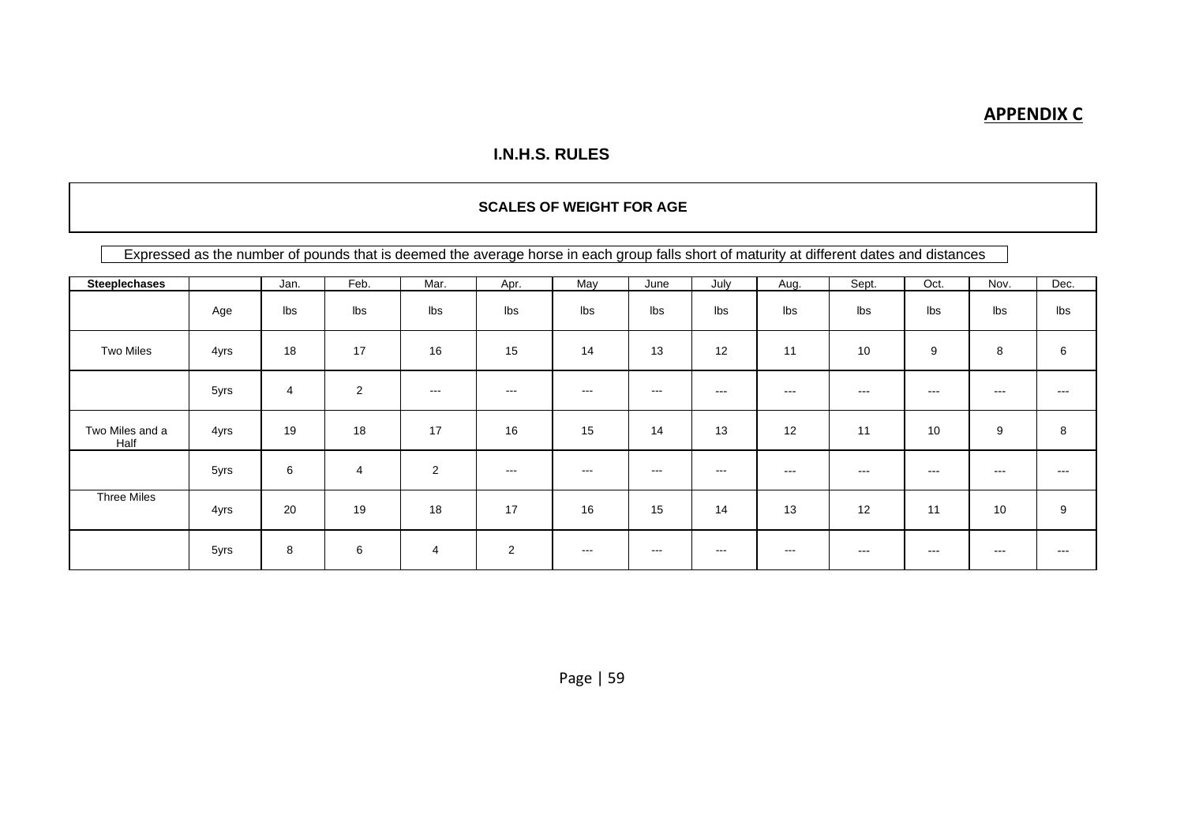**APPENDIX C**

## I.N.H.S. RULES

### SCALES OF WEIGHT FOR AGE

Expressed as the number of pounds that is deemed the average horse in each group falls short of maturity at different dates and distances

| **Steeplechases** | | Jan. | Feb. | Mar. | Apr. | May | June | July | Aug. | Sept. | Oct. | Nov. | Dec. |
|---|---|---|---|---|---|---|---|---|---|---|---|---|---|
| | Age | lbs | lbs | lbs | lbs | lbs | lbs | lbs | lbs | lbs | lbs | lbs | lbs |
| Two Miles | 4yrs | 18 | 17 | 16 | 15 | 14 | 13 | 12 | 11 | 10 | 9 | 8 | 6 |
| | 5yrs | 4 | 2 | --- | --- | --- | --- | --- | --- | --- | --- | --- | --- |
| Two Miles and a Half | 4yrs | 19 | 18 | 17 | 16 | 15 | 14 | 13 | 12 | 11 | 10 | 9 | 8 |
| | 5yrs | 6 | 4 | 2 | --- | --- | --- | --- | --- | --- | --- | --- | --- |
| Three Miles | 4yrs | 20 | 19 | 18 | 17 | 16 | 15 | 14 | 13 | 12 | 11 | 10 | 9 |
| | 5yrs | 8 | 6 | 4 | 2 | --- | --- | --- | --- | --- | --- | --- | --- |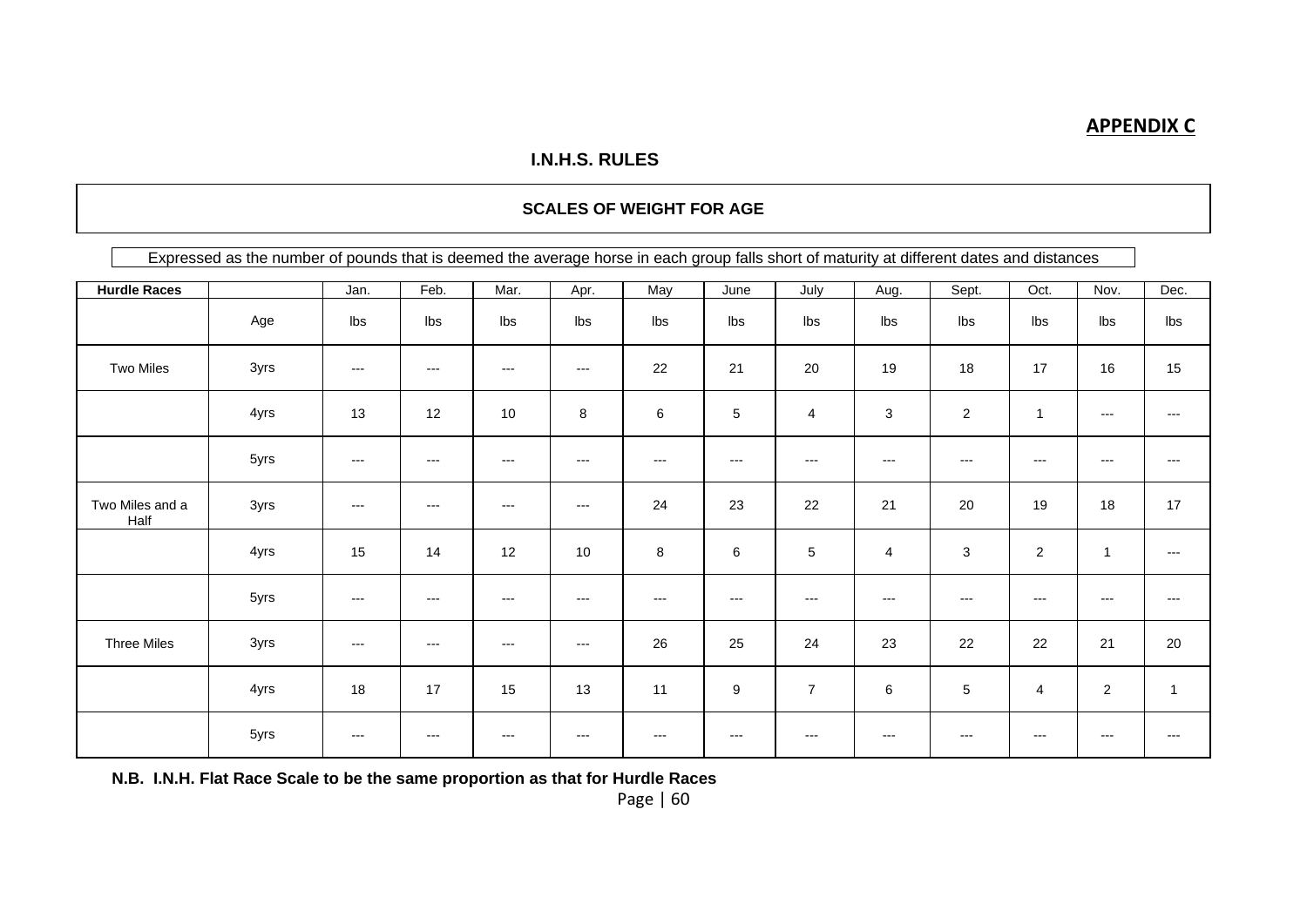**APPENDIX C**

### I.N.H.S. RULES

## SCALES OF WEIGHT FOR AGE

Expressed as the number of pounds that is deemed the average horse in each group falls short of maturity at different dates and distances

| **Hurdle Races** | | Jan. | Feb. | Mar. | Apr. | May | June | July | Aug. | Sept. | Oct. | Nov. | Dec. |
|---|---|---|---|---|---|---|---|---|---|---|---|---|---|
| | Age | lbs | lbs | lbs | lbs | lbs | lbs | lbs | lbs | lbs | lbs | lbs | lbs |
| Two Miles | 3yrs | --- | --- | --- | --- | 22 | 21 | 20 | 19 | 18 | 17 | 16 | 15 |
| | 4yrs | 13 | 12 | 10 | 8 | 6 | 5 | 4 | 3 | 2 | 1 | --- | --- |
| | 5yrs | --- | --- | --- | --- | --- | --- | --- | --- | --- | --- | --- | --- |
| Two Miles and a Half | 3yrs | --- | --- | --- | --- | 24 | 23 | 22 | 21 | 20 | 19 | 18 | 17 |
| | 4yrs | 15 | 14 | 12 | 10 | 8 | 6 | 5 | 4 | 3 | 2 | 1 | --- |
| | 5yrs | --- | --- | --- | --- | --- | --- | --- | --- | --- | --- | --- | --- |
| Three Miles | 3yrs | --- | --- | --- | --- | 26 | 25 | 24 | 23 | 22 | 22 | 21 | 20 |
| | 4yrs | 18 | 17 | 15 | 13 | 11 | 9 | 7 | 6 | 5 | 4 | 2 | 1 |
| | 5yrs | --- | --- | --- | --- | --- | --- | --- | --- | --- | --- | --- | --- |

**N.B. I.N.H. Flat Race Scale to be the same proportion as that for Hurdle Races**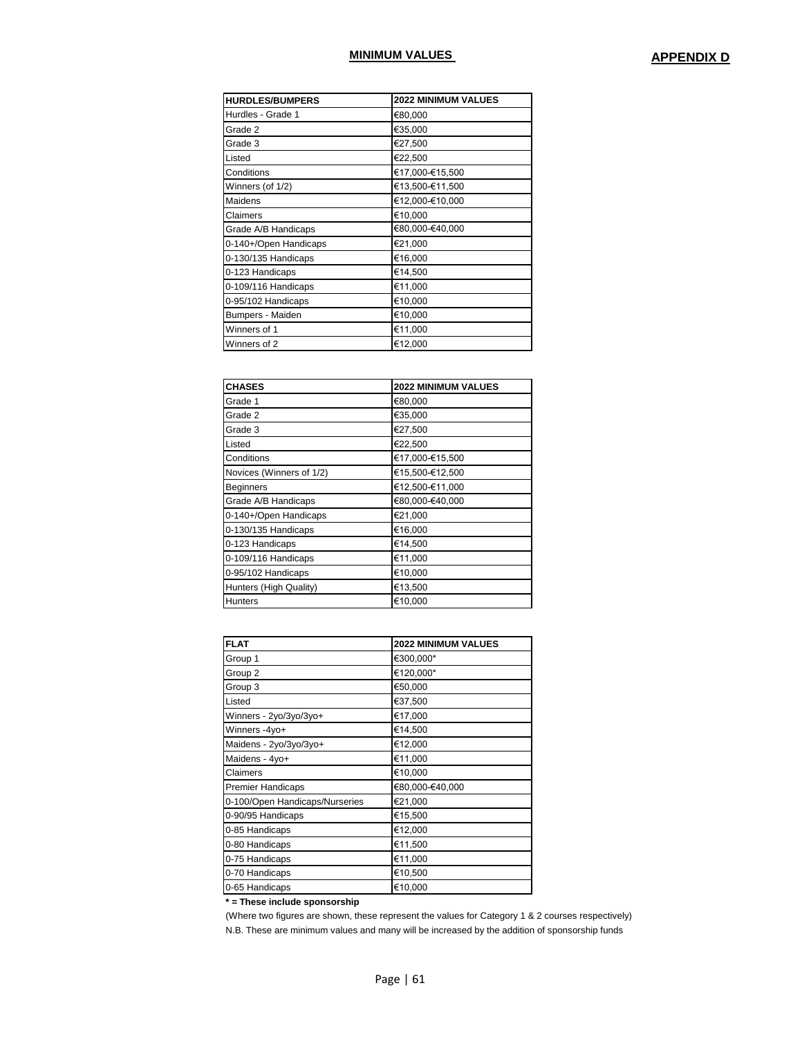## MINIMUM VALUES

## APPENDIX D

| HURDLES/BUMPERS | 2022 MINIMUM VALUES |
|---|---|
| Hurdles - Grade 1 | €80,000 |
| Grade 2 | €35,000 |
| Grade 3 | €27,500 |
| Listed | €22,500 |
| Conditions | €17,000-€15,500 |
| Winners (of 1/2) | €13,500-€11,500 |
| Maidens | €12,000-€10,000 |
| Claimers | €10,000 |
| Grade A/B Handicaps | €80,000-€40,000 |
| 0-140+/Open Handicaps | €21,000 |
| 0-130/135 Handicaps | €16,000 |
| 0-123 Handicaps | €14,500 |
| 0-109/116 Handicaps | €11,000 |
| 0-95/102 Handicaps | €10,000 |
| Bumpers - Maiden | €10,000 |
| Winners of 1 | €11,000 |
| Winners of 2 | €12,000 |

| CHASES | 2022 MINIMUM VALUES |
|---|---|
| Grade 1 | €80,000 |
| Grade 2 | €35,000 |
| Grade 3 | €27,500 |
| Listed | €22,500 |
| Conditions | €17,000-€15,500 |
| Novices (Winners of 1/2) | €15,500-€12,500 |
| Beginners | €12,500-€11,000 |
| Grade A/B Handicaps | €80,000-€40,000 |
| 0-140+/Open Handicaps | €21,000 |
| 0-130/135 Handicaps | €16,000 |
| 0-123 Handicaps | €14,500 |
| 0-109/116 Handicaps | €11,000 |
| 0-95/102 Handicaps | €10,000 |
| Hunters (High Quality) | €13,500 |
| Hunters | €10,000 |

| FLAT | 2022 MINIMUM VALUES |
|---|---|
| Group 1 | €300,000* |
| Group 2 | €120,000* |
| Group 3 | €50,000 |
| Listed | €37,500 |
| Winners - 2yo/3yo/3yo+ | €17,000 |
| Winners -4yo+ | €14,500 |
| Maidens - 2yo/3yo/3yo+ | €12,000 |
| Maidens - 4yo+ | €11,000 |
| Claimers | €10,000 |
| Premier Handicaps | €80,000-€40,000 |
| 0-100/Open Handicaps/Nurseries | €21,000 |
| 0-90/95 Handicaps | €15,500 |
| 0-85 Handicaps | €12,000 |
| 0-80 Handicaps | €11,500 |
| 0-75 Handicaps | €11,000 |
| 0-70 Handicaps | €10,500 |
| 0-65 Handicaps | €10,000 |

**\* = These include sponsorship**

(Where two figures are shown, these represent the values for Category 1 & 2 courses respectively)

N.B. These are minimum values and many will be increased by the addition of sponsorship funds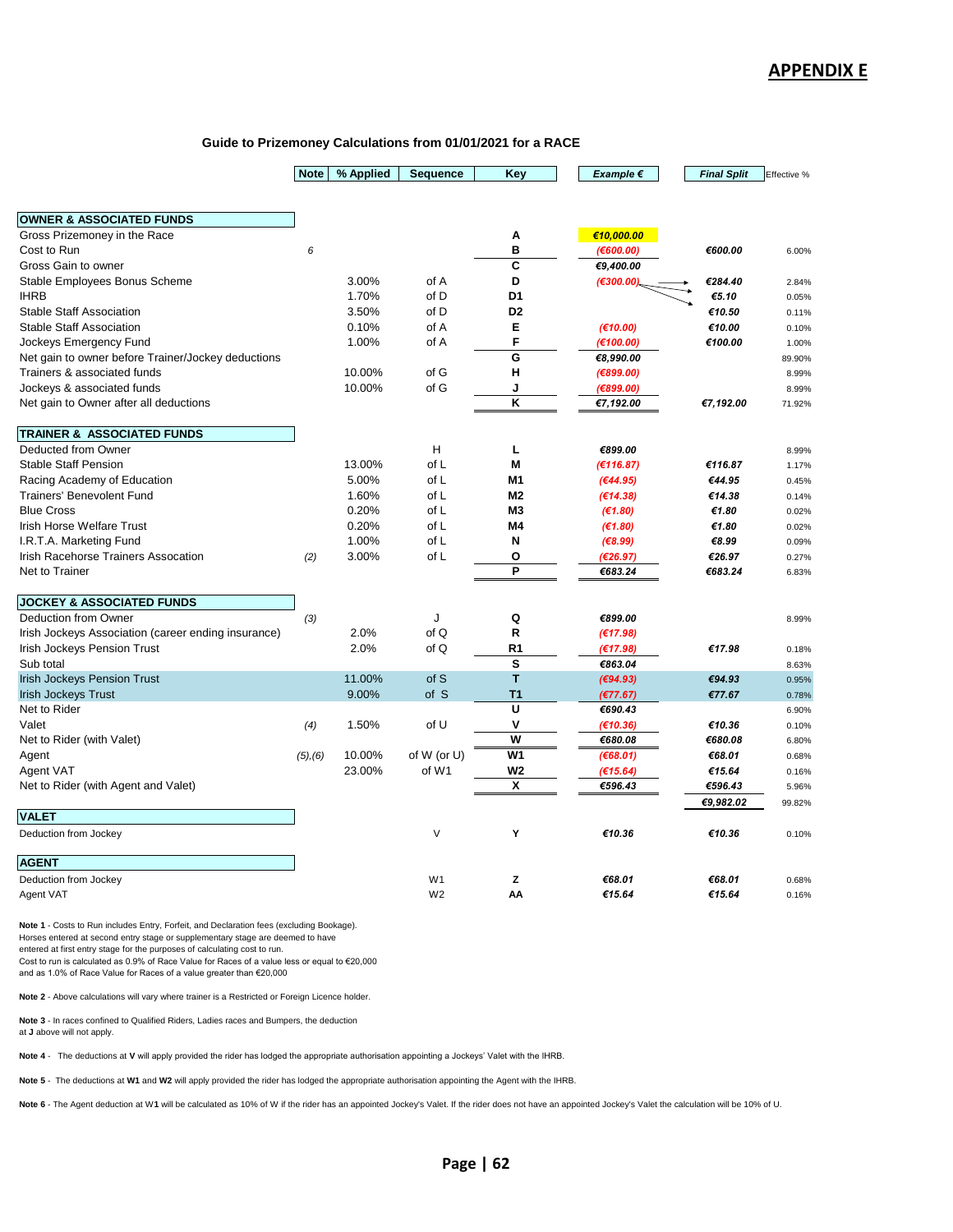# APPENDIX E

## Guide to Prizemoney Calculations from 01/01/2021 for a RACE

| | Note | % Applied | Sequence | Key | Example € | Final Split | Effective % |
|---|---|---|---|---|---|---|---|
| **OWNER & ASSOCIATED FUNDS** | | | | | | | |
| Gross Prizemoney in the Race | | | | A | €10,000.00 | | |
| Cost to Run | 6 | | | B | (€600.00) | €600.00 | 6.00% |
| Gross Gain to owner | | | | C | €9,400.00 | | |
| Stable Employees Bonus Scheme | | 3.00% | of A | D | (€300.00) | €284.40 | 2.84% |
| IHRB | | 1.70% | of D | D1 | | €5.10 | 0.05% |
| Stable Staff Association | | 3.50% | of D | D2 | | €10.50 | 0.11% |
| Stable Staff Association | | 0.10% | of A | E | (€10.00) | €10.00 | 0.10% |
| Jockeys Emergency Fund | | 1.00% | of A | F | (€100.00) | €100.00 | 1.00% |
| Net gain to owner before Trainer/Jockey deductions | | | | G | €8,990.00 | | 89.90% |
| Trainers & associated funds | | 10.00% | of G | H | (€899.00) | | 8.99% |
| Jockeys & associated funds | | 10.00% | of G | J | (€899.00) | | 8.99% |
| Net gain to Owner after all deductions | | | | K | €7,192.00 | €7,192.00 | 71.92% |
| **TRAINER & ASSOCIATED FUNDS** | | | | | | | |
| Deducted from Owner | | | H | L | €899.00 | | 8.99% |
| Stable Staff Pension | | 13.00% | of L | M | (€116.87) | €116.87 | 1.17% |
| Racing Academy of Education | | 5.00% | of L | M1 | (€44.95) | €44.95 | 0.45% |
| Trainers' Benevolent Fund | | 1.60% | of L | M2 | (€14.38) | €14.38 | 0.14% |
| Blue Cross | | 0.20% | of L | M3 | (€1.80) | €1.80 | 0.02% |
| Irish Horse Welfare Trust | | 0.20% | of L | M4 | (€1.80) | €1.80 | 0.02% |
| I.R.T.A. Marketing Fund | | 1.00% | of L | N | (€8.99) | €8.99 | 0.09% |
| Irish Racehorse Trainers Assocation | (2) | 3.00% | of L | O | (€26.97) | €26.97 | 0.27% |
| Net to Trainer | | | | P | €683.24 | €683.24 | 6.83% |
| **JOCKEY & ASSOCIATED FUNDS** | | | | | | | |
| Deduction from Owner | (3) | | J | Q | €899.00 | | 8.99% |
| Irish Jockeys Association (career ending insurance) | | 2.0% | of Q | R | (€17.98) | | |
| Irish Jockeys Pension Trust | | 2.0% | of Q | R1 | (€17.98) | €17.98 | 0.18% |
| Sub total | | | | S | €863.04 | | 8.63% |
| Irish Jockeys Pension Trust | | 11.00% | of S | T | (€94.93) | €94.93 | 0.95% |
| Irish Jockeys Trust | | 9.00% | of S | T1 | (€77.67) | €77.67 | 0.78% |
| Net to Rider | | | | U | €690.43 | | 6.90% |
| Valet | (4) | 1.50% | of U | V | (€10.36) | €10.36 | 0.10% |
| Net to Rider (with Valet) | | | | W | €680.08 | €680.08 | 6.80% |
| Agent | (5),(6) | 10.00% | of W (or U) | W1 | (€68.01) | €68.01 | 0.68% |
| Agent VAT | | 23.00% | of W1 | W2 | (€15.64) | €15.64 | 0.16% |
| Net to Rider (with Agent and Valet) | | | | X | €596.43 | €596.43 | 5.96% |
| | | | | | | €9,982.02 | 99.82% |
| **VALET** | | | | | | | |
| Deduction from Jockey | | | V | Y | €10.36 | €10.36 | 0.10% |
| **AGENT** | | | | | | | |
| Deduction from Jockey | | | W1 | Z | €68.01 | €68.01 | 0.68% |
| Agent VAT | | | W2 | AA | €15.64 | €15.64 | 0.16% |

**Note 1** - Costs to Run includes Entry, Forfeit, and Declaration fees (excluding Bookage).
Horses entered at second entry stage or supplementary stage are deemed to have entered at first entry stage for the purposes of calculating cost to run.
Cost to run is calculated as 0.9% of Race Value for Races of a value less or equal to €20,000 and as 1.0% of Race Value for Races of a value greater than €20,000

**Note 2** - Above calculations will vary where trainer is a Restricted or Foreign Licence holder.

**Note 3** - In races confined to Qualified Riders, Ladies races and Bumpers, the deduction at **J** above will not apply.

**Note 4** - The deductions at **V** will apply provided the rider has lodged the appropriate authorisation appointing a Jockeys' Valet with the IHRB.

**Note 5** - The deductions at **W1** and **W2** will apply provided the rider has lodged the appropriate authorisation appointing the Agent with the IHRB.

**Note 6** - The Agent deduction at W**1** will be calculated as 10% of W if the rider has an appointed Jockey's Valet. If the rider does not have an appointed Jockey's Valet the calculation will be 10% of U.